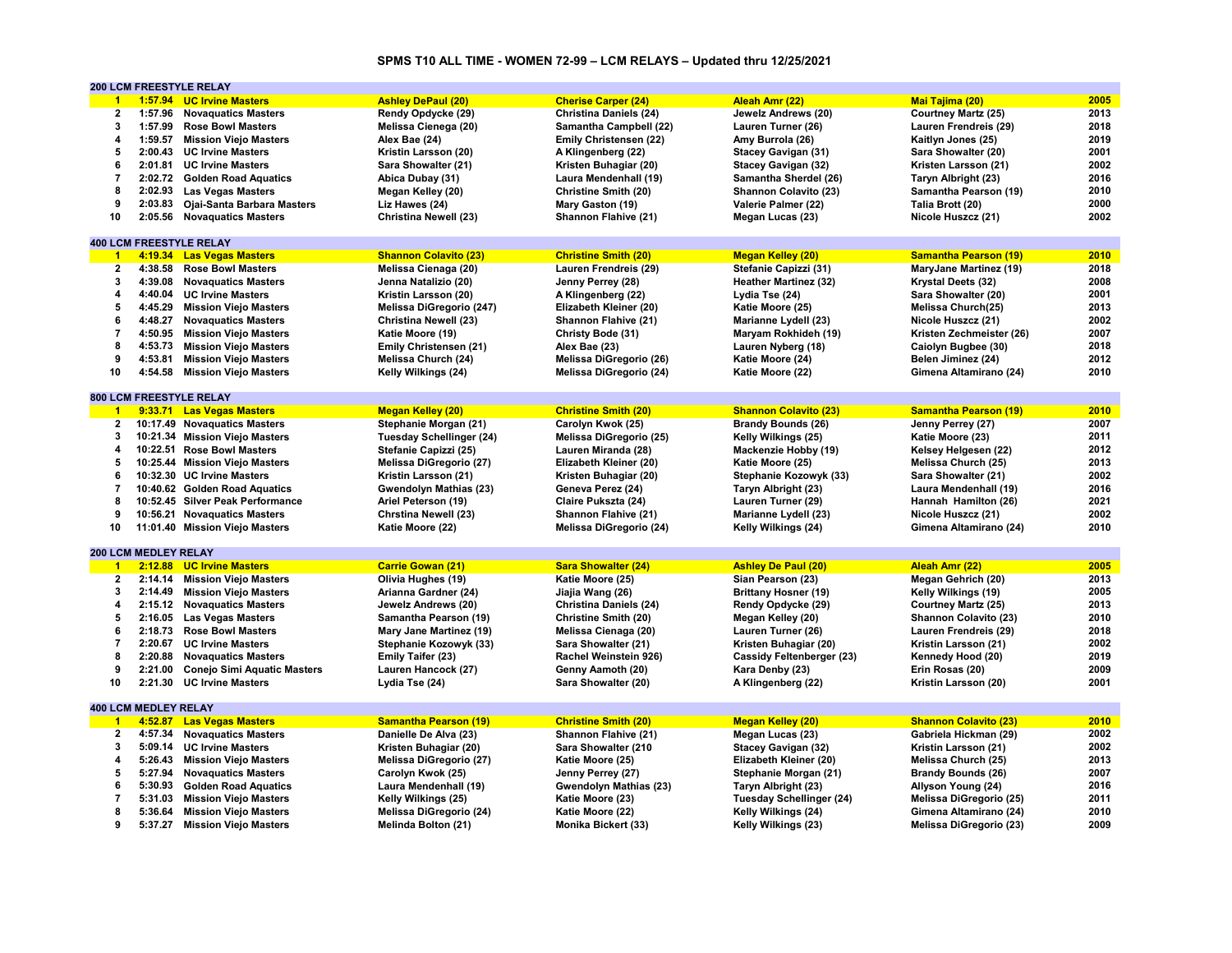# SPMS T10 ALL TIME - WOMEN 72-99 – LCM RELAYS – Updated thru 12/25/2021

## 200 LCM FREESTYLE RELAY

| Rank | Time | Team | Swimmer 1 | Swimmer 2 | Swimmer 3 | Swimmer 4 | Year |
|---|---|---|---|---|---|---|---|
| 1 | 1:57.94 | UC Irvine Masters | Ashley DePaul (20) | Cherise Carper (24) | Aleah Amr (22) | Mai Tajima (20) | 2005 |
| 2 | 1:57.96 | Novaquatics Masters | Rendy Opdycke (29) | Christina Daniels (24) | Jewelz Andrews (20) | Courtney Martz (25) | 2013 |
| 3 | 1:57.99 | Rose Bowl Masters | Melissa Cienega (20) | Samantha Campbell (22) | Lauren Turner (26) | Lauren Frendreis (29) | 2018 |
| 4 | 1:59.57 | Mission Viejo Masters | Alex Bae (24) | Emily Christensen (22) | Amy Burrola (26) | Kaitlyn Jones (25) | 2019 |
| 5 | 2:00.43 | UC Irvine Masters | Kristin Larsson (20) | A Klingenberg (22) | Stacey Gavigan (31) | Sara Showalter (20) | 2001 |
| 6 | 2:01.81 | UC Irvine Masters | Sara Showalter (21) | Kristen Buhagiar (20) | Stacey Gavigan (32) | Kristen Larsson (21) | 2002 |
| 7 | 2:02.72 | Golden Road Aquatics | Abica Dubay (31) | Laura Mendenhall (19) | Samantha Sherdel (26) | Taryn Albright (23) | 2016 |
| 8 | 2:02.93 | Las Vegas Masters | Megan Kelley (20) | Christine Smith (20) | Shannon Colavito (23) | Samantha Pearson (19) | 2010 |
| 9 | 2:03.83 | Ojai-Santa Barbara Masters | Liz Hawes (24) | Mary Gaston (19) | Valerie Palmer (22) | Talia Brott (20) | 2000 |
| 10 | 2:05.56 | Novaquatics Masters | Christina Newell (23) | Shannon Flahive (21) | Megan Lucas (23) | Nicole Huszcz (21) | 2002 |

## 400 LCM FREESTYLE RELAY

| Rank | Time | Team | Swimmer 1 | Swimmer 2 | Swimmer 3 | Swimmer 4 | Year |
|---|---|---|---|---|---|---|---|
| 1 | 4:19.34 | Las Vegas Masters | Shannon Colavito (23) | Christine Smith (20) | Megan Kelley (20) | Samantha Pearson (19) | 2010 |
| 2 | 4:38.58 | Rose Bowl Masters | Melissa Cienaga (20) | Lauren Frendreis (29) | Stefanie Capizzi (31) | MaryJane Martinez (19) | 2018 |
| 3 | 4:39.08 | Novaquatics Masters | Jenna Natalizio (20) | Jenny Perrey (28) | Heather Martinez (32) | Krystal Deets (32) | 2008 |
| 4 | 4:40.04 | UC Irvine Masters | Kristin Larsson (20) | A Klingenberg (22) | Lydia Tse (24) | Sara Showalter (20) | 2001 |
| 5 | 4:45.29 | Mission Viejo Masters | Melissa DiGregorio (247) | Elizabeth Kleiner (20) | Katie Moore (25) | Melissa Church(25) | 2013 |
| 6 | 4:48.27 | Novaquatics Masters | Christina Newell (23) | Shannon Flahive (21) | Marianne Lydell (23) | Nicole Huszcz (21) | 2002 |
| 7 | 4:50.95 | Mission Viejo Masters | Katie Moore (19) | Christy Bode (31) | Maryam Rokhideh (19) | Kristen Zechmeister (26) | 2007 |
| 8 | 4:53.73 | Mission Viejo Masters | Emily Christensen (21) | Alex Bae (23) | Lauren Nyberg (18) | Caiolyn Bugbee (30) | 2018 |
| 9 | 4:53.81 | Mission Viejo Masters | Melissa Church (24) | Melissa DiGregorio (26) | Katie Moore (24) | Belen Jiminez (24) | 2012 |
| 10 | 4:54.58 | Mission Viejo Masters | Kelly Wilkings (24) | Melissa DiGregorio (24) | Katie Moore (22) | Gimena Altamirano (24) | 2010 |

## 800 LCM FREESTYLE RELAY

| Rank | Time | Team | Swimmer 1 | Swimmer 2 | Swimmer 3 | Swimmer 4 | Year |
|---|---|---|---|---|---|---|---|
| 1 | 9:33.71 | Las Vegas Masters | Megan Kelley (20) | Christine Smith (20) | Shannon Colavito (23) | Samantha Pearson (19) | 2010 |
| 2 | 10:17.49 | Novaquatics Masters | Stephanie Morgan (21) | Carolyn Kwok (25) | Brandy Bounds (26) | Jenny Perrey (27) | 2007 |
| 3 | 10:21.34 | Mission Viejo Masters | Tuesday Schellinger (24) | Melissa DiGregorio (25) | Kelly Wilkings (25) | Katie Moore (23) | 2011 |
| 4 | 10:22.51 | Rose Bowl Masters | Stefanie Capizzi (25) | Lauren Miranda (28) | Mackenzie Hobby (19) | Kelsey Helgesen (22) | 2012 |
| 5 | 10:25.44 | Mission Viejo Masters | Melissa DiGregorio (27) | Elizabeth Kleiner (20) | Katie Moore (25) | Melissa Church (25) | 2013 |
| 6 | 10:32.30 | UC Irvine Masters | Kristin Larsson (21) | Kristen Buhagiar (20) | Stephanie Kozowyk (33) | Sara Showalter (21) | 2002 |
| 7 | 10:40.62 | Golden Road Aquatics | Gwendolyn Mathias (23) | Geneva Perez (24) | Taryn Albright (23) | Laura Mendenhall (19) | 2016 |
| 8 | 10:52.45 | Silver Peak Performance | Ariel Peterson (19) | Claire Pukszta (24) | Lauren Turner (29) | Hannah  Hamilton (26) | 2021 |
| 9 | 10:56.21 | Novaquatics Masters | Chrstina Newell (23) | Shannon Flahive (21) | Marianne Lydell (23) | Nicole Huszcz (21) | 2002 |
| 10 | 11:01.40 | Mission Viejo Masters | Katie Moore (22) | Melissa DiGregorio (24) | Kelly Wilkings (24) | Gimena Altamirano (24) | 2010 |

## 200 LCM MEDLEY RELAY

| Rank | Time | Team | Swimmer 1 | Swimmer 2 | Swimmer 3 | Swimmer 4 | Year |
|---|---|---|---|---|---|---|---|
| 1 | 2:12.88 | UC Irvine Masters | Carrie Gowan (21) | Sara Showalter (24) | Ashley De Paul (20) | Aleah Amr (22) | 2005 |
| 2 | 2:14.14 | Mission Viejo Masters | Olivia Hughes (19) | Katie Moore (25) | Sian Pearson (23) | Megan Gehrich (20) | 2013 |
| 3 | 2:14.49 | Mission Viejo Masters | Arianna Gardner (24) | Jiajia Wang (26) | Brittany Hosner (19) | Kelly Wilkings (19) | 2005 |
| 4 | 2:15.12 | Novaquatics Masters | Jewelz Andrews (20) | Christina Daniels (24) | Rendy Opdycke (29) | Courtney Martz (25) | 2013 |
| 5 | 2:16.05 | Las Vegas Masters | Samantha Pearson (19) | Christine Smith (20) | Megan Kelley (20) | Shannon Colavito (23) | 2010 |
| 6 | 2:18.73 | Rose Bowl Masters | Mary Jane Martinez (19) | Melissa Cienaga (20) | Lauren Turner (26) | Lauren Frendreis (29) | 2018 |
| 7 | 2:20.67 | UC Irvine Masters | Stephanie Kozowyk (33) | Sara Showalter (21) | Kristen Buhagiar (20) | Kristin Larsson (21) | 2002 |
| 8 | 2:20.88 | Novaquatics Masters | Emily Taifer (23) | Rachel Weinstein 926) | Cassidy Feltenberger (23) | Kennedy Hood (20) | 2019 |
| 9 | 2:21.00 | Conejo Simi Aquatic Masters | Lauren Hancock (27) | Genny Aamoth (20) | Kara Denby (23) | Erin Rosas (20) | 2009 |
| 10 | 2:21.30 | UC Irvine Masters | Lydia Tse (24) | Sara Showalter (20) | A Klingenberg (22) | Kristin Larsson (20) | 2001 |

## 400 LCM MEDLEY RELAY

| Rank | Time | Team | Swimmer 1 | Swimmer 2 | Swimmer 3 | Swimmer 4 | Year |
|---|---|---|---|---|---|---|---|
| 1 | 4:52.87 | Las Vegas Masters | Samantha Pearson (19) | Christine Smith (20) | Megan Kelley (20) | Shannon Colavito (23) | 2010 |
| 2 | 4:57.34 | Novaquatics Masters | Danielle De Alva (23) | Shannon Flahive (21) | Megan Lucas (23) | Gabriela Hickman (29) | 2002 |
| 3 | 5:09.14 | UC Irvine Masters | Kristen Buhagiar (20) | Sara Showalter (210 | Stacey Gavigan (32) | Kristin Larsson (21) | 2002 |
| 4 | 5:26.43 | Mission Viejo Masters | Melissa DiGregorio (27) | Katie Moore (25) | Elizabeth Kleiner (20) | Melissa Church (25) | 2013 |
| 5 | 5:27.94 | Novaquatics Masters | Carolyn Kwok (25) | Jenny Perrey (27) | Stephanie Morgan (21) | Brandy Bounds (26) | 2007 |
| 6 | 5:30.93 | Golden Road Aquatics | Laura Mendenhall (19) | Gwendolyn Mathias (23) | Taryn Albright (23) | Allyson Young (24) | 2016 |
| 7 | 5:31.03 | Mission Viejo Masters | Kelly Wilkings (25) | Katie Moore (23) | Tuesday Schellinger (24) | Melissa DiGregorio (25) | 2011 |
| 8 | 5:36.64 | Mission Viejo Masters | Melissa DiGregorio (24) | Katie Moore (22) | Kelly Wilkings (24) | Gimena Altamirano (24) | 2010 |
| 9 | 5:37.27 | Mission Viejo Masters | Melinda Bolton (21) | Monika Bickert (33) | Kelly Wilkings (23) | Melissa DiGregorio (23) | 2009 |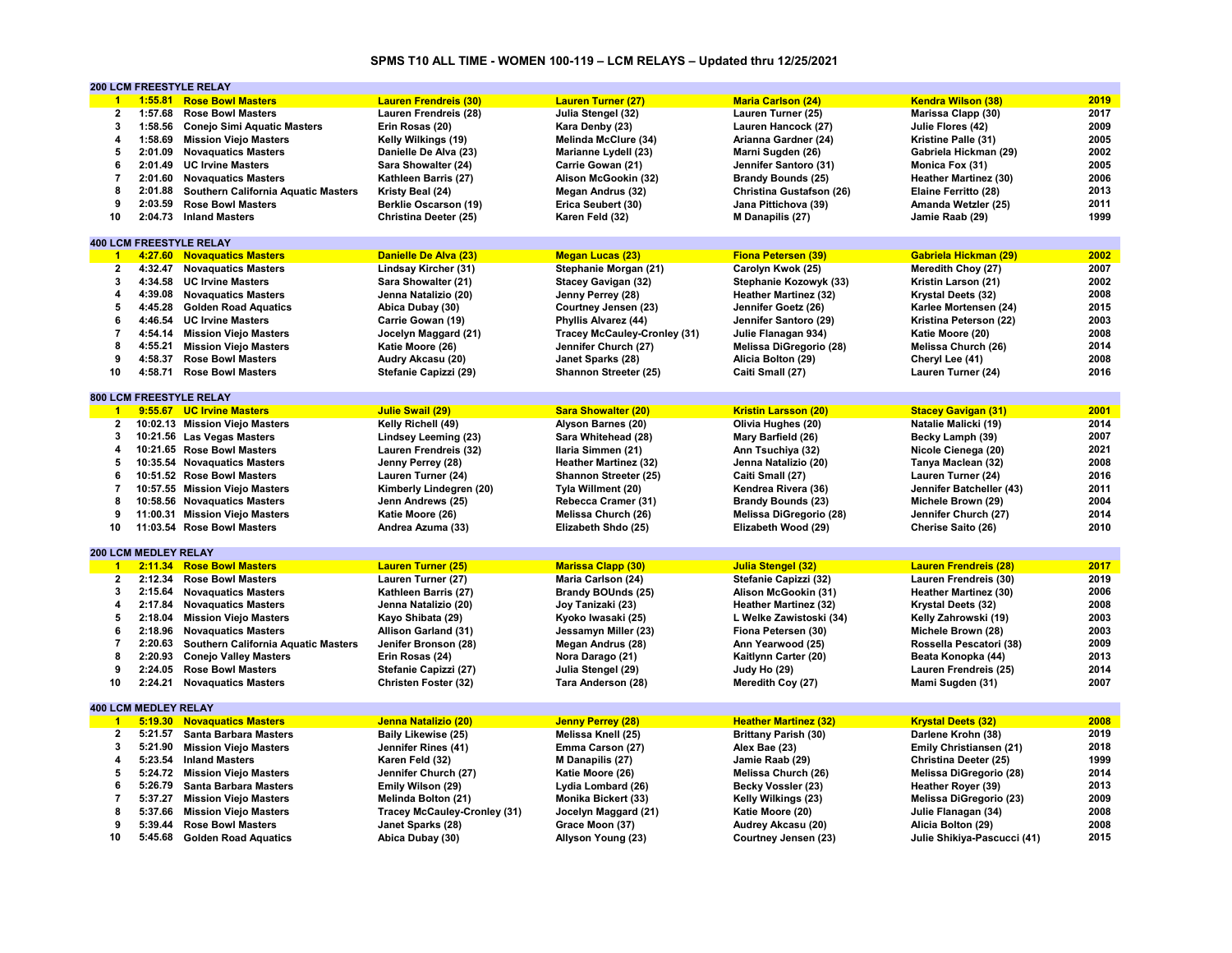# SPMS T10 ALL TIME - WOMEN 100-119 – LCM RELAYS – Updated thru 12/25/2021

## 200 LCM FREESTYLE RELAY

| Rank | Time | Team | Swimmer 1 | Swimmer 2 | Swimmer 3 | Swimmer 4 | Year |
|---|---|---|---|---|---|---|---|
| **1** | **1:55.81** | **Rose Bowl Masters** | **Lauren Frendreis (30)** | **Lauren Turner (27)** | **Maria Carlson (24)** | **Kendra Wilson (38)** | **2019** |
| 2 | 1:57.68 | Rose Bowl Masters | Lauren Frendreis (28) | Julia Stengel (32) | Lauren Turner (25) | Marissa Clapp (30) | 2017 |
| 3 | 1:58.56 | Conejo Simi Aquatic Masters | Erin Rosas (20) | Kara Denby (23) | Lauren Hancock (27) | Julie Flores (42) | 2009 |
| 4 | 1:58.69 | Mission Viejo Masters | Kelly Wilkings (19) | Melinda McClure (34) | Arianna Gardner (24) | Kristine Palle (31) | 2005 |
| 5 | 2:01.09 | Novaquatics Masters | Danielle De Alva (23) | Marianne Lydell (23) | Marni Sugden (26) | Gabriela Hickman (29) | 2002 |
| 6 | 2:01.49 | UC Irvine Masters | Sara Showalter (24) | Carrie Gowan (21) | Jennifer Santoro (31) | Monica Fox (31) | 2005 |
| 7 | 2:01.60 | Novaquatics Masters | Kathleen Barris (27) | Alison McGookin (32) | Brandy Bounds (25) | Heather Martinez (30) | 2006 |
| 8 | 2:01.88 | Southern California Aquatic Masters | Kristy Beal (24) | Megan Andrus (32) | Christina Gustafson (26) | Elaine Ferritto (28) | 2013 |
| 9 | 2:03.59 | Rose Bowl Masters | Berklie Oscarson (19) | Erica Seubert (30) | Jana Pittichova (39) | Amanda Wetzler (25) | 2011 |
| 10 | 2:04.73 | Inland Masters | Christina Deeter (25) | Karen Feld (32) | M Danapilis (27) | Jamie Raab (29) | 1999 |

## 400 LCM FREESTYLE RELAY

| Rank | Time | Team | Swimmer 1 | Swimmer 2 | Swimmer 3 | Swimmer 4 | Year |
|---|---|---|---|---|---|---|---|
| **1** | **4:27.60** | **Novaquatics Masters** | **Danielle De Alva (23)** | **Megan Lucas (23)** | **Fiona Petersen (39)** | **Gabriela Hickman (29)** | **2002** |
| 2 | 4:32.47 | Novaquatics Masters | Lindsay Kircher (31) | Stephanie Morgan (21) | Carolyn Kwok (25) | Meredith Choy (27) | 2007 |
| 3 | 4:34.58 | UC Irvine Masters | Sara Showalter (21) | Stacey Gavigan (32) | Stephanie Kozowyk (33) | Kristin Larson (21) | 2002 |
| 4 | 4:39.08 | Novaquatics Masters | Jenna Natalizio (20) | Jenny Perrey (28) | Heather Martinez (32) | Krystal Deets (32) | 2008 |
| 5 | 4:45.28 | Golden Road Aquatics | Abica Dubay (30) | Courtney Jensen (23) | Jennifer Goetz (26) | Karlee Mortensen (24) | 2015 |
| 6 | 4:46.54 | UC Irvine Masters | Carrie Gowan (19) | Phyllis Alvarez (44) | Jennifer Santoro (29) | Kristina Peterson (22) | 2003 |
| 7 | 4:54.14 | Mission Viejo Masters | Jocelyn Maggard (21) | Tracey McCauley-Cronley (31) | Julie Flanagan 934) | Katie Moore (20) | 2008 |
| 8 | 4:55.21 | Mission Viejo Masters | Katie Moore (26) | Jennifer Church (27) | Melissa DiGregorio (28) | Melissa Church (26) | 2014 |
| 9 | 4:58.37 | Rose Bowl Masters | Audry Akcasu (20) | Janet Sparks (28) | Alicia Bolton (29) | Cheryl Lee (41) | 2008 |
| 10 | 4:58.71 | Rose Bowl Masters | Stefanie Capizzi (29) | Shannon Streeter (25) | Caiti Small (27) | Lauren Turner (24) | 2016 |

## 800 LCM FREESTYLE RELAY

| Rank | Time | Team | Swimmer 1 | Swimmer 2 | Swimmer 3 | Swimmer 4 | Year |
|---|---|---|---|---|---|---|---|
| **1** | **9:55.67** | **UC Irvine Masters** | **Julie Swail (29)** | **Sara Showalter (20)** | **Kristin Larsson (20)** | **Stacey Gavigan (31)** | **2001** |
| 2 | 10:02.13 | Mission Viejo Masters | Kelly Richell (49) | Alyson Barnes (20) | Olivia Hughes (20) | Natalie Malicki (19) | 2014 |
| 3 | 10:21.56 | Las Vegas Masters | Lindsey Leeming (23) | Sara Whitehead (28) | Mary Barfield (26) | Becky Lamph (39) | 2007 |
| 4 | 10:21.65 | Rose Bowl Masters | Lauren Frendreis (32) | Ilaria Simmen (21) | Ann Tsuchiya (32) | Nicole Cienega (20) | 2021 |
| 5 | 10:35.54 | Novaquatics Masters | Jenny Perrey (28) | Heather Martinez (32) | Jenna Natalizio (20) | Tanya Maclean (32) | 2008 |
| 6 | 10:51.52 | Rose Bowl Masters | Lauren Turner (24) | Shannon Streeter (25) | Caiti Small (27) | Lauren Turner (24) | 2016 |
| 7 | 10:57.55 | Mission Viejo Masters | Kimberly Lindegren (20) | Tyla Willment (20) | Kendrea Rivera (36) | Jennifer Batcheller (43) | 2011 |
| 8 | 10:58.56 | Novaquatics Masters | Jenn Andrews (25) | Rebecca Cramer (31) | Brandy Bounds (23) | Michele Brown (29) | 2004 |
| 9 | 11:00.31 | Mission Viejo Masters | Katie Moore (26) | Melissa Church (26) | Melissa DiGregorio (28) | Jennifer Church (27) | 2014 |
| 10 | 11:03.54 | Rose Bowl Masters | Andrea Azuma (33) | Elizabeth Shdo (25) | Elizabeth Wood (29) | Cherise Saito (26) | 2010 |

## 200 LCM MEDLEY RELAY

| Rank | Time | Team | Swimmer 1 | Swimmer 2 | Swimmer 3 | Swimmer 4 | Year |
|---|---|---|---|---|---|---|---|
| **1** | **2:11.34** | **Rose Bowl Masters** | **Lauren Turner (25)** | **Marissa Clapp (30)** | **Julia Stengel (32)** | **Lauren Frendreis (28)** | **2017** |
| 2 | 2:12.34 | Rose Bowl Masters | Lauren Turner (27) | Maria Carlson (24) | Stefanie Capizzi (32) | Lauren Frendreis (30) | 2019 |
| 3 | 2:15.64 | Novaquatics Masters | Kathleen Barris (27) | Brandy BOUnds (25) | Alison McGookin (31) | Heather Martinez (30) | 2006 |
| 4 | 2:17.84 | Novaquatics Masters | Jenna Natalizio (20) | Joy Tanizaki (23) | Heather Martinez (32) | Krystal Deets (32) | 2008 |
| 5 | 2:18.04 | Mission Viejo Masters | Kayo Shibata (29) | Kyoko Iwasaki (25) | L Welke Zawistoski (34) | Kelly Zahrowski (19) | 2003 |
| 6 | 2:18.96 | Novaquatics Masters | Allison Garland (31) | Jessamyn Miller (23) | Fiona Petersen (30) | Michele Brown (28) | 2003 |
| 7 | 2:20.63 | Southern California Aquatic Masters | Jenifer Bronson (28) | Megan Andrus (28) | Ann Yearwood (25) | Rossella Pescatori (38) | 2009 |
| 8 | 2:20.93 | Conejo Valley Masters | Erin Rosas (24) | Nora Darago (21) | Kaitlynn Carter (20) | Beata Konopka (44) | 2013 |
| 9 | 2:24.05 | Rose Bowl Masters | Stefanie Capizzi (27) | Julia Stengel (29) | Judy Ho (29) | Lauren Frendreis (25) | 2014 |
| 10 | 2:24.21 | Novaquatics Masters | Christen Foster (32) | Tara Anderson (28) | Meredith Coy (27) | Mami Sugden (31) | 2007 |

## 400 LCM MEDLEY RELAY

| Rank | Time | Team | Swimmer 1 | Swimmer 2 | Swimmer 3 | Swimmer 4 | Year |
|---|---|---|---|---|---|---|---|
| **1** | **5:19.30** | **Novaquatics Masters** | **Jenna Natalizio (20)** | **Jenny Perrey (28)** | **Heather Martinez (32)** | **Krystal Deets (32)** | **2008** |
| 2 | 5:21.57 | Santa Barbara Masters | Baily Likewise (25) | Melissa Knell (25) | Brittany Parish (30) | Darlene Krohn (38) | 2019 |
| 3 | 5:21.90 | Mission Viejo Masters | Jennifer Rines (41) | Emma Carson (27) | Alex Bae (23) | Emily Christiansen (21) | 2018 |
| 4 | 5:23.54 | Inland Masters | Karen Feld (32) | M Danapilis (27) | Jamie Raab (29) | Christina Deeter (25) | 1999 |
| 5 | 5:24.72 | Mission Viejo Masters | Jennifer Church (27) | Katie Moore (26) | Melissa Church (26) | Melissa DiGregorio (28) | 2014 |
| 6 | 5:26.79 | Santa Barbara Masters | Emily Wilson (29) | Lydia Lombard (26) | Becky Vossler (23) | Heather Royer (39) | 2013 |
| 7 | 5:37.27 | Mission Viejo Masters | Melinda Bolton (21) | Monika Bickert (33) | Kelly Wilkings (23) | Melissa DiGregorio (23) | 2009 |
| 8 | 5:37.66 | Mission Viejo Masters | Tracey McCauley-Cronley (31) | Jocelyn Maggard (21) | Katie Moore (20) | Julie Flanagan (34) | 2008 |
| 9 | 5:39.44 | Rose Bowl Masters | Janet Sparks (28) | Grace Moon (37) | Audrey Akcasu (20) | Alicia Bolton (29) | 2008 |
| 10 | 5:45.68 | Golden Road Aquatics | Abica Dubay (30) | Allyson Young (23) | Courtney Jensen (23) | Julie Shikiya-Pascucci (41) | 2015 |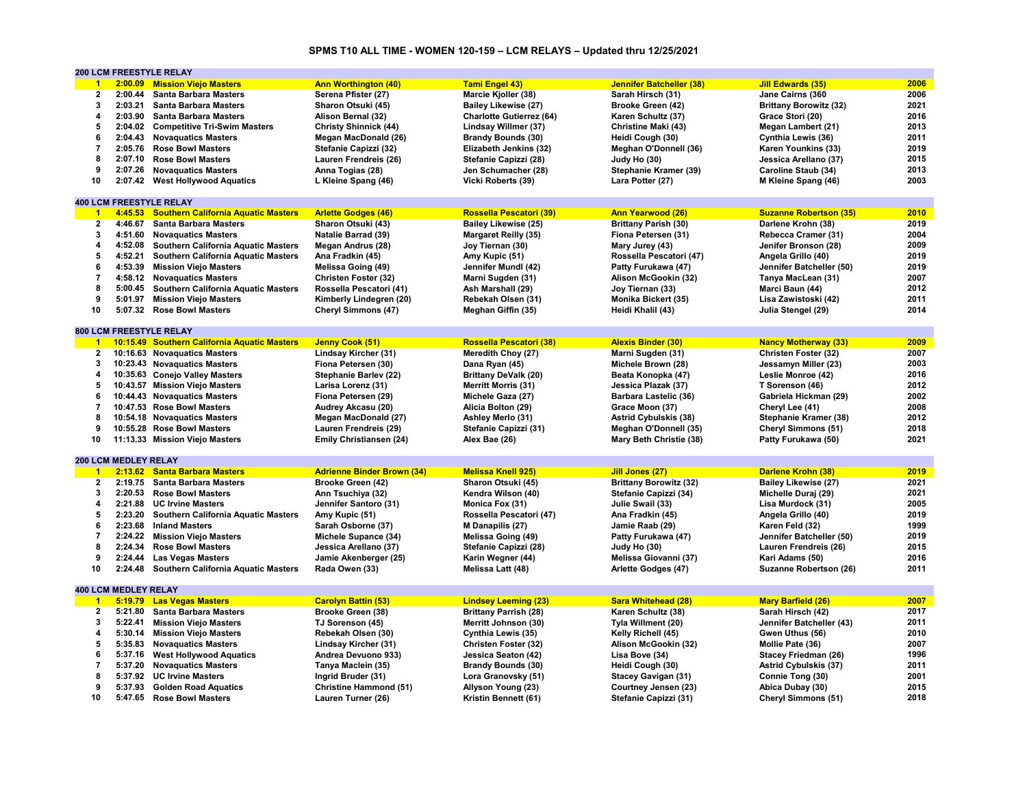# SPMS T10 ALL TIME - WOMEN 120-159 – LCM RELAYS – Updated thru 12/25/2021

## 200 LCM FREESTYLE RELAY

| Rank | Time | Team | Swimmer 1 | Swimmer 2 | Swimmer 3 | Swimmer 4 | Year |
|---|---|---|---|---|---|---|---|
| 1 | 2:00.09 | Mission Viejo Masters | Ann Worthington (40) | Tami Engel 43) | Jennifer Batchelier (38) | Jill Edwards (35) | 2006 |
| 2 | 2:00.44 | Santa Barbara Masters | Serena Pfister (27) | Marcie Kjoller (38) | Sarah Hirsch (31) | Jane Cairns (360 | 2006 |
| 3 | 2:03.21 | Santa Barbara Masters | Sharon Otsuki (45) | Bailey Likewise (27) | Brooke Green (42) | Brittany Borowitz (32) | 2021 |
| 4 | 2:03.90 | Santa Barbara Masters | Alison Bernal (32) | Charlotte Gutierrez (64) | Karen Schultz (37) | Grace Stori (20) | 2016 |
| 5 | 2:04.02 | Competitive Tri-Swim Masters | Christy Shinnick (44) | Lindsay Willmer (37) | Christine Maki (43) | Megan Lambert (21) | 2013 |
| 6 | 2:04.43 | Novaquatics Masters | Megan MacDonald (26) | Brandy Bounds (30) | Heidi Cough (30) | Cynthia Lewis (36) | 2011 |
| 7 | 2:05.76 | Rose Bowl Masters | Stefanie Capizzi (32) | Elizabeth Jenkins (32) | Meghan O'Donnell (36) | Karen Younkins (33) | 2019 |
| 8 | 2:07.10 | Rose Bowl Masters | Lauren Frendreis (26) | Stefanie Capizzi (28) | Judy Ho (30) | Jessica Arellano (37) | 2015 |
| 9 | 2:07.26 | Novaquatics Masters | Anna Togias (28) | Jen Schumacher (28) | Stephanie Kramer (39) | Caroline Staub (34) | 2013 |
| 10 | 2:07.42 | West Hollywood Aquatics | L Kleine Spang (46) | Vicki Roberts (39) | Lara Potter (27) | M Kleine Spang (46) | 2003 |

## 400 LCM FREESTYLE RELAY

| Rank | Time | Team | Swimmer 1 | Swimmer 2 | Swimmer 3 | Swimmer 4 | Year |
|---|---|---|---|---|---|---|---|
| 1 | 4:45.53 | Southern California Aquatic Masters | Arlette Godges (46) | Rossella Pescatori (39) | Ann Yearwood (26) | Suzanne Robertson (35) | 2010 |
| 2 | 4:46.67 | Santa Barbara Masters | Sharon Otsuki (43) | Bailey Likewise (25) | Brittany Parish (30) | Darlene Krohn (38) | 2019 |
| 3 | 4:51.60 | Novaquatics Masters | Natalie Barrad (39) | Margaret Reilly (35) | Fiona Petersen (31) | Rebecca Cramer (31) | 2004 |
| 4 | 4:52.08 | Southern California Aquatic Masters | Megan Andrus (28) | Joy Tiernan (30) | Mary Jurey (43) | Jenifer Bronson (28) | 2009 |
| 5 | 4:52.21 | Southern California Aquatic Masters | Ana Fradkin (45) | Amy Kupic (51) | Rossella Pescatori (47) | Angela Grillo (40) | 2019 |
| 6 | 4:53.39 | Mission Viejo Masters | Melissa Going (49) | Jennifer Mundl (42) | Patty Furukawa (47) | Jennifer Batchelier (50) | 2019 |
| 7 | 4:58.12 | Novaquatics Masters | Christen Foster (32) | Marni Sugden (31) | Alison McGookin (32) | Tanya MacLean (31) | 2007 |
| 8 | 5:00.45 | Southern California Aquatic Masters | Rossella Pescatori (41) | Ash Marshall (29) | Joy Tiernan (33) | Marci Baun (44) | 2012 |
| 9 | 5:01.97 | Mission Viejo Masters | Kimberly Lindegren (20) | Rebekah Olsen (31) | Monika Bickert (35) | Lisa Zawistoski (42) | 2011 |
| 10 | 5:07.32 | Rose Bowl Masters | Cheryl Simmons (47) | Meghan Giffin (35) | Heidi Khalil (43) | Julia Stengel (29) | 2014 |

## 800 LCM FREESTYLE RELAY

| Rank | Time | Team | Swimmer 1 | Swimmer 2 | Swimmer 3 | Swimmer 4 | Year |
|---|---|---|---|---|---|---|---|
| 1 | 10:15.49 | Southern California Aquatic Masters | Jenny Cook (51) | Rossella Pescatori (38) | Alexis Binder (30) | Nancy Motherway (33) | 2009 |
| 2 | 10:16.63 | Novaquatics Masters | Lindsay Kircher (31) | Meredith Choy (27) | Marni Sugden (31) | Christen Foster (32) | 2007 |
| 3 | 10:23.43 | Novaquatics Masters | Fiona Petersen (30) | Dana Ryan (45) | Michele Brown (28) | Jessamyn Miller (23) | 2003 |
| 4 | 10:35.63 | Conejo Valley Masters | Stephanie Barlev (22) | Brittany DeValk (20) | Beata Konopka (47) | Leslie Monroe (42) | 2016 |
| 5 | 10:43.57 | Mission Viejo Masters | Larisa Lorenz (31) | Merritt Morris (31) | Jessica Plazak (37) | T Sorenson (46) | 2012 |
| 6 | 10:44.43 | Novaquatics Masters | Fiona Petersen (29) | Michele Gaza (27) | Barbara Lastelic (36) | Gabriela Hickman (29) | 2002 |
| 7 | 10:47.53 | Rose Bowl Masters | Audrey Akcasu (20) | Alicia Bolton (29) | Grace Moon (37) | Cheryl Lee (41) | 2008 |
| 8 | 10:54.18 | Novaquatics Masters | Megan MacDonald (27) | Ashley Merlo (31) | Astrid Cybulskis (38) | Stephanie Kramer (38) | 2012 |
| 9 | 10:55.28 | Rose Bowl Masters | Lauren Frendreis (29) | Stefanie Capizzi (31) | Meghan O'Donnell (35) | Cheryl Simmons (51) | 2018 |
| 10 | 11:13.33 | Mission Viejo Masters | Emily Christiansen (24) | Alex Bae (26) | Mary Beth Christie (38) | Patty Furukawa (50) | 2021 |

## 200 LCM MEDLEY RELAY

| Rank | Time | Team | Swimmer 1 | Swimmer 2 | Swimmer 3 | Swimmer 4 | Year |
|---|---|---|---|---|---|---|---|
| 1 | 2:13.62 | Santa Barbara Masters | Adrienne Binder Brown (34) | Melissa Knell 925) | Jill Jones (27) | Darlene Krohn (38) | 2019 |
| 2 | 2:19.75 | Santa Barbara Masters | Brooke Green (42) | Sharon Otsuki (45) | Brittany Borowitz (32) | Bailey Likewise (27) | 2021 |
| 3 | 2:20.53 | Rose Bowl Masters | Ann Tsuchiya (32) | Kendra Wilson (40) | Stefanie Capizzi (34) | Michelle Duraj (29) | 2021 |
| 4 | 2:21.88 | UC Irvine Masters | Jennifer Santoro (31) | Monica Fox (31) | Julie Swail (33) | Lisa Murdock (31) | 2005 |
| 5 | 2:23.20 | Southern California Aquatic Masters | Amy Kupic (51) | Rossella Pescatori (47) | Ana Fradkin (45) | Angela Grillo (40) | 2019 |
| 6 | 2:23.68 | Inland Masters | Sarah Osborne (37) | M Danapilis (27) | Jamie Raab (29) | Karen Feld (32) | 1999 |
| 7 | 2:24.22 | Mission Viejo Masters | Michele Supance (34) | Melissa Going (49) | Patty Furukawa (47) | Jennifer Batchelier (50) | 2019 |
| 8 | 2:24.34 | Rose Bowl Masters | Jessica Arellano (37) | Stefanie Capizzi (28) | Judy Ho (30) | Lauren Frendreis (26) | 2015 |
| 9 | 2:24.44 | Las Vegas Masters | Jamie Akenberger (25) | Karin Wegner (44) | Melissa Giovanni (37) | Kari Adams (50) | 2016 |
| 10 | 2:24.48 | Southern California Aquatic Masters | Rada Owen (33) | Melissa Latt (48) | Arlette Godges (47) | Suzanne Robertson (26) | 2011 |

## 400 LCM MEDLEY RELAY

| Rank | Time | Team | Swimmer 1 | Swimmer 2 | Swimmer 3 | Swimmer 4 | Year |
|---|---|---|---|---|---|---|---|
| 1 | 5:19.79 | Las Vegas Masters | Carolyn Battin (53) | Lindsey Leeming (23) | Sara Whitehead (28) | Mary Barfield (26) | 2007 |
| 2 | 5:21.80 | Santa Barbara Masters | Brooke Green (38) | Brittany Parrish (28) | Karen Schultz (38) | Sarah Hirsch (42) | 2017 |
| 3 | 5:22.41 | Mission Viejo Masters | TJ Sorenson (45) | Merritt Johnson (30) | Tyla Willment (20) | Jennifer Batchelier (43) | 2011 |
| 4 | 5:30.14 | Mission Viejo Masters | Rebekah Olsen (30) | Cynthia Lewis (35) | Kelly Richell (45) | Gwen Uthus (56) | 2010 |
| 5 | 5:35.83 | Novaquatics Masters | Lindsay Kircher (31) | Christen Foster (32) | Alison McGookin (32) | Mollie Pate (36) | 2007 |
| 6 | 5:37.16 | West Hollywood Aquatics | Andrea Devuono 933) | Jessica Seaton (42) | Lisa Bove (34) | Stacey Friedman (26) | 1996 |
| 7 | 5:37.20 | Novaquatics Masters | Tanya Maclein (35) | Brandy Seaton (30) | Heidi Cough (30) | Astrid Cybulskis (37) | 2011 |
| 8 | 5:37.92 | UC Irvine Masters | Ingrid Bruder (31) | Lora Granovsky (51) | Stacey Gavigan (31) | Connie Tong (30) | 2001 |
| 9 | 5:37.93 | Golden Road Aquatics | Christine Hammond (51) | Allyson Young (23) | Courtney Jensen (23) | Abica Dubay (30) | 2015 |
| 10 | 5:47.65 | Rose Bowl Masters | Lauren Turner (26) | Kristin Bennett (61) | Stefanie Capizzi (31) | Cheryl Simmons (51) | 2018 |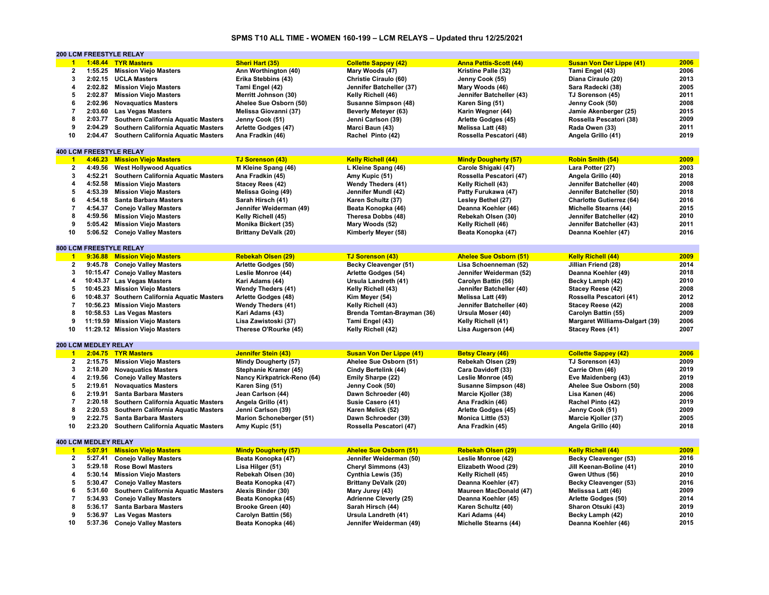# SPMS T10 ALL TIME - WOMEN 160-199 – LCM RELAYS – Updated thru 12/25/2021

## 200 LCM FREESTYLE RELAY

| Rank | Time | Team | Swimmer 1 | Swimmer 2 | Swimmer 3 | Swimmer 4 | Year |
|---|---|---|---|---|---|---|---|
| 1 | 1:48.44 | TYR Masters | Sheri Hart (35) | Collette Sappey (42) | Anna Pettis-Scott (44) | Susan Von Der Lippe (41) | 2006 |
| 2 | 1:55.25 | Mission Viejo Masters | Ann Worthington (40) | Mary Woods (47) | Kristine Palle (32) | Tami Engel (43) | 2006 |
| 3 | 2:02.15 | UCLA Masters | Erika Stebbins (43) | Christie Ciraulo (60) | Jenny Cook (55) | Diana Ciraulo (20) | 2013 |
| 4 | 2:02.82 | Mission Viejo Masters | Tami Engel (42) | Jennifer Batcheller (37) | Mary Woods (46) | Sara Radecki (38) | 2005 |
| 5 | 2:02.87 | Mission Viejo Masters | Merritt Johnson (30) | Kelly Richell (46) | Jennifer Batcheller (43) | TJ Sorenson (45) | 2011 |
| 6 | 2:02.96 | Novaquatics Masters | Ahelee Sue Osborn (50) | Susanne Simpson (48) | Karen Sing (51) | Jenny Cook (50) | 2008 |
| 7 | 2:03.60 | Las Vegas Masters | Melissa Giovanni (37) | Beverly Meteyer (63) | Karin Wegner (44) | Jamie Akenberger (25) | 2015 |
| 8 | 2:03.77 | Southern California Aquatic Masters | Jenny Cook (51) | Jenni Carlson (39) | Arlette Godges (45) | Rossella Pescatori (38) | 2009 |
| 9 | 2:04.29 | Southern California Aquatic Masters | Arlette Godges (47) | Marci Baun (43) | Melissa Latt (48) | Rada Owen (33) | 2011 |
| 10 | 2:04.47 | Southern California Aquatic Masters | Ana Fradkin (46) | Rachel Pinto (42) | Rossella Pescatori (48) | Angela Grillo (41) | 2019 |

## 400 LCM FREESTYLE RELAY

| Rank | Time | Team | Swimmer 1 | Swimmer 2 | Swimmer 3 | Swimmer 4 | Year |
|---|---|---|---|---|---|---|---|
| 1 | 4:46.23 | Mission Viejo Masters | TJ Sorenson (43) | Kelly Richell (44) | Mindy Dougherty (57) | Robin Smith (54) | 2009 |
| 2 | 4:49.56 | West Hollywood Aquatics | M Kleine Spang (46) | L Kleine Spang (46) | Carole Shigaki (47) | Lara Potter (27) | 2003 |
| 3 | 4:52.21 | Southern California Aquatic Masters | Ana Fradkin (45) | Amy Kupic (51) | Rossella Pescatori (47) | Angela Grillo (40) | 2018 |
| 4 | 4:52.58 | Mission Viejo Masters | Stacey Rees (42) | Wendy Theders (41) | Kelly Richell (43) | Jennifer Batcheller (40) | 2008 |
| 5 | 4:53.39 | Mission Viejo Masters | Melissa Going (49) | Jennifer Mundl (42) | Patty Furukawa (47) | Jennifer Batcheller (50) | 2018 |
| 6 | 4:54.18 | Santa Barbara Masters | Sarah Hirsch (41) | Karen Schultz (37) | Lesley Bethel (27) | Charlotte Gutierrez (64) | 2016 |
| 7 | 4:54.37 | Conejo Valley Masters | Jennifer Weiderman (49) | Beata Konopka (46) | Deanna Koehler (46) | Michelle Stearns (44) | 2015 |
| 8 | 4:59.56 | Mission Viejo Masters | Kelly Richell (45) | Theresa Dobbs (48) | Rebekah Olsen (30) | Jennifer Batcheller (42) | 2010 |
| 9 | 5:05.42 | Mission Viejo Masters | Monika Bickert (35) | Mary Woods (52) | Kelly Richell (46) | Jennifer Batcheller (43) | 2011 |
| 10 | 5:06.52 | Conejo Valley Masters | Brittany DeValk (20) | Kimberly Meyer (58) | Beata Konopka (47) | Deanna Koehler (47) | 2016 |

## 800 LCM FREESTYLE RELAY

| Rank | Time | Team | Swimmer 1 | Swimmer 2 | Swimmer 3 | Swimmer 4 | Year |
|---|---|---|---|---|---|---|---|
| 1 | 9:36.88 | Mission Viejo Masters | Rebekah Olsen (29) | TJ Sorenson (43) | Ahelee Sue Osborn (51) | Kelly Richell (44) | 2009 |
| 2 | 9:45.78 | Conejo Valley Masters | Arlette Godges (50) | Becky Cleavenger (51) | Lisa Schoenneman (52) | Jillian Friend (28) | 2014 |
| 3 | 10:15.47 | Conejo Valley Masters | Leslie Monroe (44) | Arlette Godges (54) | Jennifer Weiderman (52) | Deanna Koehler (49) | 2018 |
| 4 | 10:43.37 | Las Vegas Masters | Kari Adams (44) | Ursula Landreth (41) | Carolyn Battin (56) | Becky Lamph (42) | 2010 |
| 5 | 10:45.23 | Mission Viejo Masters | Wendy Theders (41) | Kelly Richell (43) | Jennifer Batcheller (40) | Stacey Reese (42) | 2008 |
| 6 | 10:48.37 | Southern California Aquatic Masters | Arlette Godges (48) | Kim Meyer (54) | Melissa Latt (49) | Rossella Pescatori (41) | 2012 |
| 7 | 10:56.23 | Mission Viejo Masters | Wendy Theders (41) | Kelly Richell (43) | Jennifer Batcheller (40) | Stacey Reese (42) | 2008 |
| 8 | 10:58.53 | Las Vegas Masters | Kari Adams (43) | Brenda Tomtan-Brayman (36) | Ursula Moser (40) | Carolyn Battin (55) | 2009 |
| 9 | 11:19.59 | Mission Viejo Masters | Lisa Zawistoski (37) | Tami Engel (43) | Kelly Richell (41) | Margaret Williams-Dalgart (39) | 2006 |
| 10 | 11:29.12 | Mission Viejo Masters | Therese O'Rourke (45) | Kelly Richell (42) | Lisa Augerson (44) | Stacey Rees (41) | 2007 |

## 200 LCM MEDLEY RELAY

| Rank | Time | Team | Swimmer 1 | Swimmer 2 | Swimmer 3 | Swimmer 4 | Year |
|---|---|---|---|---|---|---|---|
| 1 | 2:04.75 | TYR Masters | Jennifer Stein (43) | Susan Von Der Lippe (41) | Betsy Cleary (46) | Collette Sappey (42) | 2006 |
| 2 | 2:15.75 | Mission Viejo Masters | Mindy Dougherty (57) | Ahelee Sue Osborn (51) | Rebekah Olsen (29) | TJ Sorenson (43) | 2009 |
| 3 | 2:18.20 | Novaquatics Masters | Stephanie Kramer (45) | Cindy Bertelink (44) | Cara Davidoff (33) | Carrie Ohm (46) | 2019 |
| 4 | 2:19.56 | Conejo Valley Masters | Nancy Kirkpatrick-Reno (64) | Emily Sharpe (22) | Leslie Monroe (45) | Eve Maidenberg (43) | 2019 |
| 5 | 2:19.61 | Novaquatics Masters | Karen Sing (51) | Jenny Cook (50) | Susanne Simpson (48) | Ahelee Sue Osborn (50) | 2008 |
| 6 | 2:19.91 | Santa Barbara Masters | Jean Carlson (44) | Dawn Schroeder (40) | Marcie Kjoller (38) | Lisa Kanen (46) | 2006 |
| 7 | 2:20.18 | Southern California Aquatic Masters | Angela Grillo (41) | Susie Casero (41) | Ana Fradkin (46) | Rachel Pinto (42) | 2019 |
| 8 | 2:20.53 | Southern California Aquatic Masters | Jenni Carlson (39) | Karen Melick (52) | Arlette Godges (45) | Jenny Cook (51) | 2009 |
| 9 | 2:22.75 | Santa Barbara Masters | Marion Schoneberger (51) | Dawn Schroeder (39) | Monica Little (53) | Marcie Kjoller (37) | 2005 |
| 10 | 2:23.20 | Southern California Aquatic Masters | Amy Kupic (51) | Rossella Pescatori (47) | Ana Fradkin (45) | Angela Grillo (40) | 2018 |

## 400 LCM MEDLEY RELAY

| Rank | Time | Team | Swimmer 1 | Swimmer 2 | Swimmer 3 | Swimmer 4 | Year |
|---|---|---|---|---|---|---|---|
| 1 | 5:07.91 | Mission Viejo Masters | Mindy Dougherty (57) | Ahelee Sue Osborn (51) | Rebekah Olsen (29) | Kelly Richell (44) | 2009 |
| 2 | 5:27.41 | Conejo Valley Masters | Beata Konopka (47) | Jennifer Weiderman (50) | Leslie Monroe (42) | Becky Cleavenger (53) | 2016 |
| 3 | 5:29.18 | Rose Bowl Masters | Lisa Hilger (51) | Cheryl Simmons (43) | Elizabeth Wood (29) | Jill Keenan-Boline (41) | 2010 |
| 4 | 5:30.14 | Mission Viejo Masters | Rebekah Olsen (30) | Cynthia Lewis (35) | Kelly Richell (45) | Gwen Uthus (56) | 2010 |
| 5 | 5:30.47 | Conejo Valley Masters | Beata Konopka (47) | Brittany DeValk (20) | Deanna Koehler (47) | Becky Cleavenger (53) | 2016 |
| 6 | 5:31.60 | Southern California Aquatic Masters | Alexis Binder (30) | Mary Jurey (43) | Maureen MacDonald (47) | Melisssa Latt (46) | 2009 |
| 7 | 5:34.93 | Conejo Valley Masters | Beata Konopka (45) | Adrienne Cleverly (25) | Deanna Koehler (45) | Arlette Godges (50) | 2014 |
| 8 | 5:36.17 | Santa Barbara Masters | Brooke Green (40) | Sarah Hirsch (44) | Karen Schultz (40) | Sharon Otsuki (43) | 2019 |
| 9 | 5:36.97 | Las Vegas Masters | Carolyn Battin (56) | Ursula Landreth (41) | Kari Adams (44) | Becky Lamph (42) | 2010 |
| 10 | 5:37.36 | Conejo Valley Masters | Beata Konopka (46) | Jennifer Weiderman (49) | Michelle Stearns (44) | Deanna Koehler (46) | 2015 |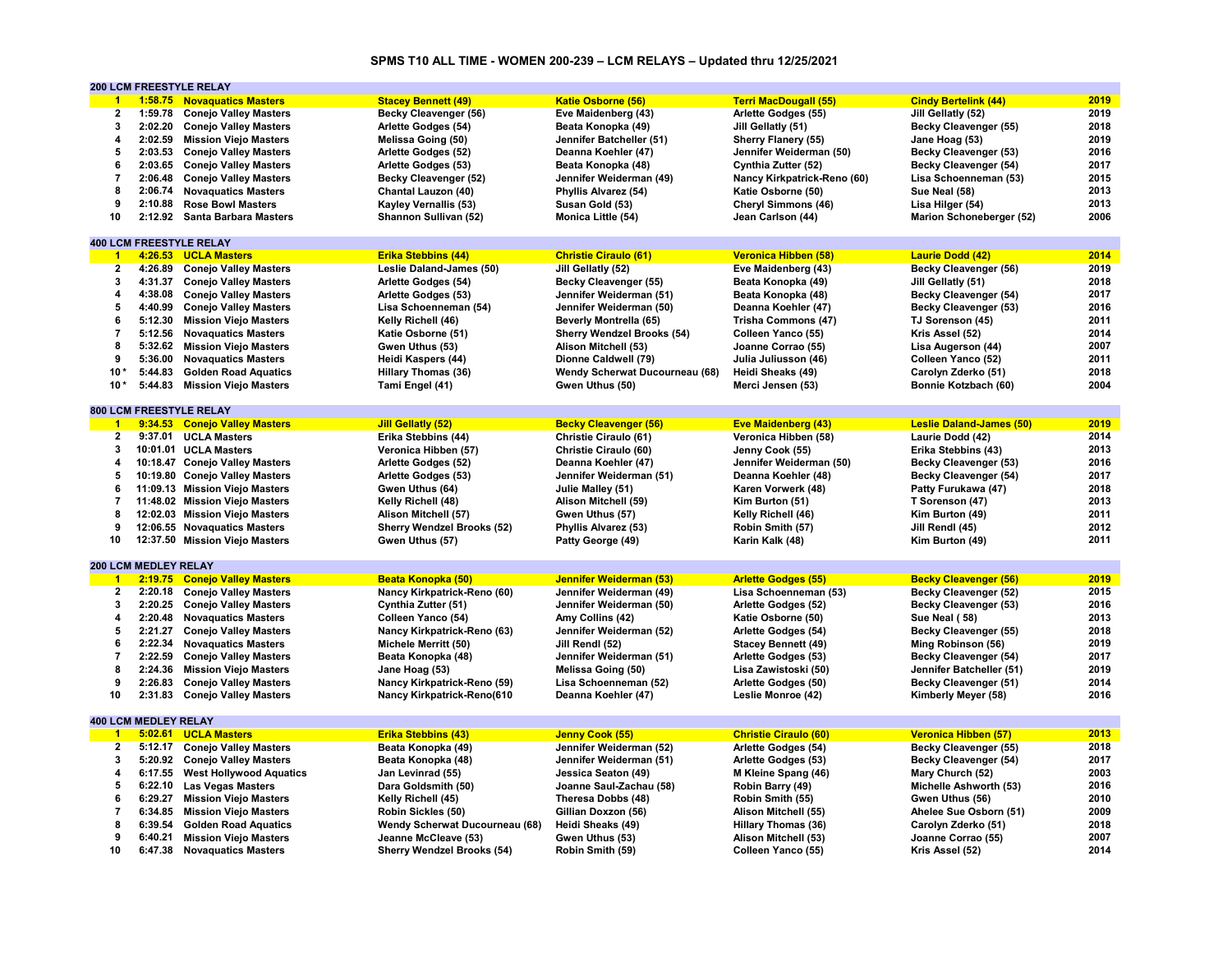# SPMS T10 ALL TIME - WOMEN 200-239 – LCM RELAYS – Updated thru 12/25/2021

## 200 LCM FREESTYLE RELAY

| Rank | Time | Team | Swimmer 1 | Swimmer 2 | Swimmer 3 | Swimmer 4 | Year |
|---|---|---|---|---|---|---|---|
| 1 | 1:58.75 | Novaquatics Masters | Stacey Bennett (49) | Katie Osborne (56) | Terri MacDougall (55) | Cindy Bertelink (44) | 2019 |
| 2 | 1:59.78 | Conejo Valley Masters | Becky Cleavenger (56) | Eve Maidenberg (43) | Arlette Godges (55) | Jill Gellatly (52) | 2019 |
| 3 | 2:02.20 | Conejo Valley Masters | Arlette Godges (54) | Beata Konopka (49) | Jill Gellatly (51) | Becky Cleavenger (55) | 2018 |
| 4 | 2:02.59 | Mission Going Masters | Melissa Going (50) | Jennifer Batcheller (51) | Sherry Flanery (55) | Jane Hoag (53) | 2019 |
| 5 | 2:03.53 | Conejo Valley Masters | Arlette Godges (52) | Deanna Koehler (47) | Jennifer Weiderman (50) | Becky Cleavenger (53) | 2016 |
| 6 | 2:03.65 | Conejo Valley Masters | Arlette Godges (53) | Beata Konopka (48) | Cynthia Zutter (52) | Becky Cleavenger (54) | 2017 |
| 7 | 2:06.48 | Conejo Valley Masters | Becky Cleavenger (52) | Jennifer Weiderman (49) | Nancy Kirkpatrick-Reno (60) | Lisa Schoenneman (53) | 2015 |
| 8 | 2:06.74 | Novaquatics Masters | Chantal Lauzon (40) | Phyllis Alvarez (54) | Katie Osborne (50) | Sue Neal (58) | 2013 |
| 9 | 2:10.88 | Rose Bowl Masters | Kayley Vernallis (53) | Susan Gold (53) | Cheryl Simmons (46) | Lisa Hilger (54) | 2013 |
| 10 | 2:12.92 | Santa Barbara Masters | Shannon Sullivan (52) | Monica Little (54) | Jean Carlson (44) | Marion Schoneberger (52) | 2006 |

## 400 LCM FREESTYLE RELAY

| Rank | Time | Team | Swimmer 1 | Swimmer 2 | Swimmer 3 | Swimmer 4 | Year |
|---|---|---|---|---|---|---|---|
| 1 | 4:26.53 | UCLA Masters | Erika Stebbins (44) | Christie Ciraulo (61) | Veronica Hibben (58) | Laurie Dodd (42) | 2014 |
| 2 | 4:26.89 | Conejo Valley Masters | Leslie Daland-James (50) | Jill Gellatly (52) | Eve Maidenberg (43) | Becky Cleavenger (56) | 2019 |
| 3 | 4:31.37 | Conejo Valley Masters | Arlette Godges (54) | Becky Cleavenger (55) | Beata Konopka (49) | Jill Gellatly (51) | 2018 |
| 4 | 4:38.08 | Conejo Valley Masters | Arlette Godges (53) | Jennifer Weiderman (51) | Beata Konopka (48) | Becky Cleavenger (54) | 2017 |
| 5 | 4:40.99 | Conejo Valley Masters | Lisa Schoenneman (54) | Jennifer Weiderman (50) | Deanna Koehler (47) | Becky Cleavenger (53) | 2016 |
| 6 | 5:12.30 | Mission Viejo Masters | Kelly Richell (46) | Beverly Montrella (65) | Trisha Commons (47) | TJ Sorenson (45) | 2011 |
| 7 | 5:12.56 | Novaquatics Masters | Katie Osborne (51) | Sherry Wendzel Brooks (54) | Colleen Yanco (55) | Kris Assel (52) | 2014 |
| 8 | 5:32.62 | Mission Viejo Masters | Gwen Uthus (53) | Alison Mitchell (53) | Joanne Corrao (55) | Lisa Augerson (44) | 2007 |
| 9 | 5:36.00 | Novaquatics Masters | Heidi Kaspers (44) | Dionne Caldwell (79) | Julia Juliusson (46) | Colleen Yanco (52) | 2011 |
| 10 * | 5:44.83 | Golden Road Aquatics | Hillary Thomas (36) | Wendy Scherwat Ducourneau (68) | Heidi Sheaks (49) | Carolyn Zderko (51) | 2018 |
| 10 * | 5:44.83 | Mission Viejo Masters | Tami Engel (41) | Gwen Uthus (50) | Merci Jensen (53) | Bonnie Kotzbach (60) | 2004 |

## 800 LCM FREESTYLE RELAY

| Rank | Time | Team | Swimmer 1 | Swimmer 2 | Swimmer 3 | Swimmer 4 | Year |
|---|---|---|---|---|---|---|---|
| 1 | 9:34.53 | Conejo Valley Masters | Jill Gellatly (52) | Becky Cleavenger (56) | Eve Maidenberg (43) | Leslie Daland-James (50) | 2019 |
| 2 | 9:37.01 | UCLA Masters | Erika Stebbins (44) | Christie Ciraulo (61) | Veronica Hibben (58) | Laurie Dodd (42) | 2014 |
| 3 | 10:01.01 | UCLA Masters | Veronica Hibben (57) | Christie Ciraulo (60) | Jenny Cook (55) | Erika Stebbins (43) | 2013 |
| 4 | 10:18.47 | Conejo Valley Masters | Arlette Godges (52) | Deanna Koehler (47) | Jennifer Weiderman (50) | Becky Cleavenger (53) | 2016 |
| 5 | 10:19.80 | Conejo Valley Masters | Arlette Godges (53) | Jennifer Weiderman (51) | Deanna Koehler (48) | Becky Cleavenger (54) | 2017 |
| 6 | 11:09.13 | Mission Viejo Masters | Gwen Uthus (64) | Julie Malley (51) | Karen Vorwerk (48) | Patty Furukawa (47) | 2018 |
| 7 | 11:48.02 | Mission Viejo Masters | Kelly Richell (48) | Alison Mitchell (59) | Kim Burton (51) | T Sorenson (47) | 2013 |
| 8 | 12:02.03 | Mission Viejo Masters | Alison Mitchell (57) | Gwen Uthus (57) | Kelly Richell (46) | Kim Burton (49) | 2011 |
| 9 | 12:06.55 | Novaquatics Masters | Sherry Wendzel Brooks (52) | Phyllis Alvarez (53) | Robin Smith (57) | Jill Rendl (45) | 2012 |
| 10 | 12:37.50 | Mission Viejo Masters | Gwen Uthus (57) | Patty George (49) | Karin Kalk (48) | Kim Burton (49) | 2011 |

## 200 LCM MEDLEY RELAY

| Rank | Time | Team | Swimmer 1 | Swimmer 2 | Swimmer 3 | Swimmer 4 | Year |
|---|---|---|---|---|---|---|---|
| 1 | 2:19.75 | Conejo Valley Masters | Beata Konopka (50) | Jennifer Weiderman (53) | Arlette Godges (55) | Becky Cleavenger (56) | 2019 |
| 2 | 2:20.18 | Conejo Valley Masters | Nancy Kirkpatrick-Reno (60) | Jennifer Weiderman (49) | Lisa Schoenneman (53) | Becky Cleavenger (52) | 2015 |
| 3 | 2:20.25 | Conejo Valley Masters | Cynthia Zutter (51) | Jennifer Weiderman (50) | Arlette Godges (52) | Becky Cleavenger (53) | 2016 |
| 4 | 2:20.48 | Novaquatics Masters | Colleen Yanco (54) | Amy Collins (42) | Katie Osborne (50) | Sue Neal ( 58) | 2013 |
| 5 | 2:21.27 | Conejo Valley Masters | Nancy Kirkpatrick-Reno (63) | Jennifer Weiderman (52) | Arlette Godges (54) | Becky Cleavenger (55) | 2018 |
| 6 | 2:22.34 | Novaquatics Masters | Michele Merritt (50) | Jill Rendl (52) | Stacey Bennett (49) | Ming Robinson (56) | 2019 |
| 7 | 2:22.59 | Conejo Valley Masters | Beata Konopka (48) | Jennifer Weiderman (51) | Arlette Godges (53) | Becky Cleavenger (54) | 2017 |
| 8 | 2:24.36 | Mission Viejo Masters | Jane Hoag (53) | Melissa Going (50) | Lisa Zawistoski (50) | Jennifer Batcheller (51) | 2019 |
| 9 | 2:26.83 | Conejo Valley Masters | Nancy Kirkpatrick-Reno (59) | Lisa Schoenneman (52) | Arlette Godges (50) | Becky Cleavenger (51) | 2014 |
| 10 | 2:31.83 | Conejo Valley Masters | Nancy Kirkpatrick-Reno(610 | Deanna Koehler (47) | Leslie Monroe (42) | Kimberly Meyer (58) | 2016 |

## 400 LCM MEDLEY RELAY

| Rank | Time | Team | Swimmer 1 | Swimmer 2 | Swimmer 3 | Swimmer 4 | Year |
|---|---|---|---|---|---|---|---|
| 1 | 5:02.61 | UCLA Masters | Erika Stebbins (43) | Jenny Cook (55) | Christie Ciraulo (60) | Veronica Hibben (57) | 2013 |
| 2 | 5:12.17 | Conejo Valley Masters | Beata Konopka (49) | Jennifer Weiderman (52) | Arlette Godges (54) | Becky Cleavenger (55) | 2018 |
| 3 | 5:20.92 | Conejo Valley Masters | Beata Konopka (48) | Jennifer Weiderman (51) | Arlette Godges (53) | Becky Cleavenger (54) | 2017 |
| 4 | 6:17.55 | West Hollywood Aquatics | Jan Levinrad (55) | Jessica Seaton (49) | M Kleine Spang (46) | Mary Church (52) | 2003 |
| 5 | 6:22.10 | Las Vegas Masters | Dara Goldsmith (50) | Joanne Saul-Zachau (58) | Robin Barry (49) | Michelle Ashworth (53) | 2016 |
| 6 | 6:29.27 | Mission Viejo Masters | Kelly Richell (45) | Theresa Dobbs (48) | Robin Smith (55) | Gwen Uthus (56) | 2010 |
| 7 | 6:34.85 | Mission Viejo Masters | Robin Sickles (50) | Gillian Doxzon (56) | Alison Mitchell (55) | Ahelee Sue Osborn (51) | 2009 |
| 8 | 6:39.54 | Golden Road Aquatics | Wendy Scherwat Ducourneau (68) | Heidi Sheaks (49) | Hillary Thomas (36) | Carolyn Zderko (51) | 2018 |
| 9 | 6:40.21 | Mission Viejo Masters | Jeanne McCleave (53) | Gwen Uthus (53) | Alison Mitchell (53) | Joanne Corrao (55) | 2007 |
| 10 | 6:47.38 | Novaquatics Masters | Sherry Wendzel Brooks (54) | Robin Smith (59) | Colleen Yanco (55) | Kris Assel (52) | 2014 |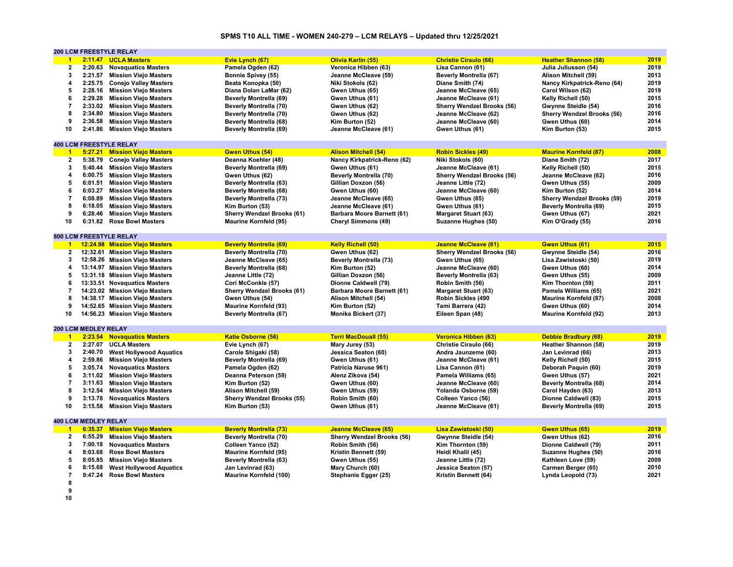# SPMS T10 ALL TIME - WOMEN 240-279 – LCM RELAYS – Updated thru 12/25/2021

## 200 LCM FREESTYLE RELAY

| Rank | Time | Team | Swimmer 1 | Swimmer 2 | Swimmer 3 | Swimmer 4 | Year |
|---|---|---|---|---|---|---|---|
| 1 | 2:11.47 | UCLA Masters | Evie Lynch (67) | Olivia Karlin (55) | Christie Ciraulo (66) | Heather Shannon (58) | 2019 |
| 2 | 2:20.63 | Novaquatics Masters | Pamela Ogden (62) | Veronica Hibben (63) | Lisa Cannon (61) | Julia Juliusson (54) | 2019 |
| 3 | 2:21.57 | Mission Viejo Masters | Bonnie Spivey (55) | Jeanne McCleave (59) | Beverly Montrella (67) | Alison Mitchell (59) | 2013 |
| 4 | 2:25.75 | Conejo Valley Masters | Beata Konopka (50) | Niki Stokols (62) | Diane Smith (74) | Nancy Kirkpatrick-Reno (64) | 2019 |
| 5 | 2:28.16 | Mission Viejo Masters | Diana Dolan LaMar (62) | Gwen Uthus (65) | Jeanne McCleave (65) | Carol Wilson (62) | 2019 |
| 6 | 2:29.28 | Mission Viejo Masters | Beverly Montrella (69) | Gwen Uthus (61) | Jeanne McCleave (61) | Kelly Richell (50) | 2015 |
| 7 | 2:33.02 | Mission Viejo Masters | Beverly Montrella (70) | Gwen Uthus (62) | Sherry Wendzel Brooks (56) | Gwynne Steidle (54) | 2016 |
| 8 | 2:34.80 | Mission Viejo Masters | Beverly Montrella (70) | Gwen Uthus (62) | Jeanne McCleave (62) | Sherry Wendzel Brooks (56) | 2016 |
| 9 | 2:36.58 | Mission Viejo Masters | Beverly Montrella (68) | Kim Burton (52) | Jeanne McCleave (60) | Gwen Uthus (60) | 2014 |
| 10 | 2:41.86 | Mission Viejo Masters | Beverly Montrella (69) | Jeanne McCleave (61) | Gwen Uthus (61) | Kim Burton (53) | 2015 |

## 400 LCM FREESTYLE RELAY

| Rank | Time | Team | Swimmer 1 | Swimmer 2 | Swimmer 3 | Swimmer 4 | Year |
|---|---|---|---|---|---|---|---|
| 1 | 5:27.21 | Mission Viejo Masters | Gwen Uthus (54) | Alison Mitchell (54) | Robin Sickles (49) | Maurine Kornfeld (87) | 2008 |
| 2 | 5:38.79 | Conejo Valley Masters | Deanna Koehler (48) | Nancy Kirkpatrick-Reno (62) | Niki Stokols (60) | Diane Smith (72) | 2017 |
| 3 | 5:40.44 | Mission Viejo Masters | Beverly Montrella (69) | Gwen Uthus (61) | Jeanne McCleave (61) | Kelly Richell (50) | 2015 |
| 4 | 6:00.75 | Mission Viejo Masters | Gwen Uthus (62) | Beverly Montrella (70) | Sherry Wendzel Brooks (56) | Jeanne McCleave (62) | 2016 |
| 5 | 6:01.51 | Mission Viejo Masters | Beverly Montrella (63) | Gillian Doxzon (56) | Jeanne Little (72) | Gwen Uthus (55) | 2009 |
| 6 | 6:03.27 | Mission Viejo Masters | Beverly Montrella (68) | Gwen Uthus (60) | Jeanne McCleave (60) | Kim Burton (52) | 2014 |
| 7 | 6:08.89 | Mission Viejo Masters | Beverly Montrella (73) | Jeanne McCleave (65) | Gwen Uthus (65) | Sherry Wendzel Brooks (59) | 2019 |
| 8 | 6:18.05 | Mission Viejo Masters | Kim Burton (53) | Jeanne McCleave (61) | Gwen Uthus (61) | Beverly Montrella (69) | 2015 |
| 9 | 6:28.46 | Mission Viejo Masters | Sherry Wendzel Brooks (61) | Barbara Moore Barnett (61) | Margaret Stuart (63) | Gwen Uthus (67) | 2021 |
| 10 | 6:31.82 | Rose Bowl Masters | Maurine Kornfeld (95) | Cheryl Simmons (49) | Suzanne Hughes (50) | Kim O'Grady (55) | 2016 |

## 800 LCM FREESTYLE RELAY

| Rank | Time | Team | Swimmer 1 | Swimmer 2 | Swimmer 3 | Swimmer 4 | Year |
|---|---|---|---|---|---|---|---|
| 1 | 12:24.98 | Mission Viejo Masters | Beverly Montrella (69) | Kelly Richell (50) | Jeanne McCleave (61) | Gwen Uthus (61) | 2015 |
| 2 | 12:32.61 | Mission Viejo Masters | Beverly Montrella (70) | Gwen Uthus (62) | Sherry Wendzel Brooks (56) | Gwynne Steidle (54) | 2016 |
| 3 | 12:58.26 | Mission Viejo Masters | Jeanne McCleave (65) | Beverly Montrella (73) | Gwen Uthus (65) | Lisa Zawistoski (50) | 2019 |
| 4 | 13:14.97 | Mission Viejo Masters | Beverly Montrella (68) | Kim Burton (52) | Jeanne McCleave (60) | Gwen Uthus (60) | 2014 |
| 5 | 13:31.18 | Mission Viejo Masters | Jeanne Little (72) | Gillian Doxzon (56) | Beverly Montrella (63) | Gwen Uthus (55) | 2009 |
| 6 | 13:33.51 | Novaquatics Masters | Cori McConkle (57) | Dionne Caldwell (79) | Robin Smith (56) | Kim Thornton (59) | 2011 |
| 7 | 14:23.02 | Mission Viejo Masters | Sherry Wendzel Brooks (61) | Barbara Moore Barnett (61) | Margaret Stuart (63) | Pamela Williams (65) | 2021 |
| 8 | 14:38.17 | Mission Viejo Masters | Gwen Uthus (54) | Alison Mitchell (54) | Robin Sickles (490 | Maurine Kornfeld (87) | 2008 |
| 9 | 14:52.65 | Mission Viejo Masters | Maurine Kornfeld (93) | Kim Burton (52) | Tami Barrera (42) | Gwen Uthus (60) | 2014 |
| 10 | 14:56.23 | Mission Viejo Masters | Beverly Montrella (67) | Monika Bickert (37) | Eileen Span (48) | Maurine Kornfeld (92) | 2013 |

## 200 LCM MEDLEY RELAY

| Rank | Time | Team | Swimmer 1 | Swimmer 2 | Swimmer 3 | Swimmer 4 | Year |
|---|---|---|---|---|---|---|---|
| 1 | 2:23.54 | Novaquatics Masters | Katie Osborne (56) | Terri MacDouall (55) | Veronica Hibben (63) | Debbie Bradbury (68) | 2019 |
| 2 | 2:27.07 | UCLA Masters | Evie Lynch (67) | Mary Jurey (53) | Christie Ciraulo (66) | Heather Shannon (58) | 2019 |
| 3 | 2:40.70 | West Hollywood Aquatics | Carole Shigaki (58) | Jessica Seaton (60) | Andra Jaunzeme (60) | Jan Levinrad (66) | 2013 |
| 4 | 2:59.86 | Mission Viejo Masters | Beverly Montrella (69) | Gwen Uthus (61) | Jeanne McCleave (61) | Kelly Richell (50) | 2015 |
| 5 | 3:05.74 | Novaquatics Masters | Pamela Ogden (62) | Patricia Naruse 961) | Lisa Cannon (61) | Deborah Paquin (60) | 2019 |
| 6 | 3:11.02 | Mission Viejo Masters | Deanna Peterson (59) | Alenz Zikova (54) | Pamela Williams (65) | Gwen Uthus (57) | 2021 |
| 7 | 3:11.63 | Mission Viejo Masters | Kim Burton (52) | Gwen Uthus (60) | Jeanne McCleave (60) | Beverly Montrella (68) | 2014 |
| 8 | 3:12.54 | Mission Viejo Masters | Alison Mitchell (59) | Gwen Uthus (59) | Yolanda Osborne (59) | Carol Hayden (63) | 2013 |
| 9 | 3:13.78 | Novaquatics Masters | Sherry Wendzel Brooks (55) | Robin Smith (60) | Colleen Yanco (56) | Dionne Caldwell (83) | 2015 |
| 10 | 3:15.58 | Mission Viejo Masters | Kim Burton (53) | Gwen Uthus (61) | Jeanne McCleave (61) | Beverly Montrella (69) | 2015 |

## 400 LCM MEDLEY RELAY

| Rank | Time | Team | Swimmer 1 | Swimmer 2 | Swimmer 3 | Swimmer 4 | Year |
|---|---|---|---|---|---|---|---|
| 1 | 6:35.37 | Mission Viejo Masters | Beverly Montrella (73) | Jeanne McCleave (65) | Lisa Zawistoski (50) | Gwen Uthus (65) | 2019 |
| 2 | 6:55.29 | Mission Viejo Masters | Beverly Montrella (70) | Sherry Wendzel Brooks (56) | Gwynne Steidle (54) | Gwen Uthus (62) | 2016 |
| 3 | 7:00.18 | Novaquatics Masters | Colleen Yanco (52) | Robin Smith (56) | Kim Thornton (59) | Dionne Caldwell (79) | 2011 |
| 4 | 8:03.68 | Rose Bowl Masters | Maurine Kornfeld (95) | Kristin Bennett (59) | Heidi Khalil (45) | Suzanne Hughes (50) | 2016 |
| 5 | 8:05.85 | Mission Viejo Masters | Beverly Montrella (63) | Gwen Uthus (55) | Jeanne Little (72) | Kathleen Love (59) | 2009 |
| 6 | 8:15.68 | West Hollywood Aquatics | Jan Levinrad (63) | Mary Church (60) | Jessica Seaton (57) | Carmen Berger (65) | 2010 |
| 7 | 9:47.24 | Rose Bowl Masters | Maurine Kornfeld (100) | Stephanie Egger (25) | Kristin Bennett (64) | Lynda Leopold (73) | 2021 |
| 8 | | | | | | | |
| 9 | | | | | | | |
| 10 | | | | | | | |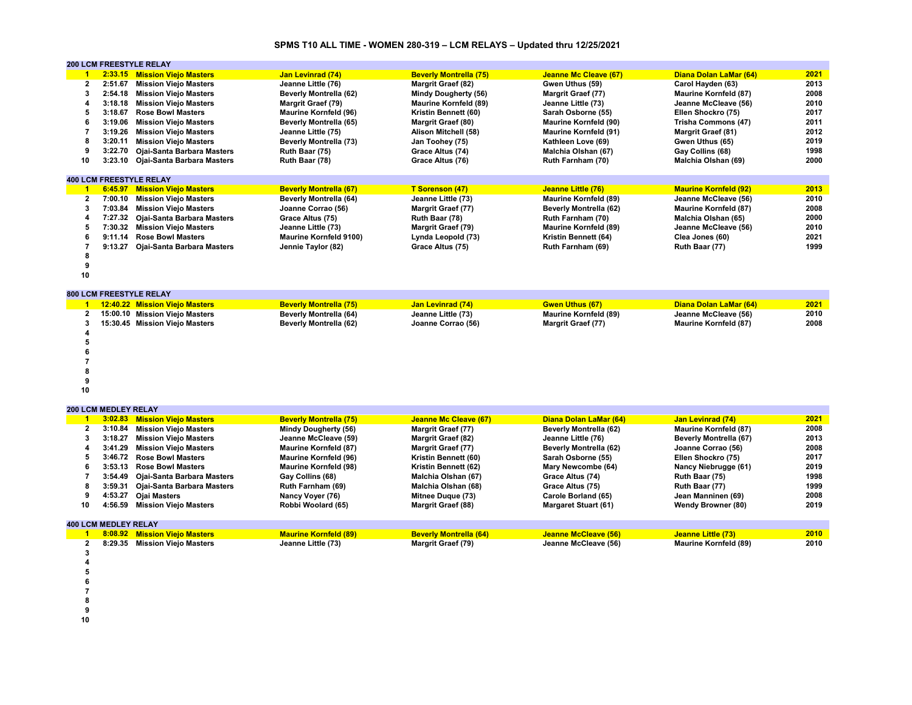# SPMS T10 ALL TIME - WOMEN 280-319 – LCM RELAYS – Updated thru 12/25/2021

## 200 LCM FREESTYLE RELAY

| Rank | Time | Team | Swimmer 1 | Swimmer 2 | Swimmer 3 | Swimmer 4 | Year |
|---|---|---|---|---|---|---|---|
| 1 | 2:33.15 | Mission Viejo Masters | Jan Levinrad (74) | Beverly Montrella (75) | Jeanne Mc Cleave (67) | Diana Dolan LaMar (64) | 2021 |
| 2 | 2:51.67 | Mission Viejo Masters | Jeanne Little (76) | Margrit Graef (82) | Gwen Uthus (59) | Carol Hayden (63) | 2013 |
| 3 | 2:54.18 | Mission Viejo Masters | Beverly Montrella (62) | Mindy Dougherty (56) | Margrit Graef (77) | Maurine Kornfeld (87) | 2008 |
| 4 | 3:18.18 | Mission Viejo Masters | Margrit Graef (79) | Maurine Kornfeld (89) | Jeanne Little (73) | Jeanne McCleave (56) | 2010 |
| 5 | 3:18.67 | Rose Bowl Masters | Maurine Kornfeld (96) | Kristin Bennett (60) | Sarah Osborne (55) | Ellen Shockro (75) | 2017 |
| 6 | 3:19.06 | Mission Viejo Masters | Beverly Montrella (65) | Margrit Graef (80) | Maurine Kornfeld (90) | Trisha Commons (47) | 2011 |
| 7 | 3:19.26 | Mission Viejo Masters | Jeanne Little (75) | Alison Mitchell (58) | Maurine Kornfeld (91) | Margrit Graef (81) | 2012 |
| 8 | 3:20.11 | Mission Viejo Masters | Beverly Montrella (73) | Jan Toohey (75) | Kathleen Love (69) | Gwen Uthus (65) | 2019 |
| 9 | 3:22.70 | Ojai-Santa Barbara Masters | Ruth Baar (75) | Grace Altus (74) | Malchia Olshan (67) | Gay Collins (68) | 1998 |
| 10 | 3:23.10 | Ojai-Santa Barbara Masters | Ruth Baar (78) | Grace Altus (76) | Ruth Farnham (70) | Malchia Olshan (69) | 2000 |

## 400 LCM FREESTYLE RELAY

| Rank | Time | Team | Swimmer 1 | Swimmer 2 | Swimmer 3 | Swimmer 4 | Year |
|---|---|---|---|---|---|---|---|
| 1 | 6:45.97 | Mission Viejo Masters | Beverly Montrella (67) | T Sorenson (47) | Jeanne Little (76) | Maurine Kornfeld (92) | 2013 |
| 2 | 7:00.10 | Mission Viejo Masters | Beverly Montrella (64) | Jeanne Little (73) | Maurine Kornfeld (89) | Jeanne McCleave (56) | 2010 |
| 3 | 7:03.84 | Mission Viejo Masters | Joanne Corrao (56) | Margrit Graef (77) | Beverly Montrella (62) | Maurine Kornfeld (87) | 2008 |
| 4 | 7:27.32 | Ojai-Santa Barbara Masters | Grace Altus (75) | Ruth Baar (78) | Ruth Farnham (70) | Malchia Olshan (65) | 2000 |
| 5 | 7:30.32 | Mission Viejo Masters | Jeanne Little (73) | Margrit Graef (79) | Maurine Kornfeld (89) | Jeanne McCleave (56) | 2010 |
| 6 | 9:11.14 | Rose Bowl Masters | Maurine Kornfeld 9100) | Lynda Leopold (73) | Kristin Bennett (64) | Clea Jones (60) | 2021 |
| 7 | 9:13.27 | Ojai-Santa Barbara Masters | Jennie Taylor (82) | Grace Altus (75) | Ruth Farnham (69) | Ruth Baar (77) | 1999 |
| 8 | | | | | | | |
| 9 | | | | | | | |
| 10 | | | | | | | |

## 800 LCM FREESTYLE RELAY

| Rank | Time | Team | Swimmer 1 | Swimmer 2 | Swimmer 3 | Swimmer 4 | Year |
|---|---|---|---|---|---|---|---|
| 1 | 12:40.22 | Mission Viejo Masters | Beverly Montrella (75) | Jan Levinrad (74) | Gwen Uthus (67) | Diana Dolan LaMar (64) | 2021 |
| 2 | 15:00.10 | Mission Viejo Masters | Beverly Montrella (64) | Jeanne Little (73) | Maurine Kornfeld (89) | Jeanne McCleave (56) | 2010 |
| 3 | 15:30.45 | Mission Viejo Masters | Beverly Montrella (62) | Joanne Corrao (56) | Margrit Graef (77) | Maurine Kornfeld (87) | 2008 |
| 4 | | | | | | | |
| 5 | | | | | | | |
| 6 | | | | | | | |
| 7 | | | | | | | |
| 8 | | | | | | | |
| 9 | | | | | | | |
| 10 | | | | | | | |

## 200 LCM MEDLEY RELAY

| Rank | Time | Team | Swimmer 1 | Swimmer 2 | Swimmer 3 | Swimmer 4 | Year |
|---|---|---|---|---|---|---|---|
| 1 | 3:02.83 | Mission Viejo Masters | Beverly Montrella (75) | Jeanne Mc Cleave (67) | Diana Dolan LaMar (64) | Jan Levinrad (74) | 2021 |
| 2 | 3:10.84 | Mission Viejo Masters | Mindy Dougherty (56) | Margrit Graef (77) | Beverly Montrella (62) | Maurine Kornfeld (87) | 2008 |
| 3 | 3:18.27 | Mission Viejo Masters | Jeanne McCleave (59) | Margrit Graef (82) | Jeanne Little (76) | Beverly Montrella (67) | 2013 |
| 4 | 3:41.29 | Mission Viejo Masters | Maurine Kornfeld (87) | Margrit Graef (77) | Beverly Montrella (62) | Joanne Corrao (56) | 2008 |
| 5 | 3:46.72 | Rose Bowl Masters | Maurine Kornfeld (96) | Kristin Bennett (60) | Sarah Osborne (55) | Ellen Shockro (75) | 2017 |
| 6 | 3:53.13 | Rose Bowl Masters | Maurine Kornfeld (98) | Kristin Bennett (62) | Mary Newcombe (64) | Nancy Niebrugge (61) | 2019 |
| 7 | 3:54.49 | Ojai-Santa Barbara Masters | Gay Collins (68) | Malchia Olshan (67) | Grace Altus (74) | Ruth Baar (75) | 1998 |
| 8 | 3:59.31 | Ojai-Santa Barbara Masters | Ruth Farnham (69) | Malchia Olshan (68) | Grace Altus (75) | Ruth Baar (77) | 1999 |
| 9 | 4:53.27 | Ojai Masters | Nancy Voyer (76) | Mitnee Duque (73) | Carole Borland (65) | Jean Manninen (69) | 2008 |
| 10 | 4:56.59 | Mission Viejo Masters | Robbi Woolard (65) | Margrit Graef (88) | Margaret Stuart (61) | Wendy Browner (80) | 2019 |

## 400 LCM MEDLEY RELAY

| Rank | Time | Team | Swimmer 1 | Swimmer 2 | Swimmer 3 | Swimmer 4 | Year |
|---|---|---|---|---|---|---|---|
| 1 | 8:08.92 | Mission Viejo Masters | Maurine Kornfeld (89) | Beverly Montrella (64) | Jeanne McCleave (56) | Jeanne Little (73) | 2010 |
| 2 | 8:29.35 | Mission Viejo Masters | Jeanne Little (73) | Margrit Graef (79) | Jeanne McCleave (56) | Maurine Kornfeld (89) | 2010 |
| 3 | | | | | | | |
| 4 | | | | | | | |
| 5 | | | | | | | |
| 6 | | | | | | | |
| 7 | | | | | | | |
| 8 | | | | | | | |
| 9 | | | | | | | |
| 10 | | | | | | | |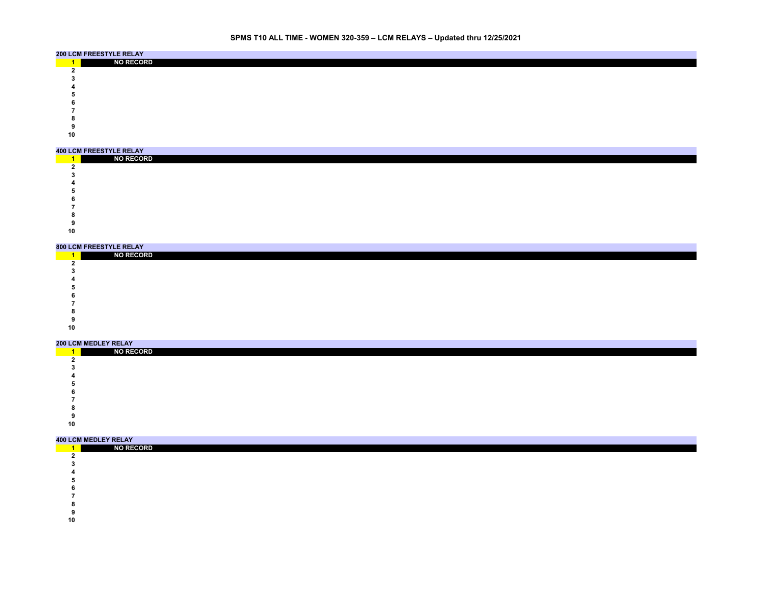# SPMS T10 ALL TIME - WOMEN 320-359 – LCM RELAYS – Updated thru 12/25/2021

## 200 LCM FREESTYLE RELAY

| | |
|---|---|
| 1 | NO RECORD |
| 2 | |
| 3 | |
| 4 | |
| 5 | |
| 6 | |
| 7 | |
| 8 | |
| 9 | |
| 10 | |

## 400 LCM FREESTYLE RELAY

| | |
|---|---|
| 1 | NO RECORD |
| 2 | |
| 3 | |
| 4 | |
| 5 | |
| 6 | |
| 7 | |
| 8 | |
| 9 | |
| 10 | |

## 800 LCM FREESTYLE RELAY

| | |
|---|---|
| 1 | NO RECORD |
| 2 | |
| 3 | |
| 4 | |
| 5 | |
| 6 | |
| 7 | |
| 8 | |
| 9 | |
| 10 | |

## 200 LCM MEDLEY RELAY

| | |
|---|---|
| 1 | NO RECORD |
| 2 | |
| 3 | |
| 4 | |
| 5 | |
| 6 | |
| 7 | |
| 8 | |
| 9 | |
| 10 | |

## 400 LCM MEDLEY RELAY

| | |
|---|---|
| 1 | NO RECORD |
| 2 | |
| 3 | |
| 4 | |
| 5 | |
| 6 | |
| 7 | |
| 8 | |
| 9 | |
| 10 | |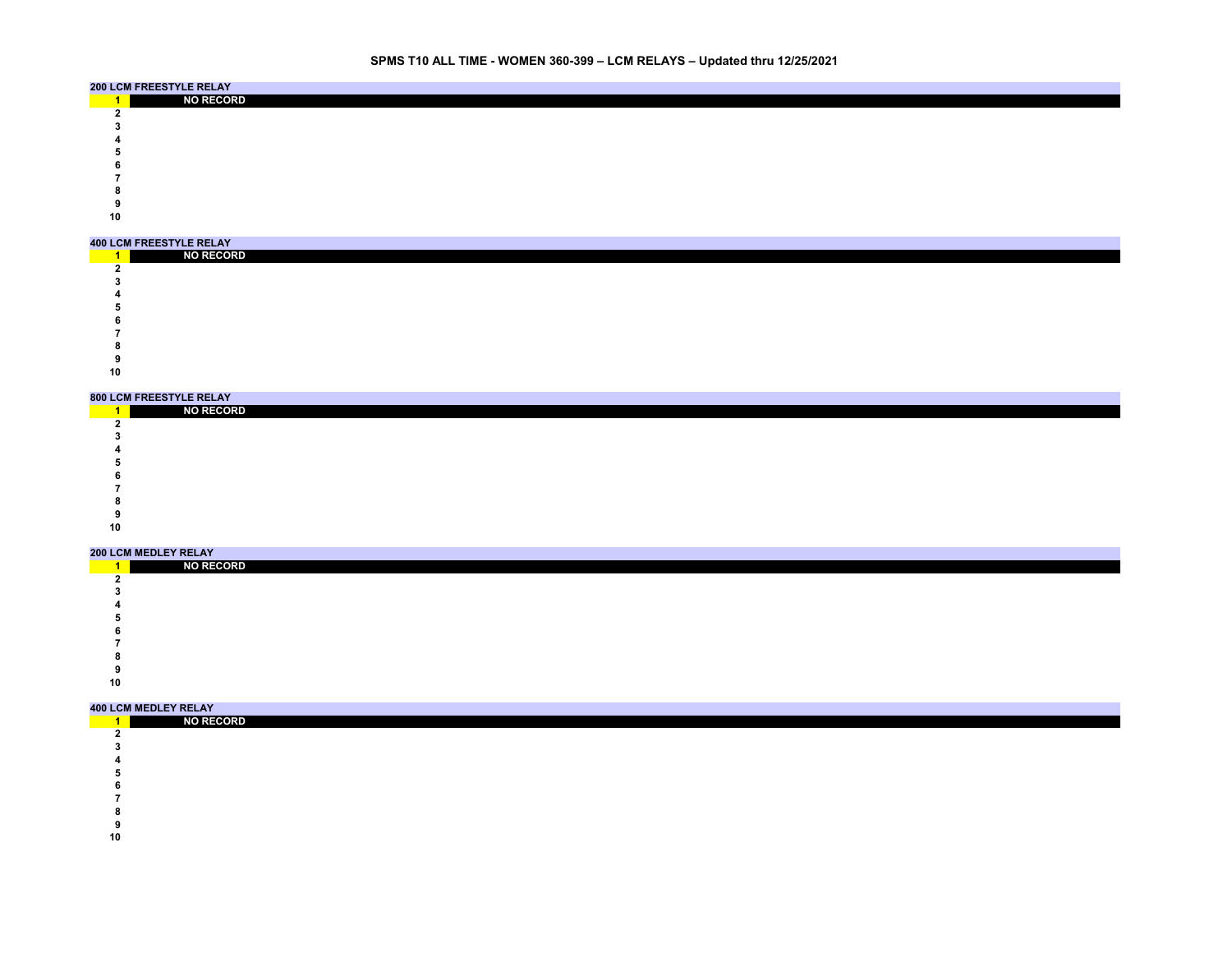# SPMS T10 ALL TIME - WOMEN 360-399 – LCM RELAYS – Updated thru 12/25/2021

## 200 LCM FREESTYLE RELAY

| Rank | |
|---|---|
| 1 | NO RECORD |
| 2 | |
| 3 | |
| 4 | |
| 5 | |
| 6 | |
| 7 | |
| 8 | |
| 9 | |
| 10 | |

## 400 LCM FREESTYLE RELAY

| Rank | |
|---|---|
| 1 | NO RECORD |
| 2 | |
| 3 | |
| 4 | |
| 5 | |
| 6 | |
| 7 | |
| 8 | |
| 9 | |
| 10 | |

## 800 LCM FREESTYLE RELAY

| Rank | |
|---|---|
| 1 | NO RECORD |
| 2 | |
| 3 | |
| 4 | |
| 5 | |
| 6 | |
| 7 | |
| 8 | |
| 9 | |
| 10 | |

## 200 LCM MEDLEY RELAY

| Rank | |
|---|---|
| 1 | NO RECORD |
| 2 | |
| 3 | |
| 4 | |
| 5 | |
| 6 | |
| 7 | |
| 8 | |
| 9 | |
| 10 | |

## 400 LCM MEDLEY RELAY

| Rank | |
|---|---|
| 1 | NO RECORD |
| 2 | |
| 3 | |
| 4 | |
| 5 | |
| 6 | |
| 7 | |
| 8 | |
| 9 | |
| 10 | |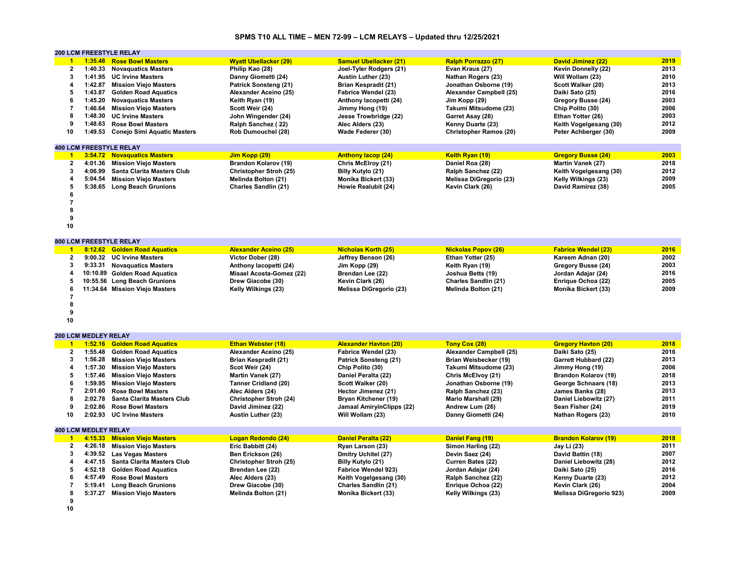# SPMS T10 ALL TIME – MEN 72-99 – LCM RELAYS – Updated thru 12/25/2021

## 200 LCM FREESTYLE RELAY

| Rank | Time | Team | Swimmer 1 | Swimmer 2 | Swimmer 3 | Swimmer 4 | Year |
|---|---|---|---|---|---|---|---|
| 1 | 1:35.48 | Rose Bowl Masters | Wyatt Ubellacker (29) | Samuel Ubellacker (21) | Ralph Porrazzo (27) | David Jiminez (22) | 2019 |
| 2 | 1:40.33 | Novaquatics Masters | Philip Kao (28) | Joel-Tyler Rodgers (21) | Evan Kraus (27) | Kevin Donnelly (22) | 2013 |
| 3 | 1:41.95 | UC Irvine Masters | Danny Giometti (24) | Austin Luther (23) | Nathan Rogers (23) | Will Wollam (23) | 2010 |
| 4 | 1:42.87 | Mission Viejo Masters | Patrick Sonsteng (21) | Brian Kespradit (21) | Jonathan Osborne (19) | Scott Walker (20) | 2013 |
| 5 | 1:43.87 | Golden Road Aquatics | Alexander Aceino (25) | Fabrice Wendel (23) | Alexander Campbell (25) | Daiki Sato (25) | 2016 |
| 6 | 1:45.20 | Novaquatics Masters | Keith Ryan (19) | Anthony Iacopetti (24) | Jim Kopp (29) | Gregory Busse (24) | 2003 |
| 7 | 1:46.64 | Mission Viejo Masters | Scott Weir (24) | Jimmy Hong (19) | Takumi Mitsudome (23) | Chip Polito (30) | 2006 |
| 8 | 1:48.30 | UC Irvine Masters | John Wingender (24) | Jesse Trowbridge (22) | Garret Asay (26) | Ethan Yotter (26) | 2003 |
| 9 | 1:48.63 | Rose Bowl Masters | Ralph Sanchez ( 22) | Alec Alders (23) | Kenny Duarte (23) | Keith Vogelgesang (30) | 2012 |
| 10 | 1:49.53 | Conejo Simi Aquatic Masters | Rob Dumouchel (28) | Wade Federer (30) | Christopher Ramos (20) | Peter Achberger (30) | 2009 |

## 400 LCM FREESTYLE RELAY

| Rank | Time | Team | Swimmer 1 | Swimmer 2 | Swimmer 3 | Swimmer 4 | Year |
|---|---|---|---|---|---|---|---|
| 1 | 3:54.72 | Novaquatics Masters | Jim Kopp (29) | Anthony Iacop (24) | Keith Ryan (19) | Gregory Busse (24) | 2003 |
| 2 | 4:01.36 | Mission Viejo Masters | Brandon Kolarov (19) | Chris McElroy (21) | Daniel Roa (28) | Martin Vanek (27) | 2018 |
| 3 | 4:06.99 | Santa Clarita Masters Club | Christopher Stroh (25) | Billy Kutylo (21) | Ralph Sanchez (22) | Keith Vogelgesang (30) | 2012 |
| 4 | 5:04.54 | Mission Viejo Masters | Melinda Bolton (21) | Monika Bickert (33) | Melissa DiGregorio (23) | Kelly Wilkings (23) | 2009 |
| 5 | 5:38.65 | Long Beach Grunions | Charles Sandlin (21) | Howie Realubit (24) | Kevin Clark (26) | David Ramirez (38) | 2005 |
| 6 | | | | | | | |
| 7 | | | | | | | |
| 8 | | | | | | | |
| 9 | | | | | | | |
| 10 | | | | | | | |

## 800 LCM FREESTYLE RELAY

| Rank | Time | Team | Swimmer 1 | Swimmer 2 | Swimmer 3 | Swimmer 4 | Year |
|---|---|---|---|---|---|---|---|
| 1 | 8:12.62 | Golden Road Aquatics | Alexander Aceino (25) | Nicholas Korth (25) | Nickolas Popov (26) | Fabrice Wendel (23) | 2016 |
| 2 | 9:00.32 | UC Irvine Masters | Victor Dober (28) | Jeffrey Benson (26) | Ethan Yotter (25) | Kareem Adnan (20) | 2002 |
| 3 | 9:33.31 | Novaquatics Masters | Anthony Iacopetti (24) | Jim Kopp (29) | Keith Ryan (19) | Gregory Busse (24) | 2003 |
| 4 | 10:10.89 | Golden Road Aquatics | Misael Acosta-Gomez (22) | Brendan Lee (22) | Joshua Betts (19) | Jordan Adajar (24) | 2016 |
| 5 | 10:55.56 | Long Beach Grunions | Drew Giacobe (30) | Kevin Clark (26) | Charles Sandlin (21) | Enrique Ochoa (22) | 2005 |
| 6 | 11:34.64 | Mission Viejo Masters | Kelly Wilkings (23) | Melissa DiGregorio (23) | Melinda Bolton (21) | Monika Bickert (33) | 2009 |
| 7 | | | | | | | |
| 8 | | | | | | | |
| 9 | | | | | | | |
| 10 | | | | | | | |

## 200 LCM MEDLEY RELAY

| Rank | Time | Team | Swimmer 1 | Swimmer 2 | Swimmer 3 | Swimmer 4 | Year |
|---|---|---|---|---|---|---|---|
| 1 | 1:52.16 | Golden Road Aquatics | Ethan Webster (18) | Alexander Havton (20) | Tony Cox (28) | Gregory Havton (20) | 2018 |
| 2 | 1:55.48 | Golden Road Aquatics | Alexander Aceino (25) | Fabrice Wendel (23) | Alexander Campbell (25) | Daiki Sato (25) | 2016 |
| 3 | 1:56.28 | Mission Viejo Masters | Brian Kespradit (21) | Patrick Sonsteng (21) | Brian Weisbecker (19) | Garrett Hubbard (22) | 2013 |
| 4 | 1:57.30 | Mission Viejo Masters | Scot Weir (24) | Chip Polito (30) | Takumi Mitsudome (23) | Jimmy Hong (19) | 2006 |
| 5 | 1:57.46 | Mission Viejo Masters | Martin Vanek (27) | Daniel Peralta (22) | Chris McElvoy (21) | Brandon Kolarov (19) | 2018 |
| 6 | 1:59.95 | Mission Viejo Masters | Tanner Cridland (20) | Scott Walker (20) | Jonathan Osborne (19) | George Schnaars (18) | 2013 |
| 7 | 2:01.60 | Rose Bowl Masters | Alec Alders (24) | Hector Jimenez (21) | Ralph Sanchez (23) | James Banks (28) | 2013 |
| 8 | 2:02.78 | Santa Clarita Masters Club | Christopher Stroh (24) | Bryan Kitchener (19) | Mario Marshall (29) | Daniel Liebowitz (27) | 2011 |
| 9 | 2:02.86 | Rose Bowl Masters | David Jiminez (22) | Jamaal AmiryinClipps (22) | Andrew Lum (26) | Sean Fisher (24) | 2019 |
| 10 | 2:02.93 | UC Irvine Masters | Austin Luther (23) | Will Wollam (23) | Danny Giometti (24) | Nathan Rogers (23) | 2010 |

## 400 LCM MEDLEY RELAY

| Rank | Time | Team | Swimmer 1 | Swimmer 2 | Swimmer 3 | Swimmer 4 | Year |
|---|---|---|---|---|---|---|---|
| 1 | 4:15.33 | Mission Viejo Masters | Logan Redondo (24) | Daniel Peralta (22) | Daniel Fang (19) | Brandon Kolarov (19) | 2018 |
| 2 | 4:26.18 | Mission Viejo Masters | Eric Babbitt (24) | Ryan Larson (23) | Simon Harling (22) | Jay Li (23) | 2011 |
| 3 | 4:39.52 | Las Vegas Masters | Ben Erickson (26) | Dmitry Uchitel (27) | Devin Saez (24) | David Battin (18) | 2007 |
| 4 | 4:47.15 | Santa Clarita Masters Club | Christopher Stroh (25) | Billy Kutylo (21) | Curren Bates (22) | Daniel Liebowitz (28) | 2012 |
| 5 | 4:52.18 | Golden Road Aquatics | Brendan Lee (22) | Fabrice Wendel 923) | Jordan Adajar (24) | Daiki Sato (25) | 2016 |
| 6 | 4:57.49 | Rose Bowl Masters | Alec Alders (23) | Keith Vogelgesang (30) | Ralph Sanchez (22) | Kenny Duarte (23) | 2012 |
| 7 | 5:19.41 | Long Beach Grunions | Drew Giacobe (30) | Charles Sandlin (21) | Enrique Ochoa (22) | Kevin Clark (26) | 2004 |
| 8 | 5:37.27 | Mission Viejo Masters | Melinda Bolton (21) | Monika Bickert (33) | Kelly Wilkings (23) | Melissa DiGregorio 923) | 2009 |
| 9 | | | | | | | |
| 10 | | | | | | | |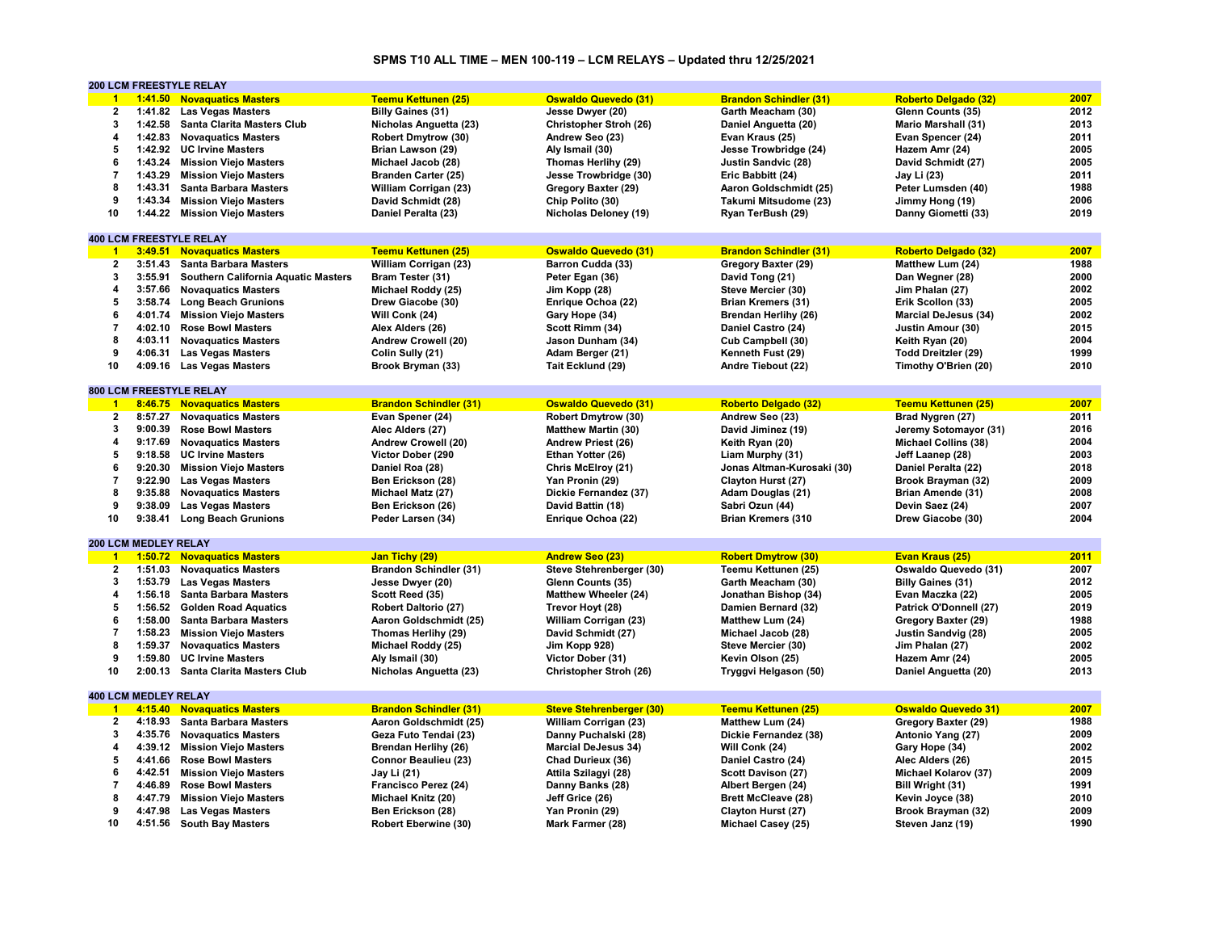# SPMS T10 ALL TIME – MEN 100-119 – LCM RELAYS – Updated thru 12/25/2021

## 200 LCM FREESTYLE RELAY

| | | | | | | | |
|---|---|---|---|---|---|---|---|
| 1 | 1:41.50 | Novaquatics Masters | Teemu Kettunen (25) | Oswaldo Quevedo (31) | Brandon Schindler (31) | Roberto Delgado (32) | 2007 |
| 2 | 1:41.82 | Las Vegas Masters | Billy Gaines (31) | Jesse Dwyer (20) | Garth Meacham (30) | Glenn Counts (35) | 2012 |
| 3 | 1:42.58 | Santa Clarita Masters Club | Nicholas Anguetta (23) | Christopher Stroh (26) | Daniel Anguetta (20) | Mario Marshall (31) | 2013 |
| 4 | 1:42.83 | Novaquatics Masters | Robert Dmytrow (30) | Andrew Seo (23) | Evan Kraus (25) | Evan Spencer (24) | 2011 |
| 5 | 1:42.92 | UC Irvine Masters | Brian Lawson (29) | Aly Ismail (30) | Jesse Trowbridge (24) | Hazem Amr (24) | 2005 |
| 6 | 1:43.24 | Mission Viejo Masters | Michael Jacob (28) | Thomas Herlihy (29) | Justin Sandvic (28) | David Schmidt (27) | 2005 |
| 7 | 1:43.29 | Mission Viejo Masters | Branden Carter (25) | Jesse Trowbridge (30) | Eric Babbitt (24) | Jay Li (23) | 2011 |
| 8 | 1:43.31 | Santa Barbara Masters | William Corrigan (23) | Gregory Baxter (29) | Aaron Goldschmidt (25) | Peter Lumsden (40) | 1988 |
| 9 | 1:43.34 | Mission Viejo Masters | David Schmidt (28) | Chip Polito (30) | Takumi Mitsudome (23) | Jimmy Hong (19) | 2006 |
| 10 | 1:44.22 | Mission Viejo Masters | Daniel Peralta (23) | Nicholas Deloney (19) | Ryan TerBush (29) | Danny Giometti (33) | 2019 |

## 400 LCM FREESTYLE RELAY

| | | | | | | | |
|---|---|---|---|---|---|---|---|
| 1 | 3:49.51 | Novaquatics Masters | Teemu Kettunen (25) | Oswaldo Quevedo (31) | Brandon Schindler (31) | Roberto Delgado (32) | 2007 |
| 2 | 3:51.43 | Santa Barbara Masters | William Corrigan (23) | Barron Cudda (33) | Gregory Baxter (29) | Matthew Lum (24) | 1988 |
| 3 | 3:55.91 | Southern California Aquatic Masters | Bram Tester (31) | Peter Egan (36) | David Tong (21) | Dan Wegner (28) | 2000 |
| 4 | 3:57.66 | Novaquatics Masters | Michael Roddy (25) | Jim Kopp (28) | Steve Mercier (30) | Jim Phalan (27) | 2002 |
| 5 | 3:58.74 | Long Beach Grunions | Drew Giacobe (30) | Enrique Ochoa (22) | Brian Kremers (31) | Erik Scollon (33) | 2005 |
| 6 | 4:01.74 | Mission Viejo Masters | Will Conk (24) | Gary Hope (34) | Brendan Herlihy (26) | Marcial DeJesus (34) | 2002 |
| 7 | 4:02.10 | Rose Bowl Masters | Alex Alders (26) | Scott Rimm (34) | Daniel Castro (24) | Justin Amour (30) | 2015 |
| 8 | 4:03.11 | Novaquatics Masters | Andrew Crowell (20) | Jason Dunham (34) | Cub Campbell (30) | Keith Ryan (20) | 2004 |
| 9 | 4:06.31 | Las Vegas Masters | Colin Sully (21) | Adam Berger (21) | Kenneth Fust (29) | Todd Dreitzler (29) | 1999 |
| 10 | 4:09.16 | Las Vegas Masters | Brook Bryman (33) | Tait Ecklund (29) | Andre Tiebout (22) | Timothy O'Brien (20) | 2010 |

## 800 LCM FREESTYLE RELAY

| | | | | | | | |
|---|---|---|---|---|---|---|---|
| 1 | 8:46.75 | Novaquatics Masters | Brandon Schindler (31) | Oswaldo Quevedo (31) | Roberto Delgado (32) | Teemu Kettunen (25) | 2007 |
| 2 | 8:57.27 | Novaquatics Masters | Evan Spencer (24) | Robert Dmytrow (30) | Andrew Seo (23) | Brad Nygren (27) | 2011 |
| 3 | 9:00.39 | Rose Bowl Masters | Alec Alders (27) | Matthew Martin (30) | David Jiminez (19) | Jeremy Sotomayor (31) | 2016 |
| 4 | 9:17.69 | Novaquatics Masters | Andrew Crowell (20) | Andrew Priest (26) | Keith Ryan (20) | Michael Collins (38) | 2004 |
| 5 | 9:18.58 | UC Irvine Masters | Victor Dober (290 | Ethan Yotter (26) | Liam Murphy (31) | Jeff Laanep (28) | 2003 |
| 6 | 9:20.30 | Mission Viejo Masters | Daniel Roa (28) | Chris McElroy (21) | Jonas Altman-Kurosaki (30) | Daniel Peralta (22) | 2018 |
| 7 | 9:22.90 | Las Vegas Masters | Ben Erickson (28) | Yan Pronin (29) | Clayton Hurst (27) | Brook Brayman (32) | 2009 |
| 8 | 9:35.88 | Novaquatics Masters | Michael Matz (27) | Dickie Fernandez (37) | Adam Douglas (21) | Brian Amende (31) | 2008 |
| 9 | 9:38.09 | Las Vegas Masters | Ben Erickson (26) | David Battin (18) | Sabri Ozun (44) | Devin Saez (24) | 2007 |
| 10 | 9:38.41 | Long Beach Grunions | Peder Larsen (34) | Enrique Ochoa (22) | Brian Kremers (310 | Drew Giacobe (30) | 2004 |

## 200 LCM MEDLEY RELAY

| | | | | | | | |
|---|---|---|---|---|---|---|---|
| 1 | 1:50.72 | Novaquatics Masters | Jan Tichy (29) | Andrew Seo (23) | Robert Dmytrow (30) | Evan Kraus (25) | 2011 |
| 2 | 1:51.03 | Novaquatics Masters | Brandon Schindler (31) | Steve Stehrenberger (30) | Teemu Kettunen (25) | Oswaldo Quevedo (31) | 2007 |
| 3 | 1:53.79 | Las Vegas Masters | Jesse Dwyer (20) | Glenn Counts (35) | Garth Meacham (30) | Billy Gaines (31) | 2012 |
| 4 | 1:56.18 | Santa Barbara Masters | Scott Reed (35) | Matthew Wheeler (24) | Jonathan Bishop (34) | Evan Maczka (22) | 2005 |
| 5 | 1:56.52 | Golden Road Aquatics | Robert Daltorio (27) | Trevor Hoyt (28) | Damien Bernard (32) | Patrick O'Donnell (27) | 2019 |
| 6 | 1:58.00 | Santa Barbara Masters | Aaron Goldschmidt (25) | William Corrigan (23) | Matthew Lum (24) | Gregory Baxter (29) | 1988 |
| 7 | 1:58.23 | Mission Viejo Masters | Thomas Herlihy (29) | David Schmidt (27) | Michael Jacob (28) | Justin Sandvig (28) | 2005 |
| 8 | 1:59.37 | Novaquatics Masters | Michael Roddy (25) | Jim Kopp 928) | Steve Mercier (30) | Jim Phalan (27) | 2002 |
| 9 | 1:59.80 | UC Irvine Masters | Aly Ismail (30) | Victor Dober (31) | Kevin Olson (25) | Hazem Amr (24) | 2005 |
| 10 | 2:00.13 | Santa Clarita Masters Club | Nicholas Anguetta (23) | Christopher Stroh (26) | Tryggvi Helgason (50) | Daniel Anguetta (20) | 2013 |

## 400 LCM MEDLEY RELAY

| | | | | | | | |
|---|---|---|---|---|---|---|---|
| 1 | 4:15.40 | Novaquatics Masters | Brandon Schindler (31) | Steve Stehrenberger (30) | Teemu Kettunen (25) | Oswaldo Quevedo 31) | 2007 |
| 2 | 4:18.93 | Santa Barbara Masters | Aaron Goldschmidt (25) | William Corrigan (23) | Matthew Lum (24) | Gregory Baxter (29) | 1988 |
| 3 | 4:35.76 | Novaquatics Masters | Geza Futo Tendai (23) | Danny Puchalski (28) | Dickie Fernandez (38) | Antonio Yang (27) | 2009 |
| 4 | 4:39.12 | Mission Viejo Masters | Brendan Herlihy (26) | Marcial DeJesus 34) | Will Conk (24) | Gary Hope (34) | 2002 |
| 5 | 4:41.66 | Rose Bowl Masters | Connor Beaulieu (23) | Chad Durieux (36) | Daniel Castro (24) | Alec Alders (26) | 2015 |
| 6 | 4:42.51 | Mission Viejo Masters | Jay Li (21) | Attila Szilagyi (28) | Scott Davison (27) | Michael Kolarov (37) | 2009 |
| 7 | 4:46.89 | Rose Bowl Masters | Francisco Perez (24) | Danny Banks (28) | Albert Bergen (24) | Bill Wright (31) | 1991 |
| 8 | 4:47.79 | Mission Viejo Masters | Michael Knitz (20) | Jeff Grice (26) | Brett McCleave (28) | Kevin Joyce (38) | 2010 |
| 9 | 4:47.98 | Las Vegas Masters | Ben Erickson (28) | Yan Pronin (29) | Clayton Hurst (27) | Brook Brayman (32) | 2009 |
| 10 | 4:51.56 | South Bay Masters | Robert Eberwine (30) | Mark Farmer (28) | Michael Casey (25) | Steven Janz (19) | 1990 |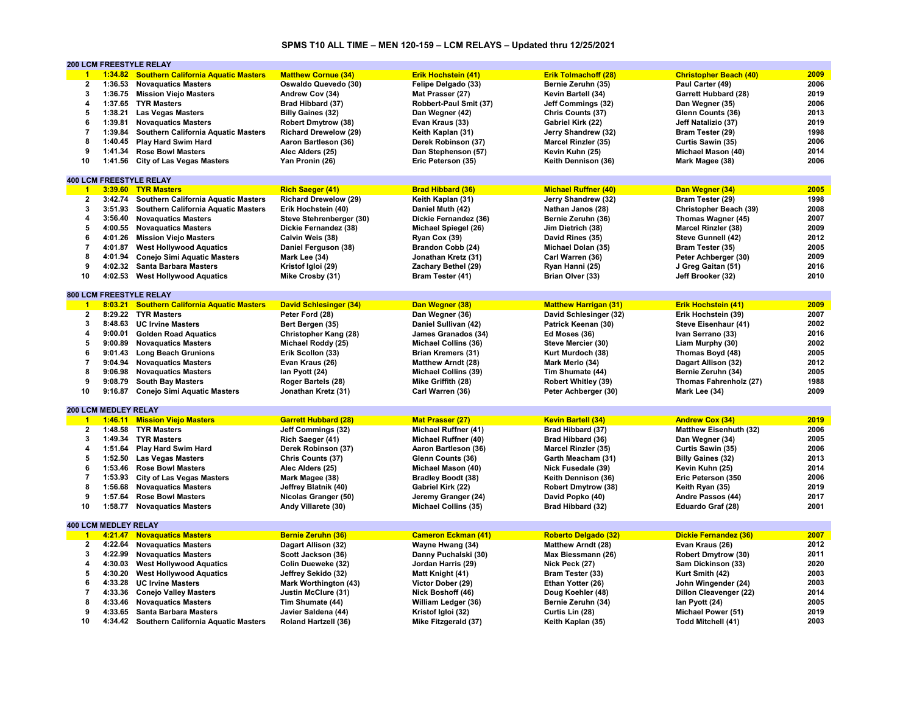# SPMS T10 ALL TIME – MEN 120-159 – LCM RELAYS – Updated thru 12/25/2021

## 200 LCM FREESTYLE RELAY

| Rank | Time | Team | Swimmer 1 | Swimmer 2 | Swimmer 3 | Swimmer 4 | Year |
|---|---|---|---|---|---|---|---|
| 1 | 1:34.82 | Southern California Aquatic Masters | Matthew Cornue (34) | Erik Hochstein (41) | Erik Tolmachoff (28) | Christopher Beach (40) | 2009 |
| 2 | 1:36.53 | Novaquatics Masters | Oswaldo Quevedo (30) | Felipe Delgado (33) | Bernie Zeruhn (35) | Paul Carter (49) | 2006 |
| 3 | 1:36.75 | Mission Viejo Masters | Andrew Cov (34) | Mat Prasser (27) | Kevin Bartell (34) | Garrett Hubbard (28) | 2019 |
| 4 | 1:37.65 | TYR Masters | Brad Hibbard (37) | Robbert-Paul Smit (37) | Jeff Commings (32) | Dan Wegner (35) | 2006 |
| 5 | 1:38.21 | Las Vegas Masters | Billy Gaines (32) | Dan Wegner (42) | Chris Counts (37) | Glenn Counts (36) | 2013 |
| 6 | 1:39.81 | Novaquatics Masters | Robert Dmytrow (38) | Evan Kraus (33) | Gabriel Kirk (22) | Jeff Natalizio (37) | 2019 |
| 7 | 1:39.84 | Southern California Aquatic Masters | Richard Drewelow (29) | Keith Kaplan (31) | Jerry Shandrew (32) | Bram Tester (29) | 1998 |
| 8 | 1:40.45 | Play Hard Swim Hard | Aaron Bartleson (36) | Derek Robinson (37) | Marcel Rinzler (35) | Curtis Sawin (35) | 2006 |
| 9 | 1:41.34 | Rose Bowl Masters | Alec Alders (25) | Dan Stephenson (57) | Kevin Kuhn (25) | Michael Mason (40) | 2014 |
| 10 | 1:41.56 | City of Las Vegas Masters | Yan Pronin (26) | Eric Peterson (35) | Keith Dennison (36) | Mark Magee (38) | 2006 |

## 400 LCM FREESTYLE RELAY

| Rank | Time | Team | Swimmer 1 | Swimmer 2 | Swimmer 3 | Swimmer 4 | Year |
|---|---|---|---|---|---|---|---|
| 1 | 3:39.60 | TYR Masters | Rich Saeger (41) | Brad Hibbard (36) | Michael Ruffner (40) | Dan Wegner (34) | 2005 |
| 2 | 3:42.74 | Southern California Aquatic Masters | Richard Drewelow (29) | Keith Kaplan (31) | Jerry Shandrew (32) | Bram Tester (29) | 1998 |
| 3 | 3:51.93 | Southern California Aquatic Masters | Erik Hochstein (40) | Daniel Muth (42) | Nathan Janos (28) | Christopher Beach (39) | 2008 |
| 4 | 3:56.40 | Novaquatics Masters | Steve Stehrenberger (30) | Dickie Fernandez (36) | Bernie Zeruhn (36) | Thomas Wagner (45) | 2007 |
| 5 | 4:00.55 | Novaquatics Masters | Dickie Fernandez (38) | Michael Spiegel (26) | Jim Dietrich (38) | Marcel Rinzler (38) | 2009 |
| 6 | 4:01.26 | Mission Viejo Masters | Calvin Weis (38) | Ryan Cox (39) | David Rines (35) | Steve Gunnell (42) | 2012 |
| 7 | 4:01.87 | West Hollywood Aquatics | Daniel Ferguson (38) | Brandon Cobb (24) | Michael Dolan (35) | Bram Tester (35) | 2005 |
| 8 | 4:01.94 | Conejo Simi Aquatic Masters | Mark Lee (34) | Jonathan Kretz (31) | Carl Warren (36) | Peter Achberger (30) | 2009 |
| 9 | 4:02.32 | Santa Barbara Masters | Kristof Igloi (29) | Zachary Bethel (29) | Ryan Hanni (25) | J Greg Gaitan (51) | 2016 |
| 10 | 4:02.53 | West Hollywood Aquatics | Mike Crosby (31) | Bram Tester (41) | Brian Olver (33) | Jeff Brooker (32) | 2010 |

## 800 LCM FREESTYLE RELAY

| Rank | Time | Team | Swimmer 1 | Swimmer 2 | Swimmer 3 | Swimmer 4 | Year |
|---|---|---|---|---|---|---|---|
| 1 | 8:03.21 | Southern California Aquatic Masters | David Schlesinger (34) | Dan Wegner (38) | Matthew Harrigan (31) | Erik Hochstein (41) | 2009 |
| 2 | 8:29.22 | TYR Masters | Peter Ford (28) | Dan Wegner (36) | David Schlesinger (32) | Erik Hochstein (39) | 2007 |
| 3 | 8:48.63 | UC Irvine Masters | Bert Bergen (35) | Daniel Sullivan (42) | Patrick Keenan (30) | Steve Eisenhaur (41) | 2002 |
| 4 | 9:00.01 | Golden Road Aquatics | Christopher Kang (28) | James Granados (34) | Ed Moses (36) | Ivan Serrano (33) | 2016 |
| 5 | 9:00.89 | Novaquatics Masters | Michael Roddy (25) | Michael Collins (36) | Steve Mercier (30) | Liam Murphy (30) | 2002 |
| 6 | 9:01.43 | Long Beach Grunions | Erik Scollon (33) | Brian Kremers (31) | Kurt Murdoch (38) | Thomas Boyd (48) | 2005 |
| 7 | 9:04.94 | Novaquatics Masters | Evan Kraus (26) | Matthew Arndt (28) | Mark Merlo (34) | Dagart Allison (32) | 2012 |
| 8 | 9:06.98 | Novaquatics Masters | Ian Pyott (24) | Michael Collins (39) | Tim Shumate (44) | Bernie Zeruhn (34) | 2005 |
| 9 | 9:08.79 | South Bay Masters | Roger Bartels (28) | Mike Griffith (28) | Robert Whitley (39) | Thomas Fahrenholz (27) | 1988 |
| 10 | 9:16.87 | Conejo Simi Aquatic Masters | Jonathan Kretz (31) | Carl Warren (36) | Peter Achberger (30) | Mark Lee (34) | 2009 |

## 200 LCM MEDLEY RELAY

| Rank | Time | Team | Swimmer 1 | Swimmer 2 | Swimmer 3 | Swimmer 4 | Year |
|---|---|---|---|---|---|---|---|
| 1 | 1:46.11 | Mission Viejo Masters | Garrett Hubbard (28) | Mat Prasser (27) | Kevin Bartell (34) | Andrew Cox (34) | 2019 |
| 2 | 1:48.58 | TYR Masters | Jeff Commings (32) | Michael Ruffner (41) | Brad Hibbard (37) | Matthew Eisenhuth (32) | 2006 |
| 3 | 1:49.34 | TYR Masters | Rich Saeger (41) | Michael Ruffner (40) | Brad Hibbard (36) | Dan Wegner (34) | 2005 |
| 4 | 1:51.64 | Play Hard Swim Hard | Derek Robinson (37) | Aaron Bartleson (36) | Marcel Rinzler (35) | Curtis Sawin (35) | 2006 |
| 5 | 1:52.50 | Las Vegas Masters | Chris Counts (37) | Glenn Counts (36) | Garth Meacham (31) | Billy Gaines (32) | 2013 |
| 6 | 1:53.46 | Rose Bowl Masters | Alec Alders (25) | Michael Mason (40) | Nick Fusedale (39) | Kevin Kuhn (25) | 2014 |
| 7 | 1:53.93 | City of Las Vegas Masters | Mark Magee (38) | Bradley Boodt (38) | Keith Dennison (36) | Eric Peterson (350 | 2006 |
| 8 | 1:56.68 | Novaquatics Masters | Jeffrey Blatnik (40) | Gabriel Kirk (22) | Robert Dmytrow (38) | Keith Ryan (35) | 2019 |
| 9 | 1:57.64 | Rose Bowl Masters | Nicolas Granger (50) | Jeremy Granger (24) | David Popko (40) | Andre Passos (44) | 2017 |
| 10 | 1:58.77 | Novaquatics Masters | Andy Villarete (30) | Michael Collins (35) | Brad Hibbard (32) | Eduardo Graf (28) | 2001 |

## 400 LCM MEDLEY RELAY

| Rank | Time | Team | Swimmer 1 | Swimmer 2 | Swimmer 3 | Swimmer 4 | Year |
|---|---|---|---|---|---|---|---|
| 1 | 4:21.47 | Novaquatics Masters | Bernie Zeruhn (36) | Cameron Eckman (41) | Roberto Delgado (32) | Dickie Fernandez (36) | 2007 |
| 2 | 4:22.64 | Novaquatics Masters | Dagart Allison (32) | Wayne Hwang (34) | Matthew Arndt (28) | Evan Kraus (26) | 2012 |
| 3 | 4:22.99 | Novaquatics Masters | Scott Jackson (36) | Danny Puchalski (30) | Max Biessmann (26) | Robert Dmytrow (30) | 2011 |
| 4 | 4:30.03 | West Hollywood Aquatics | Colin Dueweke (32) | Jordan Harris (29) | Nick Peck (27) | Sam Dickinson (33) | 2020 |
| 5 | 4:30.20 | West Hollywood Aquatics | Jeffrey Sekido (32) | Matt Knight (41) | Bram Tester (33) | Kurt Smith (42) | 2003 |
| 6 | 4:33.28 | UC Irvine Masters | Mark Worthington (43) | Victor Dober (29) | Ethan Yotter (26) | John Wingender (24) | 2003 |
| 7 | 4:33.36 | Conejo Valley Masters | Justin McClure (31) | Nick Boshoff (46) | Doug Koehler (48) | Dillon Cleavenger (22) | 2014 |
| 8 | 4:33.46 | Novaquatics Masters | Tim Shumate (44) | William Ledger (36) | Bernie Zeruhn (34) | Ian Pyott (24) | 2005 |
| 9 | 4:33.65 | Santa Barbara Masters | Javier Saldena (44) | Kristof Igloi (32) | Curtis Lin (28) | Michael Power (51) | 2019 |
| 10 | 4:34.42 | Southern California Aquatic Masters | Roland Hartzell (36) | Mike Fitzgerald (37) | Keith Kaplan (35) | Todd Mitchell (41) | 2003 |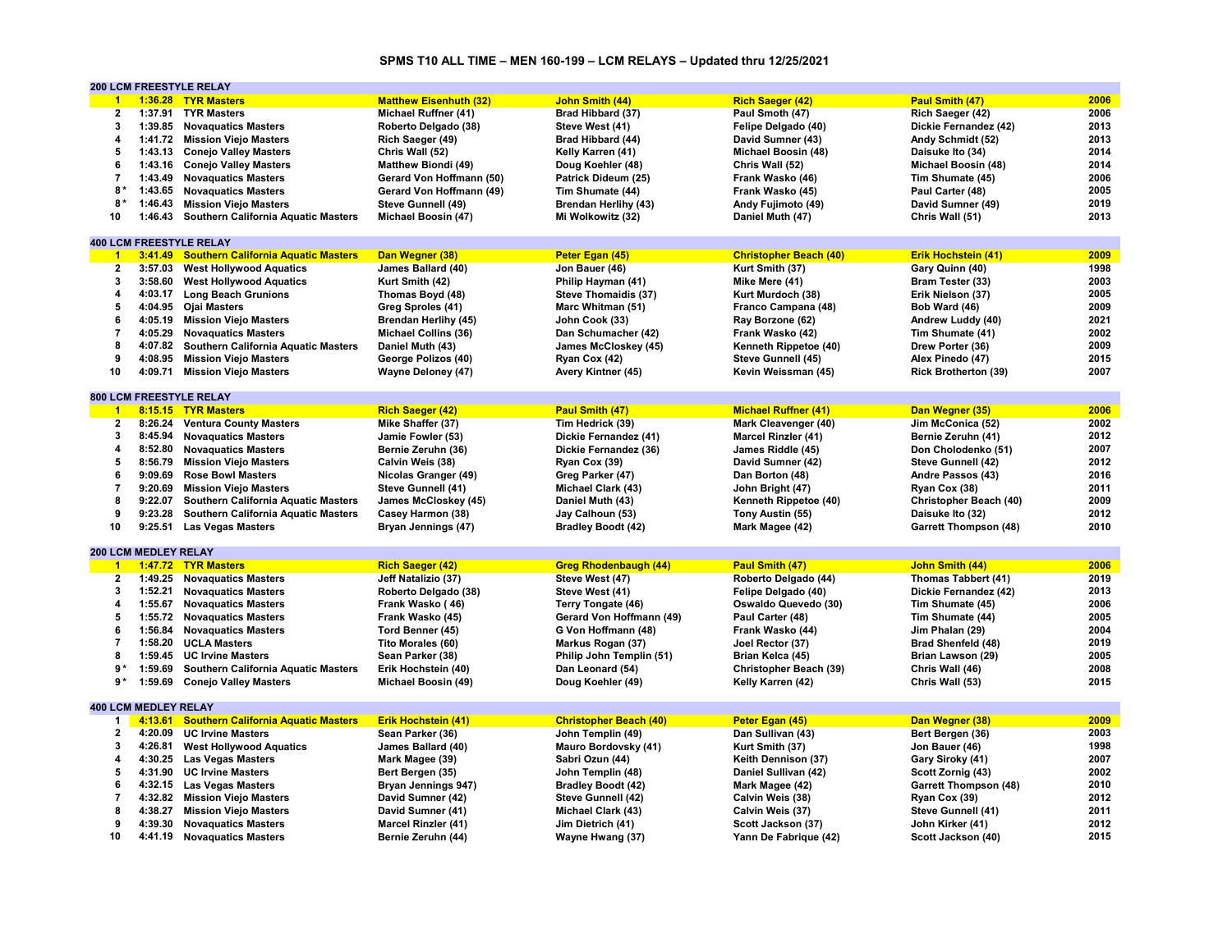# SPMS T10 ALL TIME – MEN 160-199 – LCM RELAYS – Updated thru 12/25/2021

## 200 LCM FREESTYLE RELAY

| Rank | Time | Team | Swimmer 1 | Swimmer 2 | Swimmer 3 | Swimmer 4 | Year |
|---|---|---|---|---|---|---|---|
| **1** | **1:36.28** | **TYR Masters** | **Matthew Eisenhuth (32)** | **John Smith (44)** | **Rich Saeger (42)** | **Paul Smith (47)** | **2006** |
| 2 | 1:37.91 | TYR Masters | Michael Ruffner (41) | Brad Hibbard (37) | Paul Smoth (47) | Rich Saeger (42) | 2006 |
| 3 | 1:39.85 | Novaquatics Masters | Roberto Delgado (38) | Steve West (41) | Felipe Delgado (40) | Dickie Fernandez (42) | 2013 |
| 4 | 1:41.72 | Mission Viejo Masters | Rich Saeger (49) | Brad Hibbard (44) | David Sumner (43) | Andy Schmidt (52) | 2013 |
| 5 | 1:43.13 | Conejo Valley Masters | Chris Wall (52) | Kelly Karren (41) | Michael Boosin (48) | Daisuke Ito (34) | 2014 |
| 6 | 1:43.16 | Conejo Valley Masters | Matthew Biondi (49) | Doug Koehler (48) | Chris Wall (52) | Michael Boosin (48) | 2014 |
| 7 | 1:43.49 | Novaquatics Masters | Gerard Von Hoffmann (50) | Patrick Dideum (25) | Frank Wasko (46) | Tim Shumate (45) | 2006 |
| 8 * | 1:43.65 | Novaquatics Masters | Gerard Von Hoffmann (49) | Tim Shumate (44) | Frank Wasko (45) | Paul Carter (48) | 2005 |
| 8 * | 1:46.43 | Mission Viejo Masters | Steve Gunnell (49) | Brendan Herlihy (43) | Andy Fujimoto (49) | David Sumner (49) | 2019 |
| 10 | 1:46.43 | Southern California Aquatic Masters | Michael Boosin (47) | Mi Wolkowitz (32) | Daniel Muth (47) | Chris Wall (51) | 2013 |

## 400 LCM FREESTYLE RELAY

| Rank | Time | Team | Swimmer 1 | Swimmer 2 | Swimmer 3 | Swimmer 4 | Year |
|---|---|---|---|---|---|---|---|
| **1** | **3:41.49** | **Southern California Aquatic Masters** | **Dan Wegner (38)** | **Peter Egan (45)** | **Christopher Beach (40)** | **Erik Hochstein (41)** | **2009** |
| 2 | 3:57.03 | West Hollywood Aquatics | James Ballard (40) | Jon Bauer (46) | Kurt Smith (37) | Gary Quinn (40) | 1998 |
| 3 | 3:58.60 | West Hollywood Aquatics | Kurt Smith (42) | Philip Hayman (41) | Mike Mere (41) | Bram Tester (33) | 2003 |
| 4 | 4:03.17 | Long Beach Grunions | Thomas Boyd (48) | Steve Thomaidis (37) | Kurt Murdoch (38) | Erik Nielson (37) | 2005 |
| 5 | 4:04.95 | Ojai Masters | Greg Sproles (41) | Marc Whitman (51) | Franco Campana (48) | Bob Ward (46) | 2009 |
| 6 | 4:05.19 | Mission Viejo Masters | Brendan Herlihy (45) | John Cook (33) | Ray Borzone (62) | Andrew Luddy (40) | 2021 |
| 7 | 4:05.29 | Novaquatics Masters | Michael Collins (36) | Dan Schumacher (42) | Frank Wasko (42) | Tim Shumate (41) | 2002 |
| 8 | 4:07.82 | Southern California Aquatic Masters | Daniel Muth (43) | James McCloskey (45) | Kenneth Rippetoe (40) | Drew Porter (36) | 2009 |
| 9 | 4:08.95 | Mission Viejo Masters | George Polizos (40) | Ryan Cox (42) | Steve Gunnell (45) | Alex Pinedo (47) | 2015 |
| 10 | 4:09.71 | Mission Viejo Masters | Wayne Deloney (47) | Avery Kintner (45) | Kevin Weissman (45) | Rick Brotherton (39) | 2007 |

## 800 LCM FREESTYLE RELAY

| Rank | Time | Team | Swimmer 1 | Swimmer 2 | Swimmer 3 | Swimmer 4 | Year |
|---|---|---|---|---|---|---|---|
| **1** | **8:15.15** | **TYR Masters** | **Rich Saeger (42)** | **Paul Smith (47)** | **Michael Ruffner (41)** | **Dan Wegner (35)** | **2006** |
| 2 | 8:26.24 | Ventura County Masters | Mike Shaffer (37) | Tim Hedrick (39) | Mark Cleavenger (40) | Jim McConica (52) | 2002 |
| 3 | 8:45.94 | Novaquatics Masters | Jamie Fowler (53) | Dickie Fernandez (41) | Marcel Rinzler (41) | Bernie Zeruhn (41) | 2012 |
| 4 | 8:52.80 | Novaquatics Masters | Bernie Zeruhn (36) | Dickie Fernandez (36) | James Riddle (45) | Don Cholodenko (51) | 2007 |
| 5 | 8:56.79 | Mission Viejo Masters | Calvin Weis (38) | Ryan Cox (39) | David Sumner (42) | Steve Gunnell (42) | 2012 |
| 6 | 9:09.69 | Rose Bowl Masters | Nicolas Granger (49) | Greg Parker (47) | Dan Borton (48) | Andre Passos (43) | 2016 |
| 7 | 9:20.69 | Mission Viejo Masters | Steve Gunnell (41) | Michael Clark (43) | John Bright (47) | Ryan Cox (38) | 2011 |
| 8 | 9:22.07 | Southern California Aquatic Masters | James McCloskey (45) | Daniel Muth (43) | Kenneth Rippetoe (40) | Christopher Beach (40) | 2009 |
| 9 | 9:23.28 | Southern California Aquatic Masters | Casey Harmon (38) | Jay Calhoun (53) | Tony Austin (55) | Daisuke Ito (32) | 2012 |
| 10 | 9:25.51 | Las Vegas Masters | Bryan Jennings (47) | Bradley Boodt (42) | Mark Magee (42) | Garrett Thompson (48) | 2010 |

## 200 LCM MEDLEY RELAY

| Rank | Time | Team | Swimmer 1 | Swimmer 2 | Swimmer 3 | Swimmer 4 | Year |
|---|---|---|---|---|---|---|---|
| **1** | **1:47.72** | **TYR Masters** | **Rich Saeger (42)** | **Greg Rhodenbaugh (44)** | **Paul Smith (47)** | **John Smith (44)** | **2006** |
| 2 | 1:49.25 | Novaquatics Masters | Jeff Natalizio (37) | Steve West (47) | Roberto Delgado (44) | Thomas Tabbert (41) | 2019 |
| 3 | 1:52.21 | Novaquatics Masters | Roberto Delgado (38) | Steve West (41) | Felipe Delgado (40) | Dickie Fernandez (42) | 2013 |
| 4 | 1:55.67 | Novaquatics Masters | Frank Wasko ( 46) | Terry Tongate (46) | Oswaldo Quevedo (30) | Tim Shumate (45) | 2006 |
| 5 | 1:55.72 | Novaquatics Masters | Frank Wasko (45) | Gerard Von Hoffmann (49) | Paul Carter (48) | Tim Shumate (44) | 2005 |
| 6 | 1:56.84 | Novaquatics Masters | Tord Benner (45) | G Von Hoffmann (48) | Frank Wasko (44) | Jim Phalan (29) | 2004 |
| 7 | 1:58.20 | UCLA Masters | Tito Morales (60) | Markus Rogan (37) | Joel Rector (37) | Brad Shenfeld (48) | 2019 |
| 8 | 1:59.45 | UC Irvine Masters | Sean Parker (38) | Philip John Templin (51) | Brian Kelca (45) | Brian Lawson (29) | 2005 |
| 9 * | 1:59.69 | Southern California Aquatic Masters | Erik Hochstein (40) | Dan Leonard (54) | Christopher Beach (39) | Chris Wall (46) | 2008 |
| 9 * | 1:59.69 | Conejo Valley Masters | Michael Boosin (49) | Doug Koehler (49) | Kelly Karren (42) | Chris Wall (53) | 2015 |

## 400 LCM MEDLEY RELAY

| Rank | Time | Team | Swimmer 1 | Swimmer 2 | Swimmer 3 | Swimmer 4 | Year |
|---|---|---|---|---|---|---|---|
| **1** | **4:13.61** | **Southern California Aquatic Masters** | **Erik Hochstein (41)** | **Christopher Beach (40)** | **Peter Egan (45)** | **Dan Wegner (38)** | **2009** |
| 2 | 4:20.09 | UC Irvine Masters | Sean Parker (36) | John Templin (49) | Dan Sullivan (43) | Bert Bergen (36) | 2003 |
| 3 | 4:26.81 | West Hollywood Aquatics | James Ballard (40) | Mauro Bordovsky (41) | Kurt Smith (37) | Jon Bauer (46) | 1998 |
| 4 | 4:30.25 | Las Vegas Masters | Mark Magee (39) | Sabri Ozun (44) | Keith Dennison (37) | Gary Siroky (41) | 2007 |
| 5 | 4:31.90 | UC Irvine Masters | Bert Bergen (35) | John Templin (48) | Daniel Sullivan (42) | Scott Zornig (43) | 2002 |
| 6 | 4:32.15 | Las Vegas Masters | Bryan Jennings 947) | Bradley Boodt (42) | Mark Magee (42) | Garrett Thompson (48) | 2010 |
| 7 | 4:32.82 | Mission Viejo Masters | David Sumner (42) | Steve Gunnell (42) | Calvin Weis (38) | Ryan Cox (39) | 2012 |
| 8 | 4:38.27 | Mission Viejo Masters | David Sumner (41) | Michael Clark (43) | Calvin Weis (37) | Steve Gunnell (41) | 2011 |
| 9 | 4:39.30 | Novaquatics Masters | Marcel Rinzler (41) | Jim Dietrich (41) | Scott Jackson (37) | John Kirker (41) | 2012 |
| 10 | 4:41.19 | Novaquatics Masters | Bernie Zeruhn (44) | Wayne Hwang (37) | Yann De Fabrique (42) | Scott Jackson (40) | 2015 |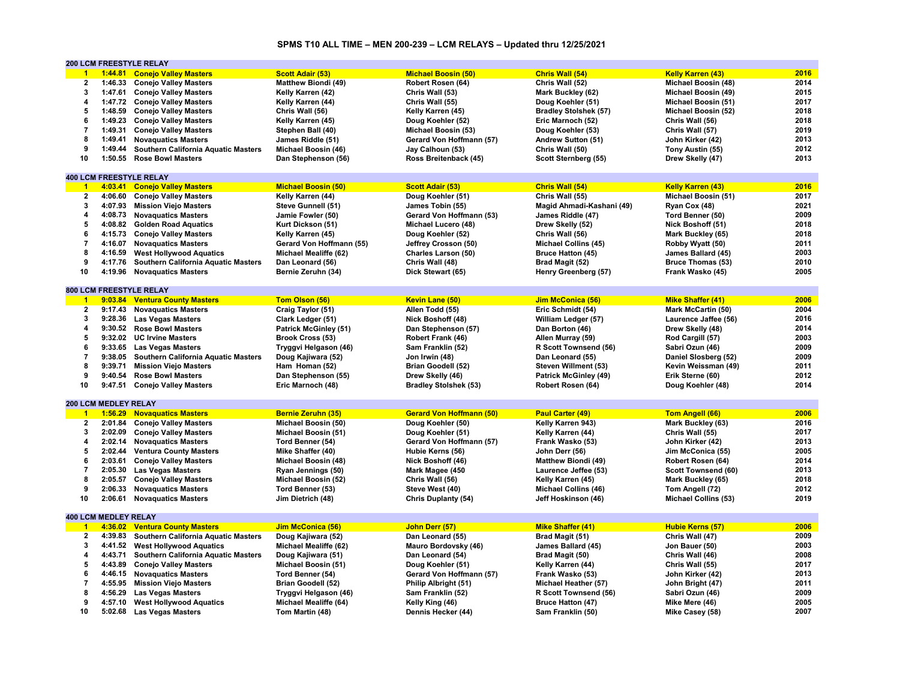# SPMS T10 ALL TIME – MEN 200-239 – LCM RELAYS – Updated thru 12/25/2021

## 200 LCM FREESTYLE RELAY

| Rank | Time | Team | Swimmer 1 | Swimmer 2 | Swimmer 3 | Swimmer 4 | Year |
|---|---|---|---|---|---|---|---|
| 1 | 1:44.81 | Conejo Valley Masters | Scott Adair (53) | Michael Boosin (50) | Chris Wall (54) | Kelly Karren (43) | 2016 |
| 2 | 1:46.33 | Conejo Valley Masters | Matthew Biondi (49) | Robert Rosen (64) | Chris Wall (52) | Michael Boosin (48) | 2014 |
| 3 | 1:47.61 | Conejo Valley Masters | Kelly Karren (42) | Chris Wall (53) | Mark Buckley (62) | Michael Boosin (49) | 2015 |
| 4 | 1:47.72 | Conejo Valley Masters | Kelly Karren (44) | Chris Wall (55) | Doug Koehler (51) | Michael Boosin (51) | 2017 |
| 5 | 1:48.59 | Conejo Valley Masters | Chris Wall (56) | Kelly Karren (45) | Bradley Stolshek (57) | Michael Boosin (52) | 2018 |
| 6 | 1:49.23 | Conejo Valley Masters | Kelly Karren (45) | Doug Koehler (52) | Eric Marnoch (52) | Chris Wall (56) | 2018 |
| 7 | 1:49.31 | Conejo Valley Masters | Stephen Ball (40) | Michael Boosin (53) | Doug Koehler (53) | Chris Wall (57) | 2019 |
| 8 | 1:49.41 | Novaquatics Masters | James Riddle (51) | Gerard Von Hoffmann (57) | Andrew Sutton (51) | John Kirker (42) | 2013 |
| 9 | 1:49.44 | Southern California Aquatic Masters | Michael Boosin (46) | Jay Calhoun (53) | Chris Wall (50) | Tony Austin (55) | 2012 |
| 10 | 1:50.55 | Rose Bowl Masters | Dan Stephenson (56) | Ross Breitenback (45) | Scott Sternberg (55) | Drew Skelly (47) | 2013 |

## 400 LCM FREESTYLE RELAY

| Rank | Time | Team | Swimmer 1 | Swimmer 2 | Swimmer 3 | Swimmer 4 | Year |
|---|---|---|---|---|---|---|---|
| 1 | 4:03.41 | Conejo Valley Masters | Michael Boosin (50) | Scott Adair (53) | Chris Wall (54) | Kelly Karren (43) | 2016 |
| 2 | 4:06.60 | Conejo Valley Masters | Kelly Karren (44) | Doug Koehler (51) | Chris Wall (55) | Michael Boosin (51) | 2017 |
| 3 | 4:07.93 | Mission Viejo Masters | Steve Gunnell (51) | James Tobin (55) | Magid Ahmadi-Kashani (49) | Ryan Cox (48) | 2021 |
| 4 | 4:08.73 | Novaquatics Masters | Jamie Fowler (50) | Gerard Von Hoffmann (53) | James Riddle (47) | Tord Benner (50) | 2009 |
| 5 | 4:08.82 | Golden Road Aquatics | Kurt Dickson (51) | Michael Lucero (48) | Drew Skelly (52) | Nick Boshoff (51) | 2018 |
| 6 | 4:15.73 | Conejo Valley Masters | Kelly Karren (45) | Doug Koehler (52) | Chris Wall (56) | Mark Buckley (65) | 2018 |
| 7 | 4:16.07 | Novaquatics Masters | Gerard Von Hoffmann (55) | Jeffrey Crosson (50) | Michael Collins (45) | Robby Wyatt (50) | 2011 |
| 8 | 4:16.59 | West Hollywood Aquatics | Michael Mealiffe (62) | Charles Larson (50) | Bruce Hatton (45) | James Ballard (45) | 2003 |
| 9 | 4:17.76 | Southern California Aquatic Masters | Dan Leonard (56) | Chris Wall (48) | Brad Magit (52) | Bruce Thomas (53) | 2010 |
| 10 | 4:19.96 | Novaquatics Masters | Bernie Zeruhn (34) | Dick Stewart (65) | Henry Greenberg (57) | Frank Wasko (45) | 2005 |

## 800 LCM FREESTYLE RELAY

| Rank | Time | Team | Swimmer 1 | Swimmer 2 | Swimmer 3 | Swimmer 4 | Year |
|---|---|---|---|---|---|---|---|
| 1 | 9:03.84 | Ventura County Masters | Tom Olson (56) | Kevin Lane (50) | Jim McConica (56) | Mike Shaffer (41) | 2006 |
| 2 | 9:17.43 | Novaquatics Masters | Craig Taylor (51) | Allen Todd (55) | Eric Schmidt (54) | Mark McCartin (50) | 2004 |
| 3 | 9:28.36 | Las Vegas Masters | Clark Ledger (51) | Nick Boshoff (48) | William Ledger (57) | Laurence Jaffee (56) | 2016 |
| 4 | 9:30.52 | Rose Bowl Masters | Patrick McGinley (51) | Dan Stephenson (57) | Dan Borton (46) | Drew Skelly (48) | 2014 |
| 5 | 9:32.02 | UC Irvine Masters | Brook Cross (53) | Robert Frank (46) | Allen Murray (59) | Rod Cargill (57) | 2003 |
| 6 | 9:33.65 | Las Vegas Masters | Tryggvi Helgason (46) | Sam Franklin (52) | R Scott Townsend (56) | Sabri Ozun (46) | 2009 |
| 7 | 9:38.05 | Southern California Aquatic Masters | Doug Kajiwara (52) | Jon Irwin (48) | Dan Leonard (55) | Daniel Slosberg (52) | 2009 |
| 8 | 9:39.71 | Mission Viejo Masters | Ham Homan (52) | Brian Goodell (52) | Steven Willment (53) | Kevin Weissman (49) | 2011 |
| 9 | 9:40.54 | Rose Bowl Masters | Dan Stephenson (55) | Drew Skelly (46) | Patrick McGinley (49) | Erik Sterne (60) | 2012 |
| 10 | 9:47.51 | Conejo Valley Masters | Eric Marnoch (48) | Bradley Stolshek (53) | Robert Rosen (64) | Doug Koehler (48) | 2014 |

## 200 LCM MEDLEY RELAY

| Rank | Time | Team | Swimmer 1 | Swimmer 2 | Swimmer 3 | Swimmer 4 | Year |
|---|---|---|---|---|---|---|---|
| 1 | 1:56.29 | Novaquatics Masters | Bernie Zeruhn (35) | Gerard Von Hoffmann (50) | Paul Carter (49) | Tom Angell (66) | 2006 |
| 2 | 2:01.84 | Conejo Valley Masters | Michael Boosin (50) | Doug Koehler (50) | Kelly Karren 943) | Mark Buckley (63) | 2016 |
| 3 | 2:02.09 | Conejo Valley Masters | Michael Boosin (51) | Doug Koehler (51) | Kelly Karren (44) | Chris Wall (55) | 2017 |
| 4 | 2:02.14 | Novaquatics Masters | Tord Benner (54) | Gerard Von Hoffmann (57) | Frank Wasko (53) | John Kirker (42) | 2013 |
| 5 | 2:02.44 | Ventura County Masters | Mike Shaffer (40) | Hubie Kerns (56) | John Derr (56) | Jim McConica (55) | 2005 |
| 6 | 2:03.61 | Conejo Valley Masters | Michael Boosin (48) | Nick Boshoff (46) | Matthew Biondi (49) | Robert Rosen (64) | 2014 |
| 7 | 2:05.30 | Las Vegas Masters | Ryan Jennings (50) | Mark Magee (450 | Laurence Jeffee (53) | Scott Townsend (60) | 2013 |
| 8 | 2:05.57 | Conejo Valley Masters | Michael Boosin (52) | Chris Wall (56) | Kelly Karren (45) | Mark Buckley (65) | 2018 |
| 9 | 2:06.33 | Novaquatics Masters | Tord Benner (53) | Steve West (40) | Michael Collins (46) | Tom Angell (72) | 2012 |
| 10 | 2:06.61 | Novaquatics Masters | Jim Dietrich (48) | Chris Duplanty (54) | Jeff Hoskinson (46) | Michael Collins (53) | 2019 |

## 400 LCM MEDLEY RELAY

| Rank | Time | Team | Swimmer 1 | Swimmer 2 | Swimmer 3 | Swimmer 4 | Year |
|---|---|---|---|---|---|---|---|
| 1 | 4:36.02 | Ventura County Masters | Jim McConica (56) | John Derr (57) | Mike Shaffer (41) | Hubie Kerns (57) | 2006 |
| 2 | 4:39.83 | Southern California Aquatic Masters | Doug Kajiwara (52) | Dan Leonard (55) | Brad Magit (51) | Chris Wall (47) | 2009 |
| 3 | 4:41.52 | West Hollywood Aquatics | Michael Mealiffe (62) | Mauro Bordovsky (46) | James Ballard (45) | Jon Bauer (50) | 2003 |
| 4 | 4:43.71 | Southern California Aquatic Masters | Doug Kajiwara (51) | Dan Leonard (54) | Brad Magit (50) | Chris Wall (46) | 2008 |
| 5 | 4:43.89 | Conejo Valley Masters | Michael Boosin (51) | Doug Koehler (51) | Kelly Karren (44) | Chris Wall (55) | 2017 |
| 6 | 4:46.15 | Novaquatics Masters | Tord Benner (54) | Gerard Von Hoffmann (57) | Frank Wasko (53) | John Kirker (42) | 2013 |
| 7 | 4:55.95 | Mission Viejo Masters | Brian Goodell (52) | Philip Albright (51) | Michael Heather (57) | John Bright (47) | 2011 |
| 8 | 4:56.29 | Las Vegas Masters | Tryggvi Helgason (46) | Sam Franklin (52) | R Scott Townsend (56) | Sabri Ozun (46) | 2009 |
| 9 | 4:57.10 | West Hollywood Aquatics | Michael Mealiffe (64) | Kelly King (46) | Bruce Hatton (47) | Mike Mere (46) | 2005 |
| 10 | 5:02.68 | Las Vegas Masters | Tom Martin (48) | Dennis Hecker (44) | Sam Franklin (50) | Mike Casey (58) | 2007 |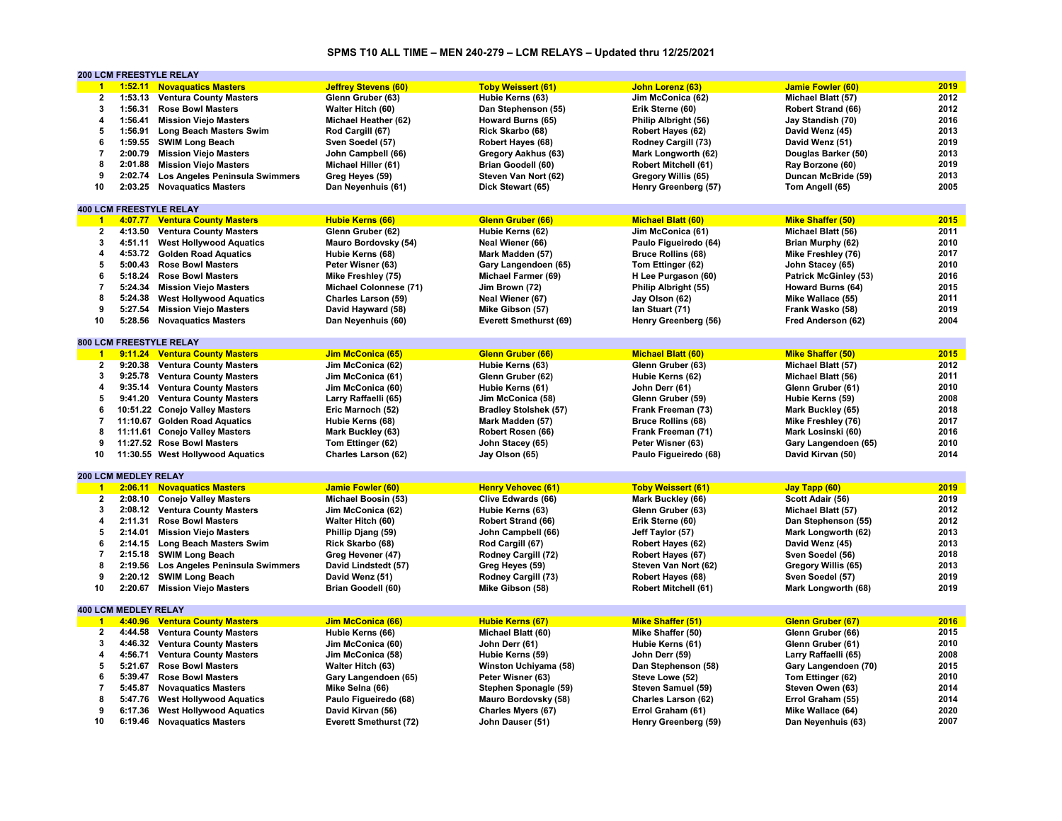# SPMS T10 ALL TIME – MEN 240-279 – LCM RELAYS – Updated thru 12/25/2021

## 200 LCM FREESTYLE RELAY

| Rank | Time | Team | Swimmer 1 | Swimmer 2 | Swimmer 3 | Swimmer 4 | Year |
|---|---|---|---|---|---|---|---|
| 1 | 1:52.11 | Novaquatics Masters | Jeffrey Stevens (60) | Toby Weissert (61) | John Lorenz (63) | Jamie Fowler (60) | 2019 |
| 2 | 1:53.13 | Ventura County Masters | Glenn Gruber (63) | Hubie Kerns (63) | Jim McConica (62) | Michael Blatt (57) | 2012 |
| 3 | 1:56.31 | Rose Bowl Masters | Walter Hitch (60) | Dan Stephenson (55) | Erik Sterne (60) | Robert Strand (66) | 2012 |
| 4 | 1:56.41 | Mission Viejo Masters | Michael Heather (62) | Howard Burns (65) | Philip Albright (56) | Jay Standish (70) | 2016 |
| 5 | 1:56.91 | Long Beach Masters Swim | Rod Cargill (67) | Rick Skarbo (68) | Robert Hayes (62) | David Wenz (45) | 2013 |
| 6 | 1:59.55 | SWIM Long Beach | Sven Soedel (57) | Robert Hayes (68) | Rodney Cargill (73) | David Wenz (51) | 2019 |
| 7 | 2:00.79 | Mission Viejo Masters | John Campbell (66) | Gregory Aakhus (63) | Mark Longworth (62) | Douglas Barker (50) | 2013 |
| 8 | 2:01.88 | Mission Viejo Masters | Michael Hiller (61) | Brian Goodell (60) | Robert Mitchell (61) | Ray Borzone (60) | 2019 |
| 9 | 2:02.74 | Los Angeles Peninsula Swimmers | Greg Heyes (59) | Steven Van Nort (62) | Gregory Willis (65) | Duncan McBride (59) | 2013 |
| 10 | 2:03.25 | Novaquatics Masters | Dan Neyenhuis (61) | Dick Stewart (65) | Henry Greenberg (57) | Tom Angell (65) | 2005 |

## 400 LCM FREESTYLE RELAY

| Rank | Time | Team | Swimmer 1 | Swimmer 2 | Swimmer 3 | Swimmer 4 | Year |
|---|---|---|---|---|---|---|---|
| 1 | 4:07.77 | Ventura County Masters | Hubie Kerns (66) | Glenn Gruber (66) | Michael Blatt (60) | Mike Shaffer (50) | 2015 |
| 2 | 4:13.50 | Ventura County Masters | Glenn Gruber (62) | Hubie Kerns (62) | Jim McConica (61) | Michael Blatt (56) | 2011 |
| 3 | 4:51.11 | West Hollywood Aquatics | Mauro Bordovsky (54) | Neal Wiener (66) | Paulo Figueiredo (64) | Brian Murphy (62) | 2010 |
| 4 | 4:53.72 | Golden Road Aquatics | Hubie Kerns (68) | Mark Madden (57) | Bruce Rollins (68) | Mike Freshley (76) | 2017 |
| 5 | 5:00.43 | Rose Bowl Masters | Peter Wisner (63) | Gary Langendoen (65) | Tom Ettinger (62) | John Stacey (65) | 2010 |
| 6 | 5:18.24 | Rose Bowl Masters | Mike Freshley (75) | Michael Farmer (69) | H Lee Purgason (60) | Patrick McGinley (53) | 2016 |
| 7 | 5:24.34 | Mission Viejo Masters | Michael Colonnese (71) | Jim Brown (72) | Philip Albright (55) | Howard Burns (64) | 2015 |
| 8 | 5:24.38 | West Hollywood Aquatics | Charles Larson (59) | Neal Wiener (67) | Jay Olson (62) | Mike Wallace (55) | 2011 |
| 9 | 5:27.54 | Mission Viejo Masters | David Hayward (58) | Mike Gibson (57) | Ian Stuart (71) | Frank Wasko (58) | 2019 |
| 10 | 5:28.56 | Novaquatics Masters | Dan Neyenhuis (60) | Everett Smethurst (69) | Henry Greenberg (56) | Fred Anderson (62) | 2004 |

## 800 LCM FREESTYLE RELAY

| Rank | Time | Team | Swimmer 1 | Swimmer 2 | Swimmer 3 | Swimmer 4 | Year |
|---|---|---|---|---|---|---|---|
| 1 | 9:11.24 | Ventura County Masters | Jim McConica (65) | Glenn Gruber (66) | Michael Blatt (60) | Mike Shaffer (50) | 2015 |
| 2 | 9:20.38 | Ventura County Masters | Jim McConica (62) | Hubie Kerns (63) | Glenn Gruber (63) | Michael Blatt (57) | 2012 |
| 3 | 9:25.78 | Ventura County Masters | Jim McConica (61) | Glenn Gruber (62) | Hubie Kerns (62) | Michael Blatt (56) | 2011 |
| 4 | 9:35.14 | Ventura County Masters | Jim McConica (60) | Hubie Kerns (61) | John Derr (61) | Glenn Gruber (61) | 2010 |
| 5 | 9:41.20 | Ventura County Masters | Larry Raffaelli (65) | Jim McConica (58) | Glenn Gruber (59) | Hubie Kerns (59) | 2008 |
| 6 | 10:51.22 | Conejo Valley Masters | Eric Marnoch (52) | Bradley Stolshek (57) | Frank Freeman (73) | Mark Buckley (65) | 2018 |
| 7 | 11:10.67 | Golden Road Aquatics | Hubie Kerns (68) | Mark Madden (57) | Bruce Rollins (68) | Mike Freshley (76) | 2017 |
| 8 | 11:11.61 | Conejo Valley Masters | Mark Buckley (63) | Robert Rosen (66) | Frank Freeman (71) | Mark Losinski (60) | 2016 |
| 9 | 11:27.52 | Rose Bowl Masters | Tom Ettinger (62) | John Stacey (65) | Peter Wisner (63) | Gary Langendoen (65) | 2010 |
| 10 | 11:30.55 | West Hollywood Aquatics | Charles Larson (62) | Jay Olson (65) | Paulo Figueiredo (68) | David Kirvan (50) | 2014 |

## 200 LCM MEDLEY RELAY

| Rank | Time | Team | Swimmer 1 | Swimmer 2 | Swimmer 3 | Swimmer 4 | Year |
|---|---|---|---|---|---|---|---|
| 1 | 2:06.11 | Novaquatics Masters | Jamie Fowler (60) | Henry Vehovec (61) | Toby Weissert (61) | Jay Tapp (60) | 2019 |
| 2 | 2:08.10 | Conejo Valley Masters | Michael Boosin (53) | Clive Edwards (66) | Mark Buckley (66) | Scott Adair (56) | 2019 |
| 3 | 2:08.12 | Ventura County Masters | Jim McConica (62) | Hubie Kerns (63) | Glenn Gruber (63) | Michael Blatt (57) | 2012 |
| 4 | 2:11.31 | Rose Bowl Masters | Walter Hitch (60) | Robert Strand (66) | Erik Sterne (60) | Dan Stephenson (55) | 2012 |
| 5 | 2:14.01 | Mission Viejo Masters | Phillip Djang (59) | John Campbell (66) | Jeff Taylor (57) | Mark Longworth (62) | 2013 |
| 6 | 2:14.15 | Long Beach Masters Swim | Rick Skarbo (68) | Rod Cargill (67) | Robert Hayes (62) | David Wenz (45) | 2013 |
| 7 | 2:15.18 | SWIM Long Beach | Greg Hevener (47) | Rodney Cargill (72) | Robert Hayes (67) | Sven Soedel (56) | 2018 |
| 8 | 2:19.56 | Los Angeles Peninsula Swimmers | David Lindstedt (57) | Greg Heyes (59) | Steven Van Nort (62) | Gregory Willis (65) | 2013 |
| 9 | 2:20.12 | SWIM Long Beach | David Wenz (51) | Rodney Cargill (73) | Robert Hayes (68) | Sven Soedel (57) | 2019 |
| 10 | 2:20.67 | Mission Viejo Masters | Brian Goodell (60) | Mike Gibson (58) | Robert Mitchell (61) | Mark Longworth (68) | 2019 |

## 400 LCM MEDLEY RELAY

| Rank | Time | Team | Swimmer 1 | Swimmer 2 | Swimmer 3 | Swimmer 4 | Year |
|---|---|---|---|---|---|---|---|
| 1 | 4:40.96 | Ventura County Masters | Jim McConica (66) | Hubie Kerns (67) | Mike Shaffer (51) | Glenn Gruber (67) | 2016 |
| 2 | 4:44.58 | Ventura County Masters | Hubie Kerns (66) | Michael Blatt (60) | Mike Shaffer (50) | Glenn Gruber (66) | 2015 |
| 3 | 4:46.32 | Ventura County Masters | Jim McConica (60) | John Derr (61) | Hubie Kerns (61) | Glenn Gruber (61) | 2010 |
| 4 | 4:56.71 | Ventura County Masters | Jim McConica (58) | Hubie Kerns (59) | John Derr (59) | Larry Raffaelli (65) | 2008 |
| 5 | 5:21.67 | Rose Bowl Masters | Walter Hitch (63) | Winston Uchiyama (58) | Dan Stephenson (58) | Gary Langendoen (70) | 2015 |
| 6 | 5:39.47 | Rose Bowl Masters | Gary Langendoen (65) | Peter Wisner (63) | Steve Lowe (52) | Tom Ettinger (62) | 2010 |
| 7 | 5:45.87 | Novaquatics Masters | Mike Selna (66) | Stephen Sponagle (59) | Steven Samuel (59) | Steven Owen (63) | 2014 |
| 8 | 5:47.76 | West Hollywood Aquatics | Paulo Figueiredo (68) | Mauro Bordovsky (58) | Charles Larson (62) | Errol Graham (55) | 2014 |
| 9 | 6:17.36 | West Hollywood Aquatics | David Kirvan (56) | Charles Myers (67) | Errol Graham (61) | Mike Wallace (64) | 2020 |
| 10 | 6:19.46 | Novaquatics Masters | Everett Smethurst (72) | John Dauser (51) | Henry Greenberg (59) | Dan Neyenhuis (63) | 2007 |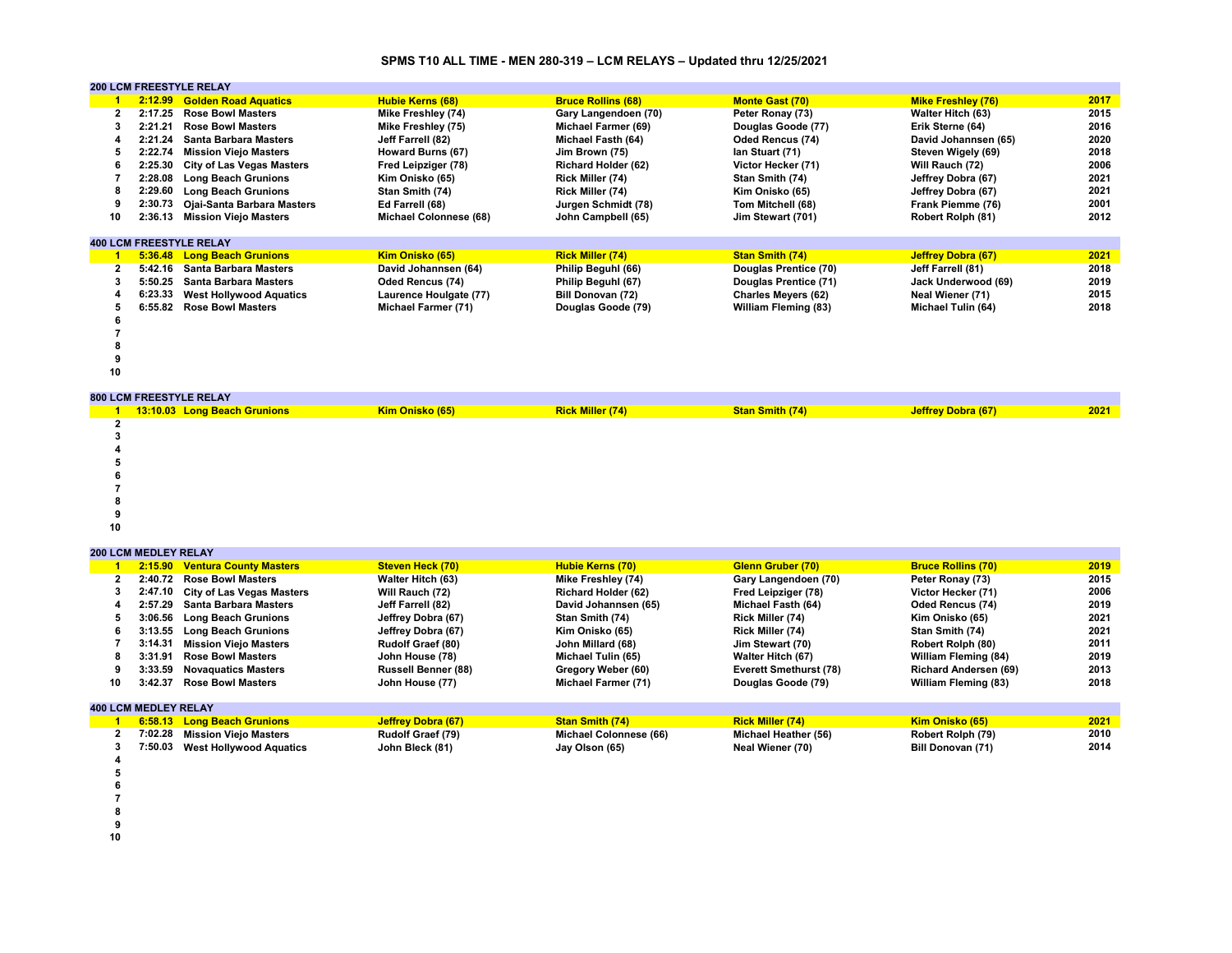# SPMS T10 ALL TIME - MEN 280-319 – LCM RELAYS – Updated thru 12/25/2021

## 200 LCM FREESTYLE RELAY

| Rank | Time | Team | Swimmer 1 | Swimmer 2 | Swimmer 3 | Swimmer 4 | Year |
|---|---|---|---|---|---|---|---|
| 1 | 2:12.99 | Golden Road Aquatics | Hubie Kerns (68) | Bruce Rollins (68) | Monte Gast (70) | Mike Freshley (76) | 2017 |
| 2 | 2:17.25 | Rose Bowl Masters | Mike Freshley (74) | Gary Langendoen (70) | Peter Ronay (73) | Walter Hitch (63) | 2015 |
| 3 | 2:21.21 | Rose Bowl Masters | Mike Freshley (75) | Michael Farmer (69) | Douglas Goode (77) | Erik Sterne (64) | 2016 |
| 4 | 2:21.24 | Santa Barbara Masters | Jeff Farrell (82) | Michael Fasth (64) | Oded Rencus (74) | David Johannsen (65) | 2020 |
| 5 | 2:22.74 | Mission Viejo Masters | Howard Burns (67) | Jim Brown (75) | Ian Stuart (71) | Steven Wigely (69) | 2018 |
| 6 | 2:25.30 | City of Las Vegas Masters | Fred Leipziger (78) | Richard Holder (62) | Victor Hecker (71) | Will Rauch (72) | 2006 |
| 7 | 2:28.08 | Long Beach Grunions | Kim Onisko (65) | Rick Miller (74) | Stan Smith (74) | Jeffrey Dobra (67) | 2021 |
| 8 | 2:29.60 | Long Beach Grunions | Stan Smith (74) | Rick Miller (74) | Kim Onisko (65) | Jeffrey Dobra (67) | 2021 |
| 9 | 2:30.73 | Ojai-Santa Barbara Masters | Ed Farrell (68) | Jurgen Schmidt (78) | Tom Mitchell (68) | Frank Piemme (76) | 2001 |
| 10 | 2:36.13 | Mission Viejo Masters | Michael Colonnese (68) | John Campbell (65) | Jim Stewart (701) | Robert Rolph (81) | 2012 |

## 400 LCM FREESTYLE RELAY

| Rank | Time | Team | Swimmer 1 | Swimmer 2 | Swimmer 3 | Swimmer 4 | Year |
|---|---|---|---|---|---|---|---|
| 1 | 5:36.48 | Long Beach Grunions | Kim Onisko (65) | Rick Miller (74) | Stan Smith (74) | Jeffrey Dobra (67) | 2021 |
| 2 | 5:42.16 | Santa Barbara Masters | David Johannsen (64) | Philip Beguhl (66) | Douglas Prentice (70) | Jeff Farrell (81) | 2018 |
| 3 | 5:50.25 | Santa Barbara Masters | Oded Rencus (74) | Philip Beguhl (67) | Douglas Prentice (71) | Jack Underwood (69) | 2019 |
| 4 | 6:23.33 | West Hollywood Aquatics | Laurence Houlgate (77) | Bill Donovan (72) | Charles Meyers (62) | Neal Wiener (71) | 2015 |
| 5 | 6:55.82 | Rose Bowl Masters | Michael Farmer (71) | Douglas Goode (79) | William Fleming (83) | Michael Tulin (64) | 2018 |
| 6 | | | | | | | |
| 7 | | | | | | | |
| 8 | | | | | | | |
| 9 | | | | | | | |
| 10 | | | | | | | |

## 800 LCM FREESTYLE RELAY

| Rank | Time | Team | Swimmer 1 | Swimmer 2 | Swimmer 3 | Swimmer 4 | Year |
|---|---|---|---|---|---|---|---|
| 1 | 13:10.03 | Long Beach Grunions | Kim Onisko (65) | Rick Miller (74) | Stan Smith (74) | Jeffrey Dobra (67) | 2021 |
| 2 | | | | | | | |
| 3 | | | | | | | |
| 4 | | | | | | | |
| 5 | | | | | | | |
| 6 | | | | | | | |
| 7 | | | | | | | |
| 8 | | | | | | | |
| 9 | | | | | | | |
| 10 | | | | | | | |

## 200 LCM MEDLEY RELAY

| Rank | Time | Team | Swimmer 1 | Swimmer 2 | Swimmer 3 | Swimmer 4 | Year |
|---|---|---|---|---|---|---|---|
| 1 | 2:15.90 | Ventura County Masters | Steven Heck (70) | Hubie Kerns (70) | Glenn Gruber (70) | Bruce Rollins (70) | 2019 |
| 2 | 2:40.72 | Rose Bowl Masters | Walter Hitch (63) | Mike Freshley (74) | Gary Langendoen (70) | Peter Ronay (73) | 2015 |
| 3 | 2:47.10 | City of Las Vegas Masters | Will Rauch (72) | Richard Holder (62) | Fred Leipziger (78) | Victor Hecker (71) | 2006 |
| 4 | 2:57.29 | Santa Barbara Masters | Jeff Farrell (82) | David Johannsen (65) | Michael Fasth (64) | Oded Rencus (74) | 2019 |
| 5 | 3:06.56 | Long Beach Grunions | Jeffrey Dobra (67) | Stan Smith (74) | Rick Miller (74) | Kim Onisko (65) | 2021 |
| 6 | 3:13.55 | Long Beach Grunions | Jeffrey Dobra (67) | Kim Onisko (65) | Rick Miller (74) | Stan Smith (74) | 2021 |
| 7 | 3:14.31 | Mission Viejo Masters | Rudolf Graef (80) | John Millard (68) | Jim Stewart (70) | Robert Rolph (80) | 2011 |
| 8 | 3:31.91 | Rose Bowl Masters | John House (78) | Michael Tulin (65) | Walter Hitch (67) | William Fleming (84) | 2019 |
| 9 | 3:33.59 | Novaquatics Masters | Russell Benner (88) | Gregory Weber (60) | Everett Smethurst (78) | Richard Andersen (69) | 2013 |
| 10 | 3:42.37 | Rose Bowl Masters | John House (77) | Michael Farmer (71) | Douglas Goode (79) | William Fleming (83) | 2018 |

## 400 LCM MEDLEY RELAY

| Rank | Time | Team | Swimmer 1 | Swimmer 2 | Swimmer 3 | Swimmer 4 | Year |
|---|---|---|---|---|---|---|---|
| 1 | 6:58.13 | Long Beach Grunions | Jeffrey Dobra (67) | Stan Smith (74) | Rick Miller (74) | Kim Onisko (65) | 2021 |
| 2 | 7:02.28 | Mission Viejo Masters | Rudolf Graef (79) | Michael Colonnese (66) | Michael Heather (56) | Robert Rolph (79) | 2010 |
| 3 | 7:50.03 | West Hollywood Aquatics | John Bleck (81) | Jay Olson (65) | Neal Wiener (70) | Bill Donovan (71) | 2014 |
| 4 | | | | | | | |
| 5 | | | | | | | |
| 6 | | | | | | | |
| 7 | | | | | | | |
| 8 | | | | | | | |
| 9 | | | | | | | |
| 10 | | | | | | | |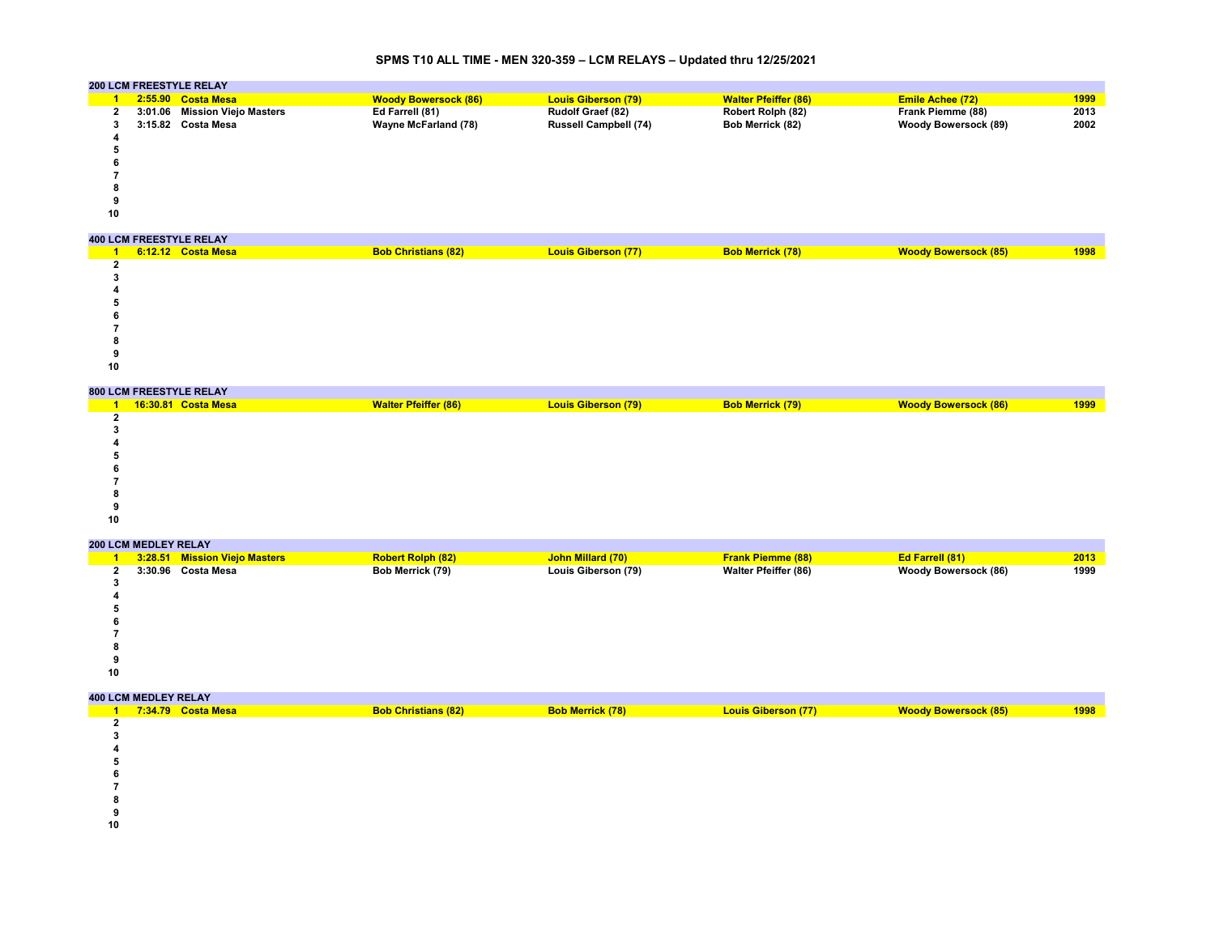# SPMS T10 ALL TIME - MEN 320-359 – LCM RELAYS – Updated thru 12/25/2021

## 200 LCM FREESTYLE RELAY

| Rank | Time | Team | Swimmer 1 | Swimmer 2 | Swimmer 3 | Swimmer 4 | Year |
|---|---|---|---|---|---|---|---|
| 1 | 2:55.90 | Costa Mesa | Woody Bowersock (86) | Louis Giberson (79) | Walter Pfeiffer (86) | Emile Achee (72) | 1999 |
| 2 | 3:01.06 | Mission Viejo Masters | Ed Farrell (81) | Rudolf Graef (82) | Robert Rolph (82) | Frank Piemme (88) | 2013 |
| 3 | 3:15.82 | Costa Mesa | Wayne McFarland (78) | Russell Campbell (74) | Bob Merrick (82) | Woody Bowersock (89) | 2002 |
| 4 | | | | | | | |
| 5 | | | | | | | |
| 6 | | | | | | | |
| 7 | | | | | | | |
| 8 | | | | | | | |
| 9 | | | | | | | |
| 10 | | | | | | | |

## 400 LCM FREESTYLE RELAY

| Rank | Time | Team | Swimmer 1 | Swimmer 2 | Swimmer 3 | Swimmer 4 | Year |
|---|---|---|---|---|---|---|---|
| 1 | 6:12.12 | Costa Mesa | Bob Christians (82) | Louis Giberson (77) | Bob Merrick (78) | Woody Bowersock (85) | 1998 |
| 2 | | | | | | | |
| 3 | | | | | | | |
| 4 | | | | | | | |
| 5 | | | | | | | |
| 6 | | | | | | | |
| 7 | | | | | | | |
| 8 | | | | | | | |
| 9 | | | | | | | |
| 10 | | | | | | | |

## 800 LCM FREESTYLE RELAY

| Rank | Time | Team | Swimmer 1 | Swimmer 2 | Swimmer 3 | Swimmer 4 | Year |
|---|---|---|---|---|---|---|---|
| 1 | 16:30.81 | Costa Mesa | Walter Pfeiffer (86) | Louis Giberson (79) | Bob Merrick (79) | Woody Bowersock (86) | 1999 |
| 2 | | | | | | | |
| 3 | | | | | | | |
| 4 | | | | | | | |
| 5 | | | | | | | |
| 6 | | | | | | | |
| 7 | | | | | | | |
| 8 | | | | | | | |
| 9 | | | | | | | |
| 10 | | | | | | | |

## 200 LCM MEDLEY RELAY

| Rank | Time | Team | Swimmer 1 | Swimmer 2 | Swimmer 3 | Swimmer 4 | Year |
|---|---|---|---|---|---|---|---|
| 1 | 3:28.51 | Mission Viejo Masters | Robert Rolph (82) | John Millard (70) | Frank Piemme (88) | Ed Farrell (81) | 2013 |
| 2 | 3:30.96 | Costa Mesa | Bob Merrick (79) | Louis Giberson (79) | Walter Pfeiffer (86) | Woody Bowersock (86) | 1999 |
| 3 | | | | | | | |
| 4 | | | | | | | |
| 5 | | | | | | | |
| 6 | | | | | | | |
| 7 | | | | | | | |
| 8 | | | | | | | |
| 9 | | | | | | | |
| 10 | | | | | | | |

## 400 LCM MEDLEY RELAY

| Rank | Time | Team | Swimmer 1 | Swimmer 2 | Swimmer 3 | Swimmer 4 | Year |
|---|---|---|---|---|---|---|---|
| 1 | 7:34.79 | Costa Mesa | Bob Christians (82) | Bob Merrick (78) | Louis Giberson (77) | Woody Bowersock (85) | 1998 |
| 2 | | | | | | | |
| 3 | | | | | | | |
| 4 | | | | | | | |
| 5 | | | | | | | |
| 6 | | | | | | | |
| 7 | | | | | | | |
| 8 | | | | | | | |
| 9 | | | | | | | |
| 10 | | | | | | | |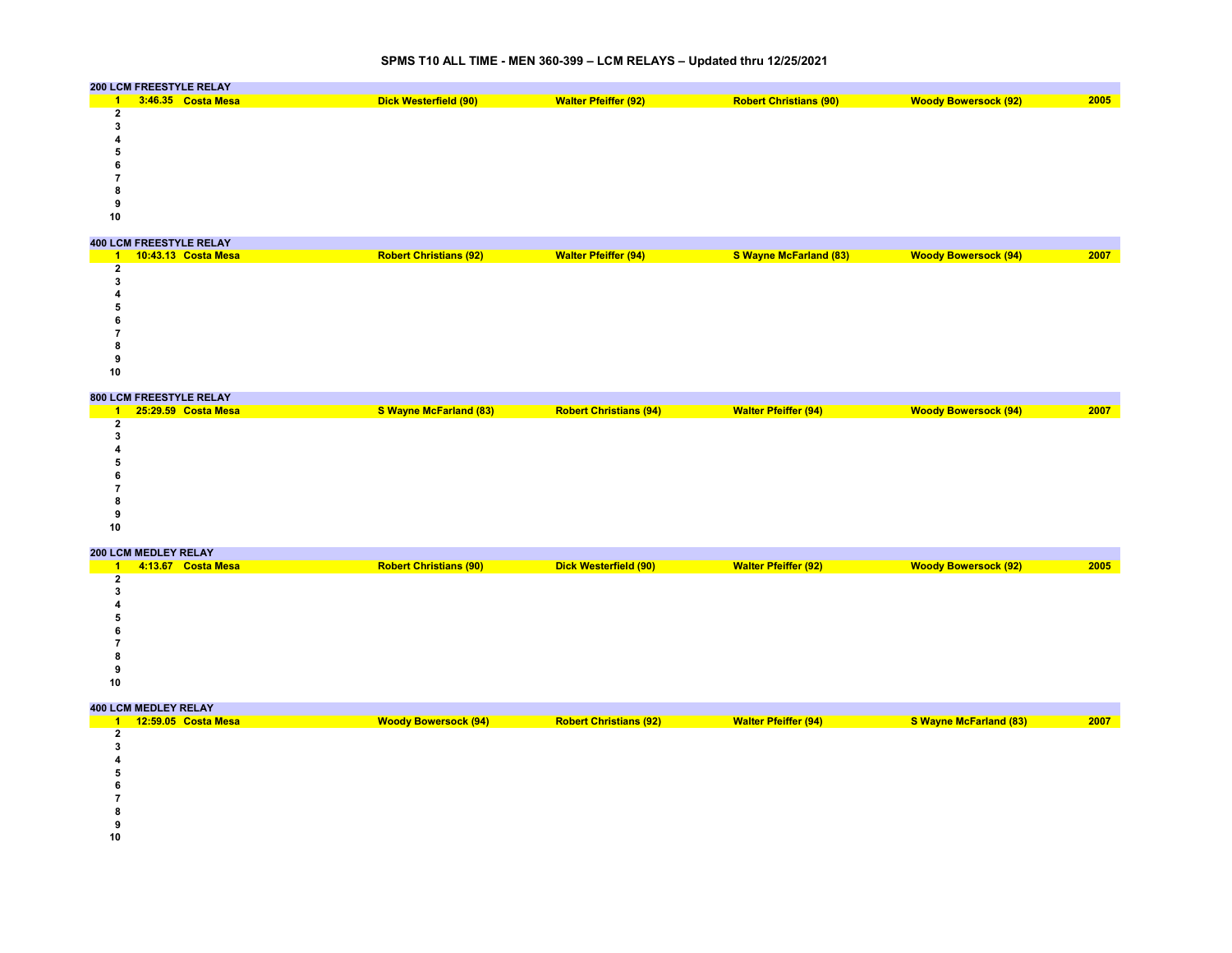# SPMS T10 ALL TIME - MEN 360-399 – LCM RELAYS – Updated thru 12/25/2021

## 200 LCM FREESTYLE RELAY

| Rank | Time | Team | Swimmer 1 | Swimmer 2 | Swimmer 3 | Swimmer 4 | Year |
|---|---|---|---|---|---|---|---|
| 1 | 3:46.35 | Costa Mesa | Dick Westerfield (90) | Walter Pfeiffer (92) | Robert Christians (90) | Woody Bowersock (92) | 2005 |
| 2 | | | | | | | |
| 3 | | | | | | | |
| 4 | | | | | | | |
| 5 | | | | | | | |
| 6 | | | | | | | |
| 7 | | | | | | | |
| 8 | | | | | | | |
| 9 | | | | | | | |
| 10 | | | | | | | |

## 400 LCM FREESTYLE RELAY

| Rank | Time | Team | Swimmer 1 | Swimmer 2 | Swimmer 3 | Swimmer 4 | Year |
|---|---|---|---|---|---|---|---|
| 1 | 10:43.13 | Costa Mesa | Robert Christians (92) | Walter Pfeiffer (94) | S Wayne McFarland (83) | Woody Bowersock (94) | 2007 |
| 2 | | | | | | | |
| 3 | | | | | | | |
| 4 | | | | | | | |
| 5 | | | | | | | |
| 6 | | | | | | | |
| 7 | | | | | | | |
| 8 | | | | | | | |
| 9 | | | | | | | |
| 10 | | | | | | | |

## 800 LCM FREESTYLE RELAY

| Rank | Time | Team | Swimmer 1 | Swimmer 2 | Swimmer 3 | Swimmer 4 | Year |
|---|---|---|---|---|---|---|---|
| 1 | 25:29.59 | Costa Mesa | S Wayne McFarland (83) | Robert Christians (94) | Walter Pfeiffer (94) | Woody Bowersock (94) | 2007 |
| 2 | | | | | | | |
| 3 | | | | | | | |
| 4 | | | | | | | |
| 5 | | | | | | | |
| 6 | | | | | | | |
| 7 | | | | | | | |
| 8 | | | | | | | |
| 9 | | | | | | | |
| 10 | | | | | | | |

## 200 LCM MEDLEY RELAY

| Rank | Time | Team | Swimmer 1 | Swimmer 2 | Swimmer 3 | Swimmer 4 | Year |
|---|---|---|---|---|---|---|---|
| 1 | 4:13.67 | Costa Mesa | Robert Christians (90) | Dick Westerfield (90) | Walter Pfeiffer (92) | Woody Bowersock (92) | 2005 |
| 2 | | | | | | | |
| 3 | | | | | | | |
| 4 | | | | | | | |
| 5 | | | | | | | |
| 6 | | | | | | | |
| 7 | | | | | | | |
| 8 | | | | | | | |
| 9 | | | | | | | |
| 10 | | | | | | | |

## 400 LCM MEDLEY RELAY

| Rank | Time | Team | Swimmer 1 | Swimmer 2 | Swimmer 3 | Swimmer 4 | Year |
|---|---|---|---|---|---|---|---|
| 1 | 12:59.05 | Costa Mesa | Woody Bowersock (94) | Robert Christians (92) | Walter Pfeiffer (94) | S Wayne McFarland (83) | 2007 |
| 2 | | | | | | | |
| 3 | | | | | | | |
| 4 | | | | | | | |
| 5 | | | | | | | |
| 6 | | | | | | | |
| 7 | | | | | | | |
| 8 | | | | | | | |
| 9 | | | | | | | |
| 10 | | | | | | | |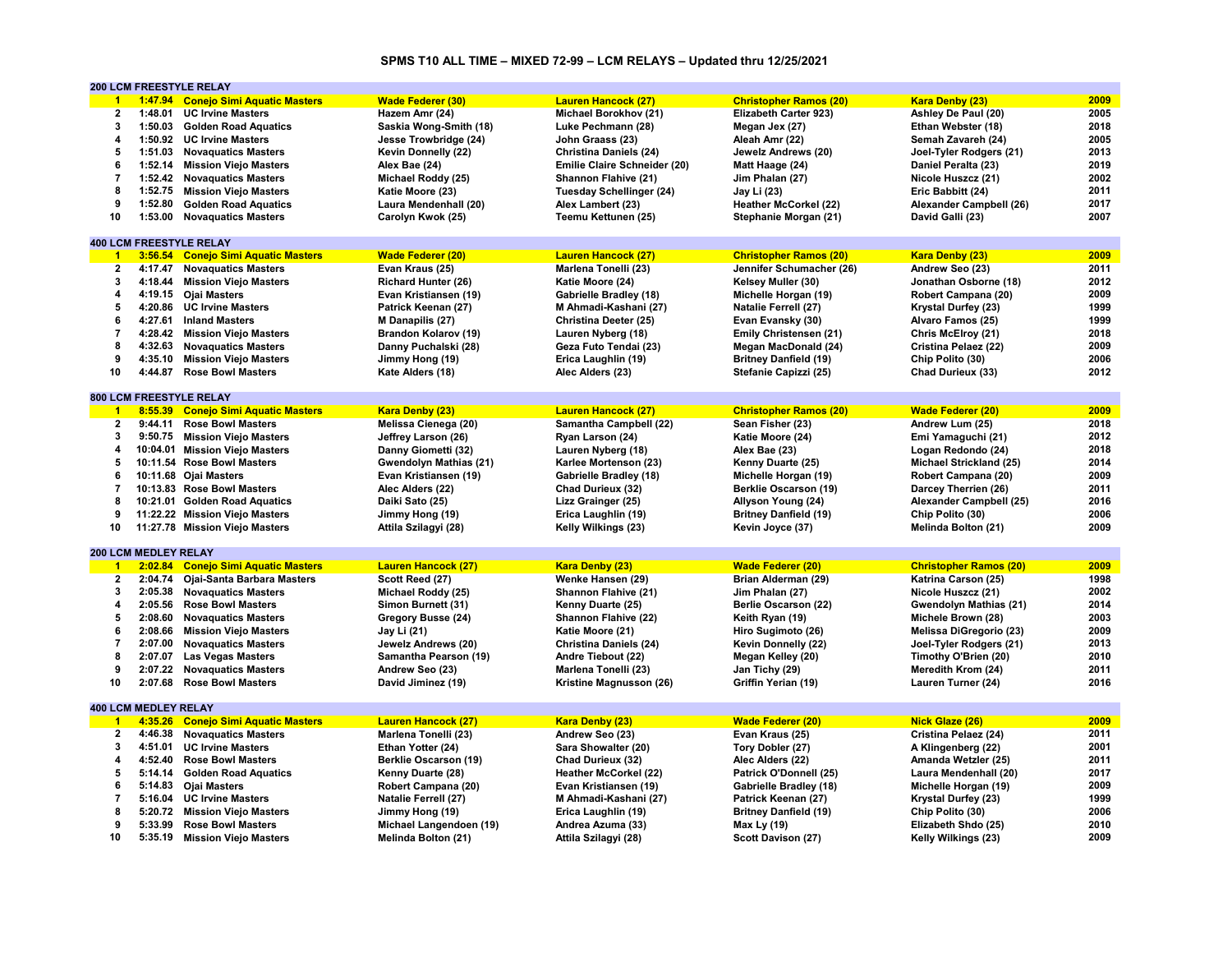# SPMS T10 ALL TIME – MIXED 72-99 – LCM RELAYS – Updated thru 12/25/2021

## 200 LCM FREESTYLE RELAY

| Rank | Time | Team | Swimmer 1 | Swimmer 2 | Swimmer 3 | Swimmer 4 | Year |
|---|---|---|---|---|---|---|---|
| 1 | 1:47.94 | Conejo Simi Aquatic Masters | Wade Federer (30) | Lauren Hancock (27) | Christopher Ramos (20) | Kara Denby (23) | 2009 |
| 2 | 1:48.01 | UC Irvine Masters | Hazem Amr (24) | Michael Borokhov (21) | Elizabeth Carter 923) | Ashley De Paul (20) | 2005 |
| 3 | 1:50.03 | Golden Road Aquatics | Saskia Wong-Smith (18) | Luke Pechmann (28) | Megan Jex (27) | Ethan Webster (18) | 2018 |
| 4 | 1:50.92 | UC Irvine Masters | Jesse Trowbridge (24) | John Graass (23) | Aleah Amr (22) | Semah Zavareh (24) | 2005 |
| 5 | 1:51.03 | Novaquatics Masters | Kevin Donnelly (22) | Christina Daniels (24) | Jewelz Andrews (20) | Joel-Tyler Rodgers (21) | 2013 |
| 6 | 1:52.14 | Mission Viejo Masters | Alex Bae (24) | Emilie Claire Schneider (20) | Matt Haage (24) | Daniel Peralta (23) | 2019 |
| 7 | 1:52.42 | Novaquatics Masters | Michael Roddy (25) | Shannon Flahive (21) | Jim Phalan (27) | Nicole Huszcz (21) | 2002 |
| 8 | 1:52.75 | Mission Viejo Masters | Katie Moore (23) | Tuesday Schellinger (24) | Jay Li (23) | Eric Babbitt (24) | 2011 |
| 9 | 1:52.80 | Golden Road Aquatics | Laura Mendenhall (20) | Alex Lambert (23) | Heather McCorkel (22) | Alexander Campbell (26) | 2017 |
| 10 | 1:53.00 | Novaquatics Masters | Carolyn Kwok (25) | Teemu Kettunen (25) | Stephanie Morgan (21) | David Galli (23) | 2007 |

## 400 LCM FREESTYLE RELAY

| Rank | Time | Team | Swimmer 1 | Swimmer 2 | Swimmer 3 | Swimmer 4 | Year |
|---|---|---|---|---|---|---|---|
| 1 | 3:56.54 | Conejo Simi Aquatic Masters | Wade Federer (20) | Lauren Hancock (27) | Christopher Ramos (20) | Kara Denby (23) | 2009 |
| 2 | 4:17.47 | Novaquatics Masters | Evan Kraus (25) | Marlena Tonelli (23) | Jennifer Schumacher (26) | Andrew Seo (23) | 2011 |
| 3 | 4:18.44 | Mission Viejo Masters | Richard Hunter (26) | Katie Moore (24) | Kelsey Muller (30) | Jonathan Osborne (18) | 2012 |
| 4 | 4:19.15 | Ojai Masters | Evan Kristiansen (19) | Gabrielle Bradley (18) | Michelle Horgan (19) | Robert Campana (20) | 2009 |
| 5 | 4:20.86 | UC Irvine Masters | Patrick Keenan (27) | M Ahmadi-Kashani (27) | Natalie Ferrell (27) | Krystal Durfey (23) | 1999 |
| 6 | 4:27.61 | Inland Masters | M Danapilis (27) | Christina Deeter (25) | Evan Evansky (30) | Alvaro Famos (25) | 1999 |
| 7 | 4:28.42 | Mission Viejo Masters | Brandon Kolarov (19) | Lauren Nyberg (18) | Emily Christensen (21) | Chris McElroy (21) | 2018 |
| 8 | 4:32.63 | Novaquatics Masters | Danny Puchalski (28) | Geza Futo Tendai (23) | Megan MacDonald (24) | Cristina Pelaez (22) | 2009 |
| 9 | 4:35.10 | Mission Viejo Masters | Jimmy Hong (19) | Erica Laughlin (19) | Britney Danfield (19) | Chip Polito (30) | 2006 |
| 10 | 4:44.87 | Rose Bowl Masters | Kate Alders (18) | Alec Alders (23) | Stefanie Capizzi (25) | Chad Durieux (33) | 2012 |

## 800 LCM FREESTYLE RELAY

| Rank | Time | Team | Swimmer 1 | Swimmer 2 | Swimmer 3 | Swimmer 4 | Year |
|---|---|---|---|---|---|---|---|
| 1 | 8:55.39 | Conejo Simi Aquatic Masters | Kara Denby (23) | Lauren Hancock (27) | Christopher Ramos (20) | Wade Federer (20) | 2009 |
| 2 | 9:44.11 | Rose Bowl Masters | Melissa Cienega (20) | Samantha Campbell (22) | Sean Fisher (23) | Andrew Lum (25) | 2018 |
| 3 | 9:50.75 | Mission Viejo Masters | Jeffrey Larson (26) | Ryan Larson (24) | Katie Moore (24) | Emi Yamaguchi (21) | 2012 |
| 4 | 10:04.01 | Mission Viejo Masters | Danny Giometti (32) | Lauren Nyberg (18) | Alex Bae (23) | Logan Redondo (24) | 2018 |
| 5 | 10:11.54 | Rose Bowl Masters | Gwendolyn Mathias (21) | Karlee Mortenson (23) | Kenny Duarte (25) | Michael Strickland (25) | 2014 |
| 6 | 10:11.68 | Ojai Masters | Evan Kristiansen (19) | Gabrielle Bradley (18) | Michelle Horgan (19) | Robert Campana (20) | 2009 |
| 7 | 10:13.83 | Rose Bowl Masters | Alec Alders (22) | Chad Durieux (32) | Berklie Oscarson (19) | Darcey Therrien (26) | 2011 |
| 8 | 10:21.01 | Golden Road Aquatics | Daiki Sato (25) | Lizz Grainger (25) | Allyson Young (24) | Alexander Campbell (25) | 2016 |
| 9 | 11:22.22 | Mission Viejo Masters | Jimmy Hong (19) | Erica Laughlin (19) | Britney Danfield (19) | Chip Polito (30) | 2006 |
| 10 | 11:27.78 | Mission Viejo Masters | Attila Szilagyi (28) | Kelly Wilkings (23) | Kevin Joyce (37) | Melinda Bolton (21) | 2009 |

## 200 LCM MEDLEY RELAY

| Rank | Time | Team | Swimmer 1 | Swimmer 2 | Swimmer 3 | Swimmer 4 | Year |
|---|---|---|---|---|---|---|---|
| 1 | 2:02.84 | Conejo Simi Aquatic Masters | Lauren Hancock (27) | Kara Denby (23) | Wade Federer (20) | Christopher Ramos (20) | 2009 |
| 2 | 2:04.74 | Ojai-Santa Barbara Masters | Scott Reed (27) | Wenke Hansen (29) | Brian Alderman (29) | Katrina Carson (25) | 1998 |
| 3 | 2:05.38 | Novaquatics Masters | Michael Roddy (25) | Shannon Flahive (21) | Jim Phalan (27) | Nicole Huszcz (21) | 2002 |
| 4 | 2:05.56 | Rose Bowl Masters | Simon Burnett (31) | Kenny Duarte (25) | Berlie Oscarson (22) | Gwendolyn Mathias (21) | 2014 |
| 5 | 2:08.60 | Novaquatics Masters | Gregory Busse (24) | Shannon Flahive (22) | Keith Ryan (19) | Michele Brown (28) | 2003 |
| 6 | 2:08.66 | Mission Viejo Masters | Jay Li (21) | Katie Moore (21) | Hiro Sugimoto (26) | Melissa DiGregorio (23) | 2009 |
| 7 | 2:07.00 | Novaquatics Masters | Jewelz Andrews (20) | Christina Daniels (24) | Kevin Donnelly (22) | Joel-Tyler Rodgers (21) | 2013 |
| 8 | 2:07.07 | Las Vegas Masters | Samantha Pearson (19) | Andre Tiebout (22) | Megan Kelley (20) | Timothy O'Brien (20) | 2010 |
| 9 | 2:07.22 | Novaquatics Masters | Andrew Seo (23) | Marlena Tonelli (23) | Jan Tichy (29) | Meredith Krom (24) | 2011 |
| 10 | 2:07.68 | Rose Bowl Masters | David Jiminez (19) | Kristine Magnusson (26) | Griffin Yerian (19) | Lauren Turner (24) | 2016 |

## 400 LCM MEDLEY RELAY

| Rank | Time | Team | Swimmer 1 | Swimmer 2 | Swimmer 3 | Swimmer 4 | Year |
|---|---|---|---|---|---|---|---|
| 1 | 4:35.26 | Conejo Simi Aquatic Masters | Lauren Hancock (27) | Kara Denby (23) | Wade Federer (20) | Nick Glaze (26) | 2009 |
| 2 | 4:46.38 | Novaquatics Masters | Marlena Tonelli (23) | Andrew Seo (23) | Evan Kraus (25) | Cristina Pelaez (24) | 2011 |
| 3 | 4:51.01 | UC Irvine Masters | Ethan Yotter (24) | Sara Showalter (20) | Tory Dobler (27) | A Klingenberg (22) | 2001 |
| 4 | 4:52.40 | Rose Bowl Masters | Berklie Oscarson (19) | Chad Durieux (32) | Alec Alders (22) | Amanda Wetzler (25) | 2011 |
| 5 | 5:14.14 | Golden Road Aquatics | Kenny Duarte (28) | Heather McCorkel (22) | Patrick O'Donnell (25) | Laura Mendenhall (20) | 2017 |
| 6 | 5:14.83 | Ojai Masters | Robert Campana (20) | Evan Kristiansen (19) | Gabrielle Bradley (18) | Michelle Horgan (19) | 2009 |
| 7 | 5:16.04 | UC Irvine Masters | Natalie Ferrell (27) | M Ahmadi-Kashani (27) | Patrick Keenan (27) | Krystal Durfey (23) | 1999 |
| 8 | 5:20.72 | Mission Viejo Masters | Jimmy Hong (19) | Erica Laughlin (19) | Britney Danfield (19) | Chip Polito (30) | 2006 |
| 9 | 5:33.99 | Rose Bowl Masters | Michael Langendoen (19) | Andrea Azuma (33) | Max Ly (19) | Elizabeth Shdo (25) | 2010 |
| 10 | 5:35.19 | Mission Viejo Masters | Melinda Bolton (21) | Attila Szilagyi (28) | Scott Davison (27) | Kelly Wilkings (23) | 2009 |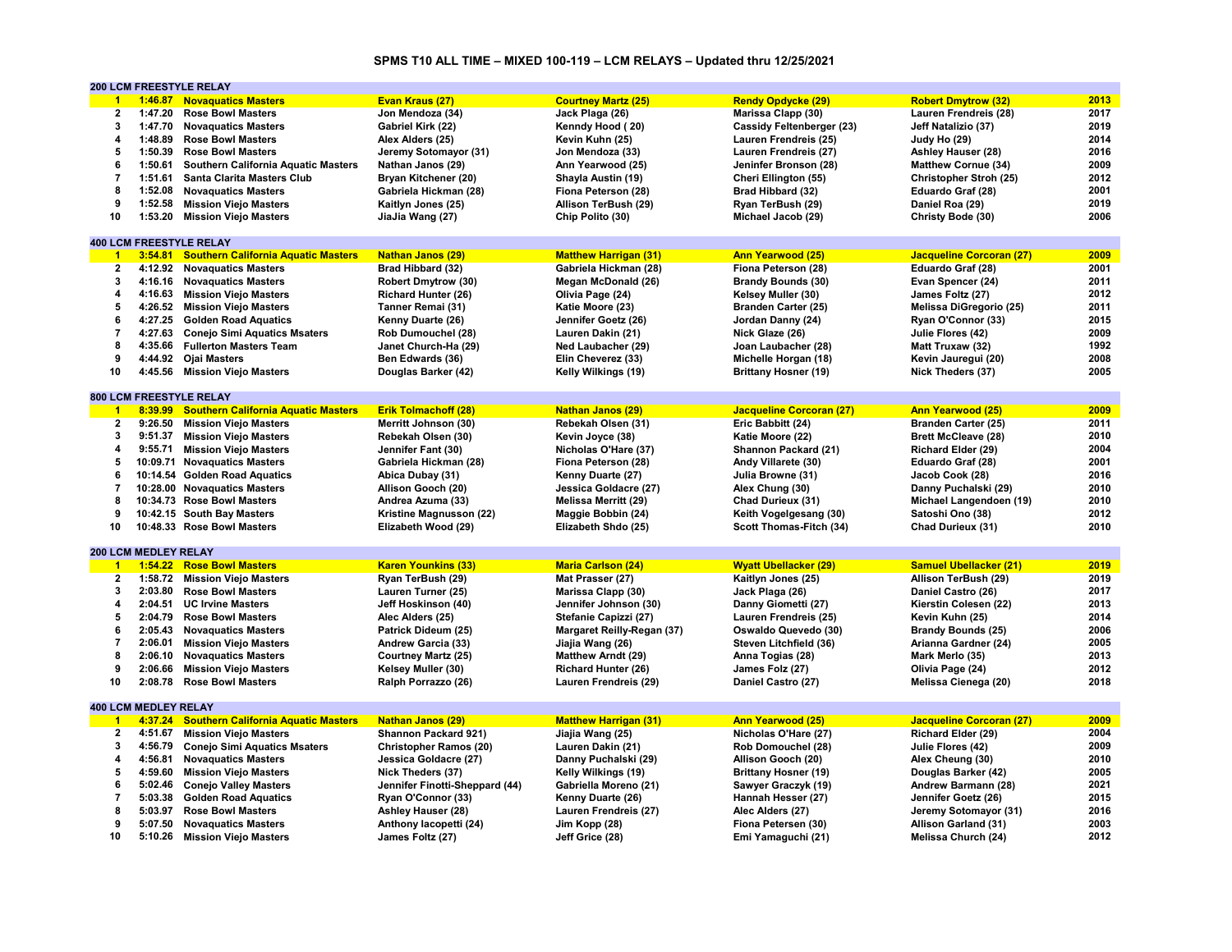# SPMS T10 ALL TIME – MIXED 100-119 – LCM RELAYS – Updated thru 12/25/2021

## 200 LCM FREESTYLE RELAY

| Rank | Time | Team | Swimmer 1 | Swimmer 2 | Swimmer 3 | Swimmer 4 | Year |
|---|---|---|---|---|---|---|---|
| 1 | 1:46.87 | Novaquatics Masters | Evan Kraus (27) | Courtney Martz (25) | Rendy Opdycke (29) | Robert Dmytrow (32) | 2013 |
| 2 | 1:47.20 | Rose Bowl Masters | Jon Mendoza (34) | Jack Plaga (26) | Marissa Clapp (30) | Lauren Frendreis (28) | 2017 |
| 3 | 1:47.70 | Novaquatics Masters | Gabriel Kirk (22) | Kenndy Hood ( 20) | Cassidy Feltenberger (23) | Jeff Natalizio (37) | 2019 |
| 4 | 1:48.89 | Rose Bowl Masters | Alex Alders (25) | Kevin Kuhn (25) | Lauren Frendreis (25) | Judy Ho (29) | 2014 |
| 5 | 1:50.39 | Rose Bowl Masters | Jeremy Sotomayor (31) | Jon Mendoza (33) | Lauren Frendreis (27) | Ashley Hauser (28) | 2016 |
| 6 | 1:50.61 | Southern California Aquatic Masters | Nathan Janos (29) | Ann Yearwood (25) | Jeninfer Bronson (28) | Matthew Cornue (34) | 2009 |
| 7 | 1:51.61 | Santa Clarita Masters Club | Bryan Kitchener (20) | Shayla Austin (19) | Cheri Ellington (55) | Christopher Stroh (25) | 2012 |
| 8 | 1:52.08 | Novaquatics Masters | Gabriela Hickman (28) | Fiona Peterson (28) | Brad Hibbard (32) | Eduardo Graf (28) | 2001 |
| 9 | 1:52.58 | Mission Viejo Masters | Kaitlyn Jones (25) | Allison TerBush (29) | Ryan TerBush (29) | Daniel Roa (29) | 2019 |
| 10 | 1:53.20 | Mission Viejo Masters | JiaJia Wang (27) | Chip Polito (30) | Michael Jacob (29) | Christy Bode (30) | 2006 |

## 400 LCM FREESTYLE RELAY

| Rank | Time | Team | Swimmer 1 | Swimmer 2 | Swimmer 3 | Swimmer 4 | Year |
|---|---|---|---|---|---|---|---|
| 1 | 3:54.81 | Southern California Aquatic Masters | Nathan Janos (29) | Matthew Harrigan (31) | Ann Yearwood (25) | Jacqueline Corcoran (27) | 2009 |
| 2 | 4:12.92 | Novaquatics Masters | Brad Hibbard (32) | Gabriela Hickman (28) | Fiona Peterson (28) | Eduardo Graf (28) | 2001 |
| 3 | 4:16.16 | Novaquatics Masters | Robert Dmytrow (30) | Megan McDonald (26) | Brandy Bounds (30) | Evan Spencer (24) | 2011 |
| 4 | 4:16.63 | Mission Viejo Masters | Richard Hunter (26) | Olivia Page (24) | Kelsey Muller (30) | James Foltz (27) | 2012 |
| 5 | 4:26.52 | Mission Viejo Masters | Tanner Remai (31) | Katie Moore (23) | Branden Carter (25) | Melissa DiGregorio (25) | 2011 |
| 6 | 4:27.25 | Golden Road Aquatics | Kenny Duarte (26) | Jennifer Goetz (26) | Jordan Danny (24) | Ryan O'Connor (33) | 2015 |
| 7 | 4:27.63 | Conejo Simi Aquatics Msaters | Rob Dumouchel (28) | Lauren Dakin (21) | Nick Glaze (26) | Julie Flores (42) | 2009 |
| 8 | 4:35.66 | Fullerton Masters Team | Janet Church-Ha (29) | Ned Laubacher (29) | Joan Laubacher (28) | Matt Truxaw (32) | 1992 |
| 9 | 4:44.92 | Ojai Masters | Ben Edwards (36) | Elin Cheverez (33) | Michelle Horgan (18) | Kevin Jauregui (20) | 2008 |
| 10 | 4:45.56 | Mission Viejo Masters | Douglas Barker (42) | Kelly Wilkings (19) | Brittany Hosner (19) | Nick Theders (37) | 2005 |

## 800 LCM FREESTYLE RELAY

| Rank | Time | Team | Swimmer 1 | Swimmer 2 | Swimmer 3 | Swimmer 4 | Year |
|---|---|---|---|---|---|---|---|
| 1 | 8:39.99 | Southern California Aquatic Masters | Erik Tolmachoff (28) | Nathan Janos (29) | Jacqueline Corcoran (27) | Ann Yearwood (25) | 2009 |
| 2 | 9:26.50 | Mission Viejo Masters | Merritt Johnson (30) | Rebekah Olsen (31) | Eric Babbitt (24) | Branden Carter (25) | 2011 |
| 3 | 9:51.37 | Mission Viejo Masters | Rebekah Olsen (30) | Kevin Joyce (38) | Katie Moore (22) | Brett McCleave (28) | 2010 |
| 4 | 9:55.71 | Mission Viejo Masters | Jennifer Fant (30) | Nicholas O'Hare (37) | Shannon Packard (21) | Richard Elder (29) | 2004 |
| 5 | 10:09.71 | Novaquatics Masters | Gabriela Hickman (28) | Fiona Peterson (28) | Andy Villarete (30) | Eduardo Graf (28) | 2001 |
| 6 | 10:14.54 | Golden Road Aquatics | Abica Dubay (31) | Kenny Duarte (27) | Julia Browne (31) | Jacob Cook (28) | 2016 |
| 7 | 10:28.00 | Novaquatics Masters | Allison Gooch (20) | Jessica Goldacre (27) | Alex Chung (30) | Danny Puchalski (29) | 2010 |
| 8 | 10:34.73 | Rose Bowl Masters | Andrea Azuma (33) | Melissa Merritt (29) | Chad Durieux (31) | Michael Langendoen (19) | 2010 |
| 9 | 10:42.15 | South Bay Masters | Kristine Magnusson (22) | Maggie Bobbin (24) | Keith Vogelgesang (30) | Satoshi Ono (38) | 2012 |
| 10 | 10:48.33 | Rose Bowl Masters | Elizabeth Wood (29) | Elizabeth Shdo (25) | Scott Thomas-Fitch (34) | Chad Durieux (31) | 2010 |

## 200 LCM MEDLEY RELAY

| Rank | Time | Team | Swimmer 1 | Swimmer 2 | Swimmer 3 | Swimmer 4 | Year |
|---|---|---|---|---|---|---|---|
| 1 | 1:54.22 | Rose Bowl Masters | Karen Younkins (33) | Maria Carlson (24) | Wyatt Ubellacker (29) | Samuel Ubellacker (21) | 2019 |
| 2 | 1:58.72 | Mission Viejo Masters | Ryan TerBush (29) | Mat Prasser (27) | Kaitlyn Jones (25) | Allison TerBush (29) | 2019 |
| 3 | 2:03.80 | Rose Bowl Masters | Lauren Turner (25) | Marissa Clapp (30) | Jack Plaga (26) | Daniel Castro (26) | 2017 |
| 4 | 2:04.51 | UC Irvine Masters | Jeff Hoskinson (40) | Jennifer Johnson (30) | Danny Giometti (27) | Kierstin Colesen (22) | 2013 |
| 5 | 2:04.79 | Rose Bowl Masters | Alec Alders (25) | Stefanie Capizzi (27) | Lauren Frendreis (25) | Kevin Kuhn (25) | 2014 |
| 6 | 2:05.43 | Novaquatics Masters | Patrick Dideum (25) | Margaret Reilly-Regan (37) | Oswaldo Quevedo (30) | Brandy Bounds (25) | 2006 |
| 7 | 2:06.01 | Mission Viejo Masters | Andrew Garcia (33) | Jiajia Wang (26) | Steven Litchfield (36) | Arianna Gardner (24) | 2005 |
| 8 | 2:06.10 | Novaquatics Masters | Courtney Martz (25) | Matthew Arndt (29) | Anna Togias (28) | Mark Merlo (35) | 2013 |
| 9 | 2:06.66 | Mission Viejo Masters | Kelsey Muller (30) | Richard Hunter (26) | James Folz (27) | Olivia Page (24) | 2012 |
| 10 | 2:08.78 | Rose Bowl Masters | Ralph Porrazzo (26) | Lauren Frendreis (29) | Daniel Castro (27) | Melissa Cienega (20) | 2018 |

## 400 LCM MEDLEY RELAY

| Rank | Time | Team | Swimmer 1 | Swimmer 2 | Swimmer 3 | Swimmer 4 | Year |
|---|---|---|---|---|---|---|---|
| 1 | 4:37.24 | Southern California Aquatic Masters | Nathan Janos (29) | Matthew Harrigan (31) | Ann Yearwood (25) | Jacqueline Corcoran (27) | 2009 |
| 2 | 4:51.67 | Mission Viejo Masters | Shannon Packard 921) | Jiajia Wang (25) | Nicholas O'Hare (27) | Richard Elder (29) | 2004 |
| 3 | 4:56.79 | Conejo Simi Aquatics Msaters | Christopher Ramos (20) | Lauren Dakin (21) | Rob Domouchel (28) | Julie Flores (42) | 2009 |
| 4 | 4:56.81 | Novaquatics Masters | Jessica Goldacre (27) | Danny Puchalski (29) | Allison Gooch (20) | Alex Cheung (30) | 2010 |
| 5 | 4:59.60 | Mission Viejo Masters | Nick Theders (37) | Kelly Wilkings (19) | Brittany Hosner (19) | Douglas Barker (42) | 2005 |
| 6 | 5:02.46 | Conejo Valley Masters | Jennifer Finotti-Sheppard (44) | Gabriella Moreno (21) | Sawyer Graczyk (19) | Andrew Barmann (28) | 2021 |
| 7 | 5:03.38 | Golden Road Aquatics | Ryan O'Connor (33) | Kenny Duarte (26) | Hannah Hesser (27) | Jennifer Goetz (26) | 2015 |
| 8 | 5:03.97 | Rose Bowl Masters | Ashley Hauser (28) | Lauren Frendreis (27) | Alec Alders (27) | Jeremy Sotomayor (31) | 2016 |
| 9 | 5:07.50 | Novaquatics Masters | Anthony Iacopetti (24) | Jim Kopp (28) | Fiona Petersen (30) | Allison Garland (31) | 2003 |
| 10 | 5:10.26 | Mission Viejo Masters | James Foltz (27) | Jeff Grice (28) | Emi Yamaguchi (21) | Melissa Church (24) | 2012 |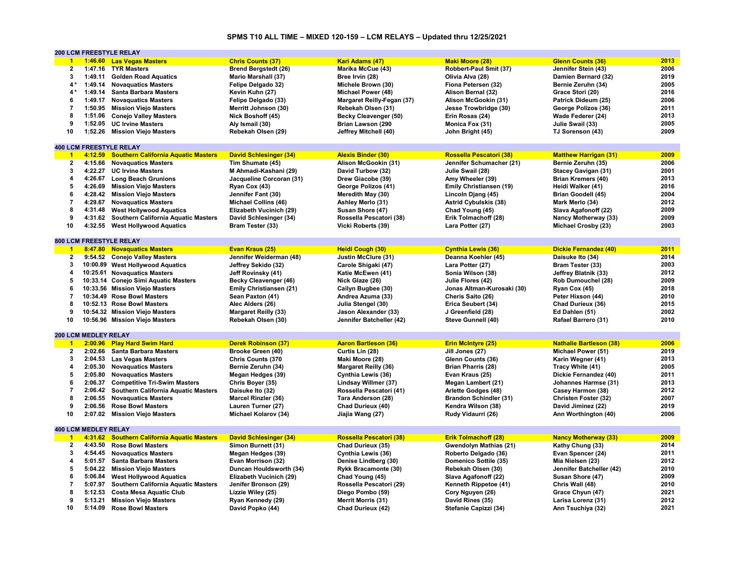## SPMS T10 ALL TIME – MIXED 120-159 – LCM RELAYS – Updated thru 12/25/2021

### 200 LCM FREESTYLE RELAY

| Rank | Time | Team | Swimmer 1 | Swimmer 2 | Swimmer 3 | Swimmer 4 | Year |
|---|---|---|---|---|---|---|---|
| 1 | 1:46.60 | Las Vegas Masters | Chris Counts (37) | Kari Adams (47) | Maki Moore (28) | Glenn Counts (36) | 2013 |
| 2 | 1:47.16 | TYR Masters | Brend Bergstedt (26) | Marika McCue (43) | Robbert-Paul Smit (37) | Jennifer Stein (43) | 2006 |
| 3 | 1:49.11 | Golden Road Aquatics | Mario Marshall (37) | Bree Irvin (28) | Olivia Alva (28) | Damien Bernard (32) | 2019 |
| 4* | 1:49.14 | Novaquatics Masters | Felipe Delgado 32) | Michele Brown (30) | Fiona Petersen (32) | Bernie Zeruhn (34) | 2005 |
| 4* | 1:49.14 | Santa Barbara Masters | Kevin Kuhn (27) | Michael Power (48) | Alison Bernal (32) | Grace Stori (20) | 2016 |
| 6 | 1:49.17 | Novaquatics Masters | Felipe Delgado (33) | Margaret Reilly-Fegan (37) | Alison McGookin (31) | Patrick Dideum (25) | 2006 |
| 7 | 1:50.95 | Mission Viejo Masters | Merritt Johnson (30) | Rebekah Olsen (31) | Jesse Trowbridge (30) | George Polizos (36) | 2011 |
| 8 | 1:51.06 | Conejo Valley Masters | Nick Boshoff (45) | Becky Cleavenger (50) | Erin Rosas (24) | Wade Federer (24) | 2013 |
| 9 | 1:52.05 | UC Irvine Masters | Aly Ismail (30) | Brian Lawson (290 | Monica Fox (31) | Julie Swail (33) | 2005 |
| 10 | 1:52.26 | Mission Viejo Masters | Rebekah Olsen (29) | Jeffrey Mitchell (40) | John Bright (45) | TJ Sorenson (43) | 2009 |

### 400 LCM FREESTYLE RELAY

| Rank | Time | Team | Swimmer 1 | Swimmer 2 | Swimmer 3 | Swimmer 4 | Year |
|---|---|---|---|---|---|---|---|
| 1 | 4:12.59 | Southern California Aquatic Masters | David Schlesinger (34) | Alexis Binder (30) | Rossella Pescatori (38) | Matthew Harrigan (31) | 2009 |
| 2 | 4:15.66 | Novaquatics Masters | Tim Shumate (45) | Alison McGookin (31) | Jennifer Schumacher (21) | Bernie Zeruhn (35) | 2006 |
| 3 | 4:22.27 | UC Irvine Masters | M Ahmadi-Kashani (29) | David Turbow (32) | Julie Swail (28) | Stacey Gavigan (31) | 2001 |
| 4 | 4:26.67 | Long Beach Grunions | Jacqueline Corcoran (31) | Drew Giacobe (39) | Amy Wheeler (39) | Brian Kremers (40) | 2013 |
| 5 | 4:26.69 | Mission Viejo Masters | Ryan Cox (43) | George Polizos (41) | Emily Christiansen (19) | Heidi Walker (41) | 2016 |
| 6 | 4:28.42 | Mission Viejo Masters | Jennifer Fant (30) | Meredith May (30) | Lincoln Djang (45) | Brian Goodell (45) | 2004 |
| 7 | 4:29.67 | Novaquatics Masters | Michael Collins (46) | Ashley Merlo (31) | Astrid Cybulskis (38) | Mark Merlo (34) | 2012 |
| 8 | 4:31.48 | West Hollywood Aquatics | Elizabeth Vucinich (29) | Susan Shore (47) | Chad Young (45) | Slava Agafonoff (22) | 2009 |
| 9 | 4:31.62 | Southern California Aquatic Masters | David Schlesinger (34) | Rossella Pescatori (38) | Erik Tolmachoff (28) | Nancy Motherway (33) | 2009 |
| 10 | 4:32.55 | West Hollywood Aquatics | Bram Tester (33) | Vicki Roberts (39) | Lara Potter (27) | Michael Crosby (23) | 2003 |

### 800 LCM FREESTYLE RELAY

| Rank | Time | Team | Swimmer 1 | Swimmer 2 | Swimmer 3 | Swimmer 4 | Year |
|---|---|---|---|---|---|---|---|
| 1 | 8:47.80 | Novaquatics Masters | Evan Kraus (25) | Heidi Cough (30) | Cynthia Lewis (36) | Dickie Fernandez (40) | 2011 |
| 2 | 9:54.52 | Conejo Valley Masters | Jennifer Weiderman (48) | Justin McClure (31) | Deanna Koehler (45) | Daisuke Ito (34) | 2014 |
| 3 | 10:00.89 | West Hollywood Aquatics | Jeffrey Sekido (32) | Carole Shigaki (47) | Lara Potter (27) | Bram Tester (33) | 2003 |
| 4 | 10:25.61 | Novaquatics Masters | Jeff Rovinsky (41) | Katie McEwen (41) | Sonia Wilson (38) | Jeffrey Blatnik (33) | 2012 |
| 5 | 10:33.14 | Conejo Simi Aquatic Masters | Becky Cleavenger (46) | Nick Glaze (26) | Julie Flores (42) | Rob Dumouchel (28) | 2009 |
| 6 | 10:33.56 | Mission Viejo Masters | Emily Christiansen (21) | Cailyn Bugbee (30) | Jonas Altman-Kurosaki (30) | Ryan Cox (45) | 2018 |
| 7 | 10:34.49 | Rose Bowl Masters | Sean Paxton (41) | Andrea Azuma (33) | Cheris Saito (26) | Peter Hixson (44) | 2010 |
| 8 | 10:52.13 | Rose Bowl Masters | Alec Alders (26) | Julia Stengel (30) | Erica Seubert (34) | Chad Durieux (36) | 2015 |
| 9 | 10:54.32 | Mission Viejo Masters | Margaret Reilly (33) | Jason Alexander (33) | J Greenfield (28) | Ed Dahlen (51) | 2002 |
| 10 | 10:56.96 | Mission Viejo Masters | Rebekah Olsen (30) | Jennifer Batcheller (42) | Steve Gunnell (40) | Rafael Barrero (31) | 2010 |

### 200 LCM MEDLEY RELAY

| Rank | Time | Team | Swimmer 1 | Swimmer 2 | Swimmer 3 | Swimmer 4 | Year |
|---|---|---|---|---|---|---|---|
| 1 | 2:00.96 | Play Hard Swim Hard | Derek Robinson (37) | Aaron Bartleson (36) | Erin McIntyre (25) | Nathalie Bartleson (38) | 2006 |
| 2 | 2:02.66 | Santa Barbara Masters | Brooke Green (40) | Curtis Lin (28) | Jill Jones (27) | Michael Power (51) | 2019 |
| 3 | 2:04.53 | Las Vegas Masters | Chris Counts (370 | Maki Moore (28) | Glenn Counts (36) | Karin Wegner (41) | 2013 |
| 4 | 2:05.30 | Novaquatics Masters | Bernie Zeruhn (34) | Margaret Reilly (36) | Brian Pharris (28) | Tracy White (41) | 2005 |
| 5 | 2:05.80 | Novaquatics Masters | Megan Hedges (39) | Cynthia Lewis (36) | Evan Kraus (25) | Dickie Fernandez (40) | 2011 |
| 6 | 2:06.37 | Competitive Tri-Swim Masters | Chris Boyer (35) | Lindsay Willmer (37) | Megan Lambert (21) | Johannes Harmse (31) | 2013 |
| 7 | 2:06.42 | Southern California Aquatic Masters | Daisuke Ito (32) | Rossella Pescatori (41) | Arlette Godges (48) | Casey Harmon (38) | 2012 |
| 8 | 2:06.55 | Novaquatics Masters | Marcel Rinzler (36) | Tara Anderson (28) | Brandon Schindler (31) | Christen Foster (32) | 2007 |
| 9 | 2:06.56 | Rose Bowl Masters | Lauren Turner (27) | Chad Durieux (40) | Kendra Wilson (38) | David Jiminez (22) | 2019 |
| 10 | 2:07.02 | Mission Viejo Masters | Michael Kolarov (34) | Jiajia Wang (27) | Rudy Vidaurri (26) | Ann Worthington (40) | 2006 |

### 400 LCM MEDLEY RELAY

| Rank | Time | Team | Swimmer 1 | Swimmer 2 | Swimmer 3 | Swimmer 4 | Year |
|---|---|---|---|---|---|---|---|
| 1 | 4:31.62 | Southern California Aquatic Masters | David Schlesinger (34) | Rossella Pescatori (38) | Erik Tolmachoff (28) | Nancy Motherway (33) | 2009 |
| 2 | 4:43.50 | Rose Bowl Masters | Simon Burnett (31) | Chad Durieux (35) | Gwendolyn Mathias (21) | Kathy Chung (33) | 2014 |
| 3 | 4:54.45 | Novaquatics Masters | Megan Hedges (39) | Cynthia Lewis (36) | Roberto Delgado (36) | Evan Spencer (24) | 2011 |
| 4 | 5:01.57 | Santa Barbara Masters | Evan Morrison (32) | Denise Lindberg (30) | Domenico Sottile (35) | Mia Nielsen (23) | 2012 |
| 5 | 5:04.22 | Mission Viejo Masters | Duncan Houldsworth (34) | Rykk Bracamonte (30) | Rebekah Olsen (30) | Jennifer Batcheller (42) | 2010 |
| 6 | 5:06.84 | West Hollywood Aquatics | Elizabeth Vucinich (29) | Chad Young (45) | Slava Agafonoff (22) | Susan Shore (47) | 2009 |
| 7 | 5:07.97 | Southern California Aquatic Masters | Jenifer Bronson (29) | Rossella Pescatori (29) | Kenneth Rippetoe (41) | Chris Wall (48) | 2010 |
| 8 | 5:12.53 | Costa Mesa Aquatic Club | Lizzie Wiley (25) | Diego Pombo (59) | Cory Nguyen (26) | Grace Chyun (47) | 2021 |
| 9 | 5:13.21 | Mission Viejo Masters | Ryan Kennedy (29) | Merrit Morris (31) | David Rines (35) | Larisa Lorenz (31) | 2012 |
| 10 | 5:14.09 | Rose Bowl Masters | David Popko (44) | Chad Durieux (42) | Stefanie Capizzi (34) | Ann Tsuchiya (32) | 2021 |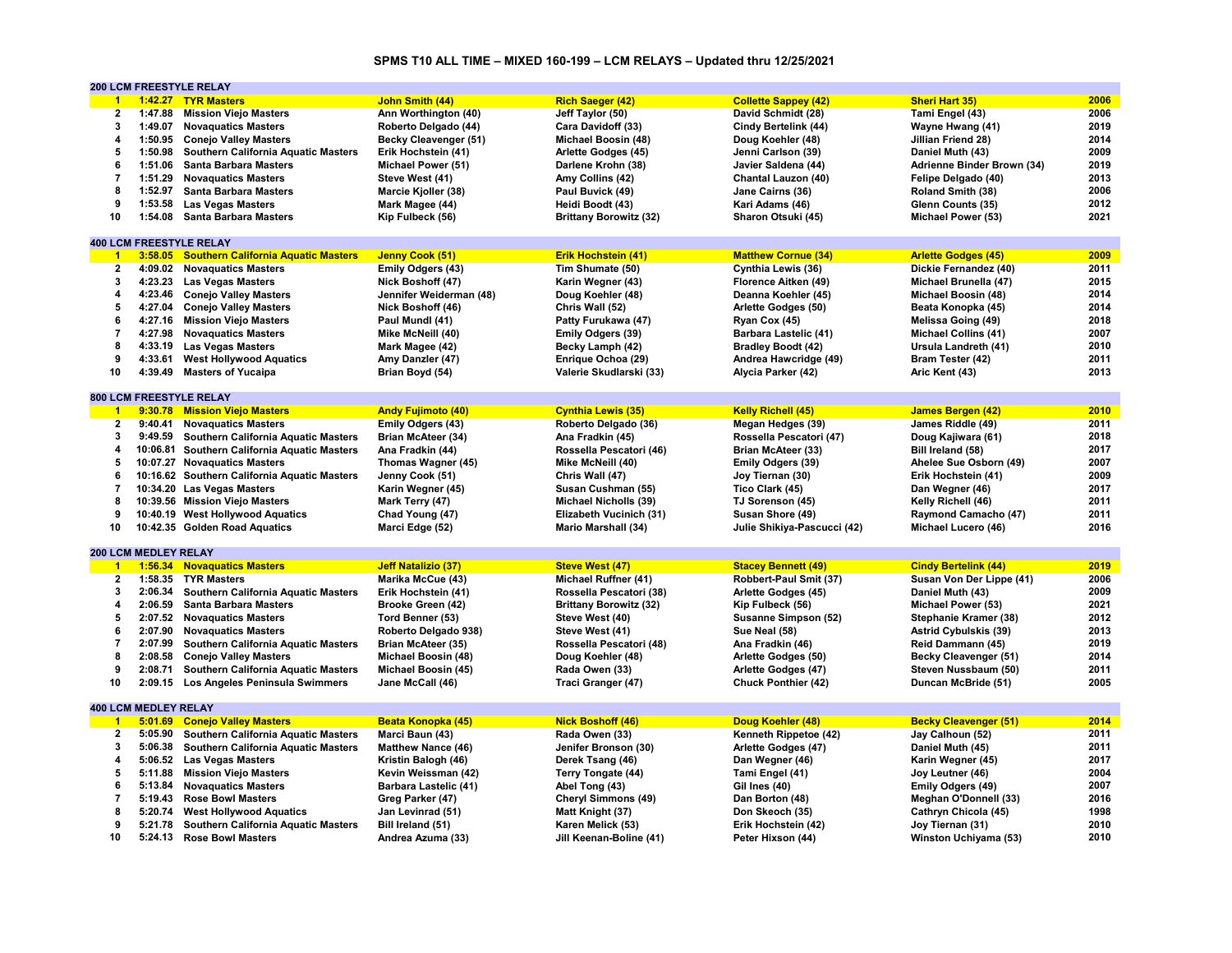# SPMS T10 ALL TIME – MIXED 160-199 – LCM RELAYS – Updated thru 12/25/2021

## 200 LCM FREESTYLE RELAY

| Rank | Time | Team | Swimmer 1 | Swimmer 2 | Swimmer 3 | Swimmer 4 | Year |
|---|---|---|---|---|---|---|---|
| 1 | 1:42.27 | TYR Masters | John Smith (44) | Rich Saeger (42) | Collette Sappey (42) | Sheri Hart 35) | 2006 |
| 2 | 1:47.88 | Mission Viejo Masters | Ann Worthington (40) | Jeff Taylor (50) | David Schmidt (28) | Tami Engel (43) | 2006 |
| 3 | 1:49.07 | Novaquatics Masters | Roberto Delgado (44) | Cara Davidoff (33) | Cindy Bertelink (44) | Wayne Hwang (41) | 2019 |
| 4 | 1:50.95 | Conejo Valley Masters | Becky Cleavenger (51) | Michael Boosin (48) | Doug Koehler (48) | Jillian Friend 28) | 2014 |
| 5 | 1:50.98 | Southern California Aquatic Masters | Erik Hochstein (41) | Arlette Godges (45) | Jenni Carlson (39) | Daniel Muth (43) | 2009 |
| 6 | 1:51.06 | Santa Barbara Masters | Michael Power (51) | Darlene Krohn (38) | Javier Saldena (44) | Adrienne Binder Brown (34) | 2019 |
| 7 | 1:51.29 | Novaquatics Masters | Steve West (41) | Amy Collins (42) | Chantal Lauzon (40) | Felipe Delgado (40) | 2013 |
| 8 | 1:52.97 | Santa Barbara Masters | Marcie Kjoller (38) | Paul Buvick (49) | Jane Cairns (36) | Roland Smith (38) | 2006 |
| 9 | 1:53.58 | Las Vegas Masters | Mark Magee (44) | Heidi Boodt (43) | Kari Adams (46) | Glenn Counts (35) | 2012 |
| 10 | 1:54.08 | Santa Barbara Masters | Kip Fulbeck (56) | Brittany Borowitz (32) | Sharon Otsuki (45) | Michael Power (53) | 2021 |

## 400 LCM FREESTYLE RELAY

| Rank | Time | Team | Swimmer 1 | Swimmer 2 | Swimmer 3 | Swimmer 4 | Year |
|---|---|---|---|---|---|---|---|
| 1 | 3:58.05 | Southern California Aquatic Masters | Jenny Cook (51) | Erik Hochstein (41) | Matthew Cornue (34) | Arlette Godges (45) | 2009 |
| 2 | 4:09.02 | Novaquatics Masters | Emily Odgers (43) | Tim Shumate (50) | Cynthia Lewis (36) | Dickie Fernandez (40) | 2011 |
| 3 | 4:23.23 | Las Vegas Masters | Nick Boshoff (47) | Karin Wegner (43) | Florence Aitken (49) | Michael Brunella (47) | 2015 |
| 4 | 4:23.46 | Conejo Valley Masters | Jennifer Weiderman (48) | Doug Koehler (48) | Deanna Koehler (45) | Michael Boosin (48) | 2014 |
| 5 | 4:27.04 | Conejo Valley Masters | Nick Boshoff (46) | Chris Wall (52) | Arlette Godges (50) | Beata Konopka (45) | 2014 |
| 6 | 4:27.16 | Mission Viejo Masters | Paul Mundl (41) | Patty Furukawa (47) | Ryan Cox (45) | Melissa Going (49) | 2018 |
| 7 | 4:27.98 | Novaquatics Masters | Mike McNeill (40) | Emily Odgers (39) | Barbara Lastelic (41) | Michael Collins (41) | 2007 |
| 8 | 4:33.19 | Las Vegas Masters | Mark Magee (42) | Becky Lamph (42) | Bradley Boodt (42) | Ursula Landreth (41) | 2010 |
| 9 | 4:33.61 | West Hollywood Aquatics | Amy Danzler (47) | Enrique Ochoa (29) | Andrea Hawcridge (49) | Bram Tester (42) | 2011 |
| 10 | 4:39.49 | Masters of Yucaipa | Brian Boyd (54) | Valerie Skudlarski (33) | Alycia Parker (42) | Aric Kent (43) | 2013 |

## 800 LCM FREESTYLE RELAY

| Rank | Time | Team | Swimmer 1 | Swimmer 2 | Swimmer 3 | Swimmer 4 | Year |
|---|---|---|---|---|---|---|---|
| 1 | 9:30.78 | Mission Viejo Masters | Andy Fujimoto (40) | Cynthia Lewis (35) | Kelly Richell (45) | James Bergen (42) | 2010 |
| 2 | 9:40.41 | Novaquatics Masters | Emily Odgers (43) | Roberto Delgado (36) | Megan Hedges (39) | James Riddle (49) | 2011 |
| 3 | 9:49.59 | Southern California Aquatic Masters | Brian McAteer (34) | Ana Fradkin (45) | Rossella Pescatori (47) | Doug Kajiwara (61) | 2018 |
| 4 | 10:06.81 | Southern California Aquatic Masters | Ana Fradkin (44) | Rossella Pescatori (46) | Brian McAteer (33) | Bill Ireland (58) | 2017 |
| 5 | 10:07.27 | Novaquatics Masters | Thomas Wagner (45) | Mike McNeill (40) | Emily Odgers (39) | Ahelee Sue Osborn (49) | 2007 |
| 6 | 10:16.62 | Southern California Aquatic Masters | Jenny Cook (51) | Chris Wall (47) | Joy Tiernan (30) | Erik Hochstein (41) | 2009 |
| 7 | 10:34.20 | Las Vegas Masters | Karin Wegner (45) | Susan Cushman (55) | Tico Clark (45) | Dan Wegner (46) | 2017 |
| 8 | 10:39.56 | Mission Viejo Masters | Mark Terry (47) | Michael Nicholls (39) | TJ Sorenson (45) | Kelly Richell (46) | 2011 |
| 9 | 10:40.19 | West Hollywood Aquatics | Chad Young (47) | Elizabeth Vucinich (31) | Susan Shore (49) | Raymond Camacho (47) | 2011 |
| 10 | 10:42.35 | Golden Road Aquatics | Marci Edge (52) | Mario Marshall (34) | Julie Shikiya-Pascucci (42) | Michael Lucero (46) | 2016 |

## 200 LCM MEDLEY RELAY

| Rank | Time | Team | Swimmer 1 | Swimmer 2 | Swimmer 3 | Swimmer 4 | Year |
|---|---|---|---|---|---|---|---|
| 1 | 1:56.34 | Novaquatics Masters | Jeff Natalizio (37) | Steve West (47) | Stacey Bennett (49) | Cindy Bertelink (44) | 2019 |
| 2 | 1:58.35 | TYR Masters | Marika McCue (43) | Michael Ruffner (41) | Robbert-Paul Smit (37) | Susan Von Der Lippe (41) | 2006 |
| 3 | 2:06.34 | Southern California Aquatic Masters | Erik Hochstein (41) | Rossella Pescatori (38) | Arlette Godges (45) | Daniel Muth (43) | 2009 |
| 4 | 2:06.59 | Santa Barbara Masters | Brooke Green (42) | Brittany Borowitz (32) | Kip Fulbeck (56) | Michael Power (53) | 2021 |
| 5 | 2:07.52 | Novaquatics Masters | Tord Benner (53) | Steve West (40) | Susanne Simpson (52) | Stephanie Kramer (38) | 2012 |
| 6 | 2:07.90 | Novaquatics Masters | Roberto Delgado 938) | Steve West (41) | Sue Neal (58) | Astrid Cybulskis (39) | 2013 |
| 7 | 2:07.99 | Southern California Aquatic Masters | Brian McAteer (35) | Rossella Pescatori (48) | Ana Fradkin (46) | Reid Dammann (45) | 2019 |
| 8 | 2:08.58 | Conejo Valley Masters | Michael Boosin (48) | Doug Koehler (48) | Arlette Godges (50) | Becky Cleavenger (51) | 2014 |
| 9 | 2:08.71 | Southern California Aquatic Masters | Michael Boosin (45) | Rada Owen (33) | Arlette Godges (47) | Steven Nussbaum (50) | 2011 |
| 10 | 2:09.15 | Los Angeles Peninsula Swimmers | Jane McCall (46) | Traci Granger (47) | Chuck Ponthier (42) | Duncan McBride (51) | 2005 |

## 400 LCM MEDLEY RELAY

| Rank | Time | Team | Swimmer 1 | Swimmer 2 | Swimmer 3 | Swimmer 4 | Year |
|---|---|---|---|---|---|---|---|
| 1 | 5:01.69 | Conejo Valley Masters | Beata Konopka (45) | Nick Boshoff (46) | Doug Koehler (48) | Becky Cleavenger (51) | 2014 |
| 2 | 5:05.90 | Southern California Aquatic Masters | Marci Baun (43) | Rada Owen (33) | Kenneth Rippetoe (42) | Jay Calhoun (52) | 2011 |
| 3 | 5:06.38 | Southern California Aquatic Masters | Matthew Nance (46) | Jenifer Bronson (30) | Arlette Godges (47) | Daniel Muth (45) | 2011 |
| 4 | 5:06.52 | Las Vegas Masters | Kristin Balogh (46) | Derek Tsang (46) | Dan Wegner (46) | Karin Wegner (45) | 2017 |
| 5 | 5:11.88 | Mission Viejo Masters | Kevin Weissman (42) | Terry Tongate (44) | Tami Engel (41) | Joy Leutner (46) | 2004 |
| 6 | 5:13.84 | Novaquatics Masters | Barbara Lastelic (41) | Abel Tong (43) | Gil Ines (40) | Emily Odgers (49) | 2007 |
| 7 | 5:19.43 | Rose Bowl Masters | Greg Parker (47) | Cheryl Simmons (49) | Dan Borton (48) | Meghan O'Donnell (33) | 2016 |
| 8 | 5:20.74 | West Hollywood Aquatics | Jan Levinrad (51) | Matt Knight (37) | Don Skeoch (35) | Cathryn Chicola (45) | 1998 |
| 9 | 5:21.78 | Southern California Aquatic Masters | Bill Ireland (51) | Karen Melick (53) | Erik Hochstein (42) | Joy Tiernan (31) | 2010 |
| 10 | 5:24.13 | Rose Bowl Masters | Andrea Azuma (33) | Jill Keenan-Boline (41) | Peter Hixson (44) | Winston Uchiyama (53) | 2010 |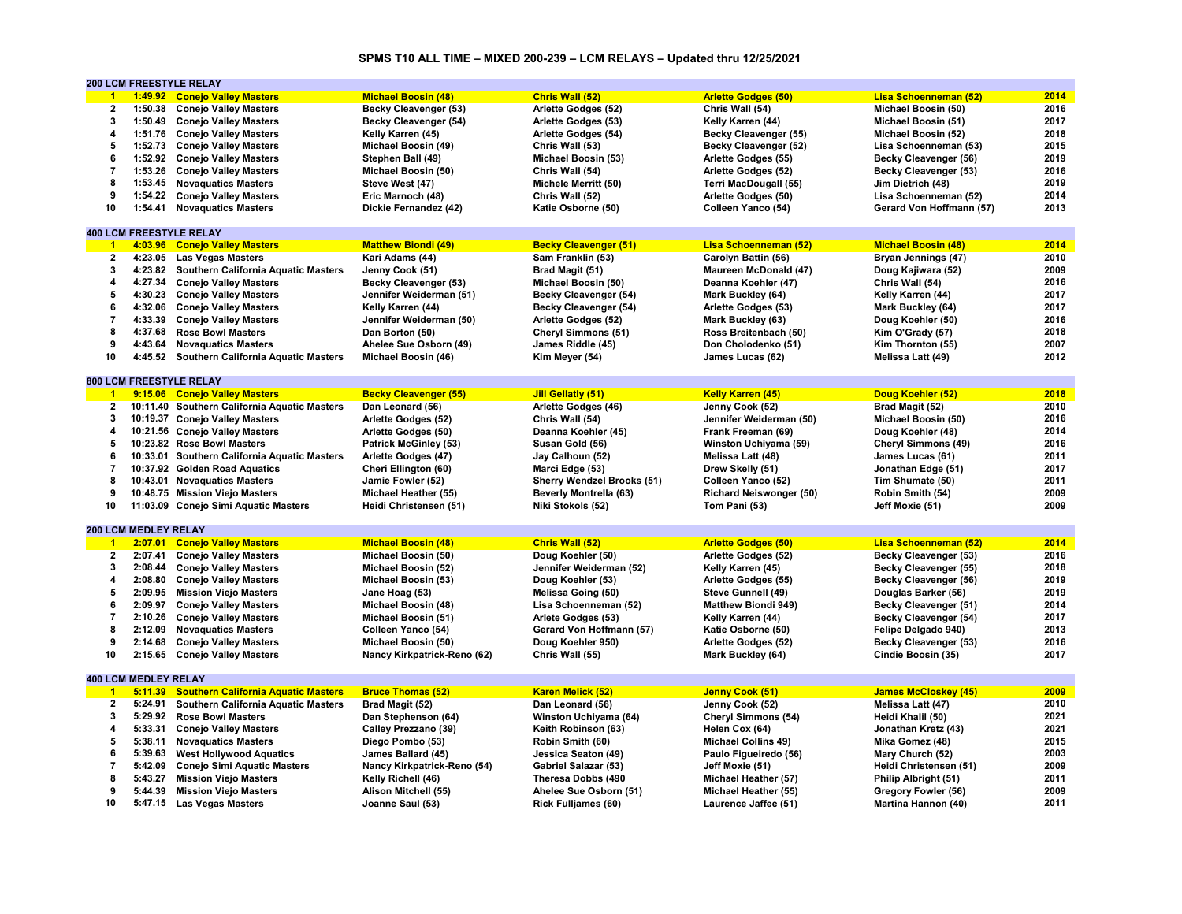# SPMS T10 ALL TIME – MIXED 200-239 – LCM RELAYS – Updated thru 12/25/2021

## 200 LCM FREESTYLE RELAY

| Rank | Time | Team | Swimmer 1 | Swimmer 2 | Swimmer 3 | Swimmer 4 | Year |
|---|---|---|---|---|---|---|---|
| 1 | 1:49.92 | Conejo Valley Masters | Michael Boosin (48) | Chris Wall (52) | Arlette Godges (50) | Lisa Schoenneman (52) | 2014 |
| 2 | 1:50.38 | Conejo Valley Masters | Becky Cleavenger (53) | Arlette Godges (52) | Chris Wall (54) | Michael Boosin (50) | 2016 |
| 3 | 1:50.49 | Conejo Valley Masters | Becky Cleavenger (54) | Arlette Godges (53) | Kelly Karren (44) | Michael Boosin (51) | 2017 |
| 4 | 1:51.76 | Conejo Valley Masters | Kelly Karren (45) | Arlette Godges (54) | Becky Cleavenger (55) | Michael Boosin (52) | 2018 |
| 5 | 1:52.73 | Conejo Valley Masters | Michael Boosin (49) | Chris Wall (53) | Becky Cleavenger (52) | Lisa Schoenneman (53) | 2015 |
| 6 | 1:52.92 | Conejo Valley Masters | Stephen Ball (49) | Michael Boosin (53) | Arlette Godges (55) | Becky Cleavenger (56) | 2019 |
| 7 | 1:53.26 | Conejo Valley Masters | Michael Boosin (50) | Chris Wall (54) | Arlette Godges (52) | Becky Cleavenger (53) | 2016 |
| 8 | 1:53.45 | Novaquatics Masters | Steve West (47) | Michele Merritt (50) | Terri MacDougall (55) | Jim Dietrich (48) | 2019 |
| 9 | 1:54.22 | Conejo Valley Masters | Eric Marnoch (48) | Chris Wall (52) | Arlette Godges (50) | Lisa Schoenneman (52) | 2014 |
| 10 | 1:54.41 | Novaquatics Masters | Dickie Fernandez (42) | Katie Osborne (50) | Colleen Yanco (54) | Gerard Von Hoffmann (57) | 2013 |

## 400 LCM FREESTYLE RELAY

| Rank | Time | Team | Swimmer 1 | Swimmer 2 | Swimmer 3 | Swimmer 4 | Year |
|---|---|---|---|---|---|---|---|
| 1 | 4:03.96 | Conejo Valley Masters | Matthew Biondi (49) | Becky Cleavenger (51) | Lisa Schoenneman (52) | Michael Boosin (48) | 2014 |
| 2 | 4:23.05 | Las Vegas Masters | Kari Adams (44) | Sam Franklin (53) | Carolyn Battin (56) | Bryan Jennings (47) | 2010 |
| 3 | 4:23.82 | Southern California Aquatic Masters | Jenny Cook (51) | Brad Magit (51) | Maureen McDonald (47) | Doug Kajiwara (52) | 2009 |
| 4 | 4:27.34 | Conejo Valley Masters | Becky Cleavenger (53) | Michael Boosin (50) | Deanna Koehler (47) | Chris Wall (54) | 2016 |
| 5 | 4:30.23 | Conejo Valley Masters | Jennifer Weiderman (51) | Becky Cleavenger (54) | Mark Buckley (64) | Kelly Karren (44) | 2017 |
| 6 | 4:32.06 | Conejo Valley Masters | Kelly Karren (44) | Becky Cleavenger (54) | Arlette Godges (53) | Mark Buckley (64) | 2017 |
| 7 | 4:33.39 | Conejo Valley Masters | Jennifer Weiderman (50) | Arlette Godges (52) | Mark Buckley (63) | Doug Koehler (50) | 2016 |
| 8 | 4:37.68 | Rose Bowl Masters | Dan Borton (50) | Cheryl Simmons (51) | Ross Breitenbach (50) | Kim O'Grady (57) | 2018 |
| 9 | 4:43.64 | Novaquatics Masters | Ahelee Sue Osborn (49) | James Riddle (45) | Don Cholodenko (51) | Kim Thornton (55) | 2007 |
| 10 | 4:45.52 | Southern California Aquatic Masters | Michael Boosin (46) | Kim Meyer (54) | James Lucas (62) | Melissa Latt (49) | 2012 |

## 800 LCM FREESTYLE RELAY

| Rank | Time | Team | Swimmer 1 | Swimmer 2 | Swimmer 3 | Swimmer 4 | Year |
|---|---|---|---|---|---|---|---|
| 1 | 9:15.06 | Conejo Valley Masters | Becky Cleavenger (55) | Jill Gellatly (51) | Kelly Karren (45) | Doug Koehler (52) | 2018 |
| 2 | 10:11.40 | Southern California Aquatic Masters | Dan Leonard (56) | Arlette Godges (46) | Jenny Cook (52) | Brad Magit (52) | 2010 |
| 3 | 10:19.37 | Conejo Valley Masters | Arlette Godges (52) | Chris Wall (54) | Jennifer Weiderman (50) | Michael Boosin (50) | 2016 |
| 4 | 10:21.56 | Conejo Valley Masters | Arlette Godges (50) | Deanna Koehler (45) | Frank Freeman (69) | Doug Koehler (48) | 2014 |
| 5 | 10:23.82 | Rose Bowl Masters | Patrick McGinley (53) | Susan Gold (56) | Winston Uchiyama (59) | Cheryl Simmons (49) | 2016 |
| 6 | 10:33.01 | Southern California Aquatic Masters | Arlette Godges (47) | Jay Calhoun (52) | Melissa Latt (48) | James Lucas (61) | 2011 |
| 7 | 10:37.92 | Golden Road Aquatics | Cheri Ellington (60) | Marci Edge (53) | Drew Skelly (51) | Jonathan Edge (51) | 2017 |
| 8 | 10:43.01 | Novaquatics Masters | Jamie Fowler (52) | Sherry Wendzel Brooks (51) | Colleen Yanco (52) | Tim Shumate (50) | 2011 |
| 9 | 10:48.75 | Mission Viejo Masters | Michael Heather (55) | Beverly Montrella (63) | Richard Neiswonger (50) | Robin Smith (54) | 2009 |
| 10 | 11:03.09 | Conejo Simi Aquatic Masters | Heidi Christensen (51) | Niki Stokols (52) | Tom Pani (53) | Jeff Moxie (51) | 2009 |

## 200 LCM MEDLEY RELAY

| Rank | Time | Team | Swimmer 1 | Swimmer 2 | Swimmer 3 | Swimmer 4 | Year |
|---|---|---|---|---|---|---|---|
| 1 | 2:07.01 | Conejo Valley Masters | Michael Boosin (48) | Chris Wall (52) | Arlette Godges (50) | Lisa Schoenneman (52) | 2014 |
| 2 | 2:07.41 | Conejo Valley Masters | Michael Boosin (50) | Doug Koehler (50) | Arlette Godges (52) | Becky Cleavenger (53) | 2016 |
| 3 | 2:08.44 | Conejo Valley Masters | Michael Boosin (52) | Jennifer Weiderman (52) | Kelly Karren (45) | Becky Cleavenger (55) | 2018 |
| 4 | 2:08.80 | Conejo Valley Masters | Michael Boosin (53) | Doug Koehler (53) | Arlette Godges (55) | Becky Cleavenger (56) | 2019 |
| 5 | 2:09.95 | Mission Viejo Masters | Jane Hoag (53) | Melissa Going (50) | Steve Gunnell (49) | Douglas Barker (56) | 2019 |
| 6 | 2:09.97 | Conejo Valley Masters | Michael Boosin (48) | Lisa Schoenneman (52) | Matthew Biondi 949) | Becky Cleavenger (51) | 2014 |
| 7 | 2:10.26 | Conejo Valley Masters | Michael Boosin (51) | Arlete Godges (53) | Kelly Karren (44) | Becky Cleavenger (54) | 2017 |
| 8 | 2:12.09 | Novaquatics Masters | Colleen Yanco (54) | Gerard Von Hoffmann (57) | Katie Osborne (50) | Felipe Delgado 940) | 2013 |
| 9 | 2:14.68 | Conejo Valley Masters | Michael Boosin (50) | Doug Koehler 950) | Arlette Godges (52) | Becky Cleavenger (53) | 2016 |
| 10 | 2:15.65 | Conejo Valley Masters | Nancy Kirkpatrick-Reno (62) | Chris Wall (55) | Mark Buckley (64) | Cindie Boosin (35) | 2017 |

## 400 LCM MEDLEY RELAY

| Rank | Time | Team | Swimmer 1 | Swimmer 2 | Swimmer 3 | Swimmer 4 | Year |
|---|---|---|---|---|---|---|---|
| 1 | 5:11.39 | Southern California Aquatic Masters | Bruce Thomas (52) | Karen Melick (52) | Jenny Cook (51) | James McCloskey (45) | 2009 |
| 2 | 5:24.91 | Southern California Aquatic Masters | Brad Magit (52) | Dan Leonard (56) | Jenny Cook (52) | Melissa Latt (47) | 2010 |
| 3 | 5:29.92 | Rose Bowl Masters | Dan Stephenson (64) | Winston Uchiyama (64) | Cheryl Simmons (54) | Heidi Khalil (50) | 2021 |
| 4 | 5:33.31 | Conejo Valley Masters | Calley Prezzano (39) | Keith Robinson (63) | Helen Cox (64) | Jonathan Kretz (43) | 2021 |
| 5 | 5:38.11 | Novaquatics Masters | Diego Pombo (53) | Robin Smith (60) | Michael Collins 49) | Mika Gomez (48) | 2015 |
| 6 | 5:39.63 | West Hollywood Aquatics | James Ballard (45) | Jessica Seaton (49) | Paulo Figueiredo (56) | Mary Church (52) | 2003 |
| 7 | 5:42.09 | Conejo Simi Aquatic Masters | Nancy Kirkpatrick-Reno (54) | Gabriel Salazar (53) | Jeff Moxie (51) | Heidi Christensen (51) | 2009 |
| 8 | 5:43.27 | Mission Viejo Masters | Kelly Richell (46) | Theresa Dobbs (490 | Michael Heather (57) | Philip Albright (51) | 2011 |
| 9 | 5:44.39 | Mission Viejo Masters | Alison Mitchell (55) | Ahelee Sue Osborn (51) | Michael Heather (55) | Gregory Fowler (56) | 2009 |
| 10 | 5:47.15 | Las Vegas Masters | Joanne Saul (53) | Rick Fulljames (60) | Laurence Jaffee (51) | Martina Hannon (40) | 2011 |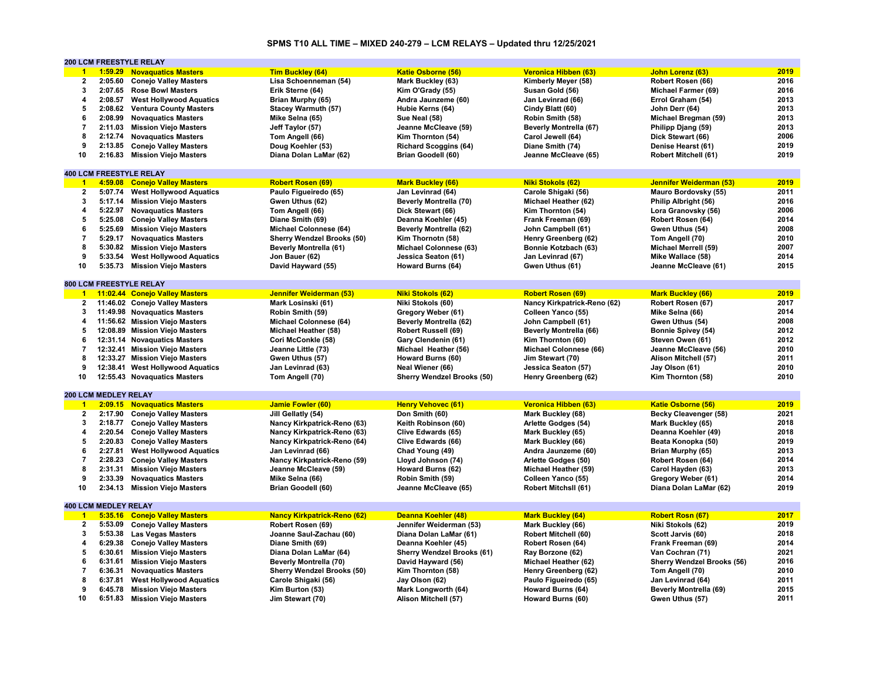# SPMS T10 ALL TIME – MIXED 240-279 – LCM RELAYS – Updated thru 12/25/2021

## 200 LCM FREESTYLE RELAY

| Rank | Time | Team | Swimmer 1 | Swimmer 2 | Swimmer 3 | Swimmer 4 | Year |
|---|---|---|---|---|---|---|---|
| 1 | 1:59.29 | Novaquatics Masters | Tim Buckley (64) | Katie Osborne (56) | Veronica Hibben (63) | John Lorenz (63) | 2019 |
| 2 | 2:05.60 | Conejo Valley Masters | Lisa Schoenneman (54) | Mark Buckley (63) | Kimberly Meyer (58) | Robert Rosen (66) | 2016 |
| 3 | 2:07.65 | Rose Bowl Masters | Erik Sterne (64) | Kim O'Grady (55) | Susan Gold (56) | Michael Farmer (69) | 2016 |
| 4 | 2:08.57 | West Hollywood Aquatics | Brian Murphy (65) | Andra Jaunzeme (60) | Jan Levinrad (66) | Errol Graham (54) | 2013 |
| 5 | 2:08.62 | Ventura County Masters | Stacey Warmuth (57) | Hubie Kerns (64) | Cindy Blatt (60) | John Derr (64) | 2013 |
| 6 | 2:08.99 | Novaquatics Masters | Mike Selna (65) | Sue Neal (58) | Robin Smith (58) | Michael Bregman (59) | 2013 |
| 7 | 2:11.03 | Mission Viejo Masters | Jeff Taylor (57) | Jeanne McCleave (59) | Beverly Montrella (67) | Philipp Djang (59) | 2013 |
| 8 | 2:12.74 | Novaquatics Masters | Tom Angell (66) | Kim Thornton (54) | Carol Jewell (64) | Dick Stewart (66) | 2006 |
| 9 | 2:13.85 | Conejo Valley Masters | Doug Koehler (53) | Richard Scoggins (64) | Diane Smith (74) | Denise Hearst (61) | 2019 |
| 10 | 2:16.83 | Mission Viejo Masters | Diana Dolan LaMar (62) | Brian Goodell (60) | Jeanne McCleave (65) | Robert Mitchell (61) | 2019 |

## 400 LCM FREESTYLE RELAY

| Rank | Time | Team | Swimmer 1 | Swimmer 2 | Swimmer 3 | Swimmer 4 | Year |
|---|---|---|---|---|---|---|---|
| 1 | 4:59.08 | Conejo Valley Masters | Robert Rosen (69) | Mark Buckley (66) | Niki Stokols (62) | Jennifer Weiderman (53) | 2019 |
| 2 | 5:07.74 | West Hollywood Aquatics | Paulo Figueiredo (65) | Jan Levinrad (64) | Carole Shigaki (56) | Mauro Bordovsky (55) | 2011 |
| 3 | 5:17.14 | Mission Viejo Masters | Gwen Uthus (62) | Beverly Montrella (70) | Michael Heather (62) | Philip Albright (56) | 2016 |
| 4 | 5:22.97 | Novaquatics Masters | Tom Angell (66) | Dick Stewart (66) | Kim Thornton (54) | Lora Granovsky (56) | 2006 |
| 5 | 5:25.08 | Conejo Valley Masters | Diane Smith (69) | Deanna Koehler (45) | Frank Freeman (69) | Robert Rosen (64) | 2014 |
| 6 | 5:25.69 | Mission Viejo Masters | Michael Colonnese (64) | Beverly Montrella (62) | John Campbell (61) | Gwen Uthus (54) | 2008 |
| 7 | 5:29.17 | Novaquatics Masters | Sherry Wendzel Brooks (50) | Kim Thornotn (58) | Henry Greenberg (62) | Tom Angell (70) | 2010 |
| 8 | 5:30.82 | Mission Viejo Masters | Beverly Montrella (61) | Michael Colonnese (63) | Bonnie Kotzbach (63) | Michael Merrell (59) | 2007 |
| 9 | 5:33.54 | West Hollywood Aquatics | Jon Bauer (62) | Jessica Seaton (61) | Jan Levinrad (67) | Mike Wallace (58) | 2014 |
| 10 | 5:35.73 | Mission Viejo Masters | David Hayward (55) | Howard Burns (64) | Gwen Uthus (61) | Jeanne McCleave (61) | 2015 |

## 800 LCM FREESTYLE RELAY

| Rank | Time | Team | Swimmer 1 | Swimmer 2 | Swimmer 3 | Swimmer 4 | Year |
|---|---|---|---|---|---|---|---|
| 1 | 11:02.44 | Conejo Valley Masters | Jennifer Weiderman (53) | Niki Stokols (62) | Robert Rosen (69) | Mark Buckley (66) | 2019 |
| 2 | 11:46.02 | Conejo Valley Masters | Mark Losinski (61) | Niki Stokols (60) | Nancy Kirkpatrick-Reno (62) | Robert Rosen (67) | 2017 |
| 3 | 11:49.98 | Novaquatics Masters | Robin Smith (59) | Gregory Weber (61) | Colleen Yanco (55) | Mike Selna (66) | 2014 |
| 4 | 11:56.62 | Mission Viejo Masters | Michael Colonnese (64) | Beverly Montrella (62) | John Campbell (61) | Gwen Uthus (54) | 2008 |
| 5 | 12:08.89 | Mission Viejo Masters | Michael Heather (58) | Robert Russell (69) | Beverly Montrella (66) | Bonnie Spivey (54) | 2012 |
| 6 | 12:31.14 | Novaquatics Masters | Cori McConkle (58) | Gary Clendenin (61) | Kim Thornton (60) | Steven Owen (61) | 2012 |
| 7 | 12:32.41 | Mission Viejo Masters | Jeanne Little (73) | Michael Heather (56) | Michael Colonnese (66) | Jeanne McCleave (56) | 2010 |
| 8 | 12:33.27 | Mission Viejo Masters | Gwen Uthus (57) | Howard Burns (60) | Jim Stewart (70) | Alison Mitchell (57) | 2011 |
| 9 | 12:38.41 | West Hollywood Aquatics | Jan Levinrad (63) | Neal Wiener (66) | Jessica Seaton (57) | Jay Olson (61) | 2010 |
| 10 | 12:55.43 | Novaquatics Masters | Tom Angell (70) | Sherry Wendzel Brooks (50) | Henry Greenberg (62) | Kim Thornton (58) | 2010 |

## 200 LCM MEDLEY RELAY

| Rank | Time | Team | Swimmer 1 | Swimmer 2 | Swimmer 3 | Swimmer 4 | Year |
|---|---|---|---|---|---|---|---|
| 1 | 2:09.15 | Novaquatics Masters | Jamie Fowler (60) | Henry Vehovec (61) | Veronica Hibben (63) | Katie Osborne (56) | 2019 |
| 2 | 2:17.90 | Conejo Valley Masters | Jill Gellatly (54) | Don Smith (60) | Mark Buckley (68) | Becky Cleavenger (58) | 2021 |
| 3 | 2:18.77 | Conejo Valley Masters | Nancy Kirkpatrick-Reno (63) | Keith Robinson (60) | Arlette Godges (54) | Mark Buckley (65) | 2018 |
| 4 | 2:20.54 | Conejo Valley Masters | Nancy Kirkpatrick-Reno (63) | Clive Edwards (65) | Mark Buckley (65) | Deanna Koehler (49) | 2018 |
| 5 | 2:20.83 | Conejo Valley Masters | Nancy Kirkpatrick-Reno (64) | Clive Edwards (66) | Mark Buckley (66) | Beata Konopka (50) | 2019 |
| 6 | 2:27.81 | West Hollywood Aquatics | Jan Levinrad (66) | Chad Young (49) | Andra Jaunzeme (60) | Brian Murphy (65) | 2013 |
| 7 | 2:28.23 | Conejo Valley Masters | Nancy Kirkpatrick-Reno (59) | Lloyd Johnson (74) | Arlette Godges (50) | Robert Rosen (64) | 2014 |
| 8 | 2:31.31 | Mission Viejo Masters | Jeanne McCleave (59) | Howard Burns (62) | Michael Heather (59) | Carol Hayden (63) | 2013 |
| 9 | 2:33.39 | Novaquatics Masters | Mike Selna (66) | Robin Smith (59) | Colleen Yanco (55) | Gregory Weber (61) | 2014 |
| 10 | 2:34.13 | Mission Viejo Masters | Brian Goodell (60) | Jeanne McCleave (65) | Robert Mitchsll (61) | Diana Dolan LaMar (62) | 2019 |

## 400 LCM MEDLEY RELAY

| Rank | Time | Team | Swimmer 1 | Swimmer 2 | Swimmer 3 | Swimmer 4 | Year |
|---|---|---|---|---|---|---|---|
| 1 | 5:35.16 | Conejo Valley Masters | Nancy Kirkpatrick-Reno (62) | Deanna Koehler (48) | Mark Buckley (64) | Robert Rosn (67) | 2017 |
| 2 | 5:53.09 | Conejo Valley Masters | Robert Rosen (69) | Jennifer Weiderman (53) | Mark Buckley (66) | Niki Stokols (62) | 2019 |
| 3 | 5:53.38 | Las Vegas Masters | Joanne Saul-Zachau (60) | Diana Dolan LaMar (61) | Robert Mitchell (60) | Scott Jarvis (60) | 2018 |
| 4 | 6:29.38 | Conejo Valley Masters | Diane Smith (69) | Deanna Koehler (45) | Robert Rosen (64) | Frank Freeman (69) | 2014 |
| 5 | 6:30.61 | Mission Viejo Masters | Diana Dolan LaMar (64) | Sherry Wendzel Brooks (61) | Ray Borzone (62) | Van Cochran (71) | 2021 |
| 6 | 6:31.61 | Mission Viejo Masters | Beverly Montrella (70) | David Hayward (56) | Michael Heather (62) | Sherry Wendzel Brooks (56) | 2016 |
| 7 | 6:36.31 | Novaquatics Masters | Sherry Wendzel Brooks (50) | Kim Thornton (58) | Henry Greenberg (62) | Tom Angell (70) | 2010 |
| 8 | 6:37.81 | West Hollywood Aquatics | Carole Shigaki (56) | Jay Olson (62) | Paulo Figueiredo (65) | Jan Levinrad (64) | 2011 |
| 9 | 6:45.78 | Mission Viejo Masters | Kim Burton (53) | Mark Longworth (64) | Howard Burns (64) | Beverly Montrella (69) | 2015 |
| 10 | 6:51.83 | Mission Viejo Masters | Jim Stewart (70) | Alison Mitchell (57) | Howard Burns (60) | Gwen Uthus (57) | 2011 |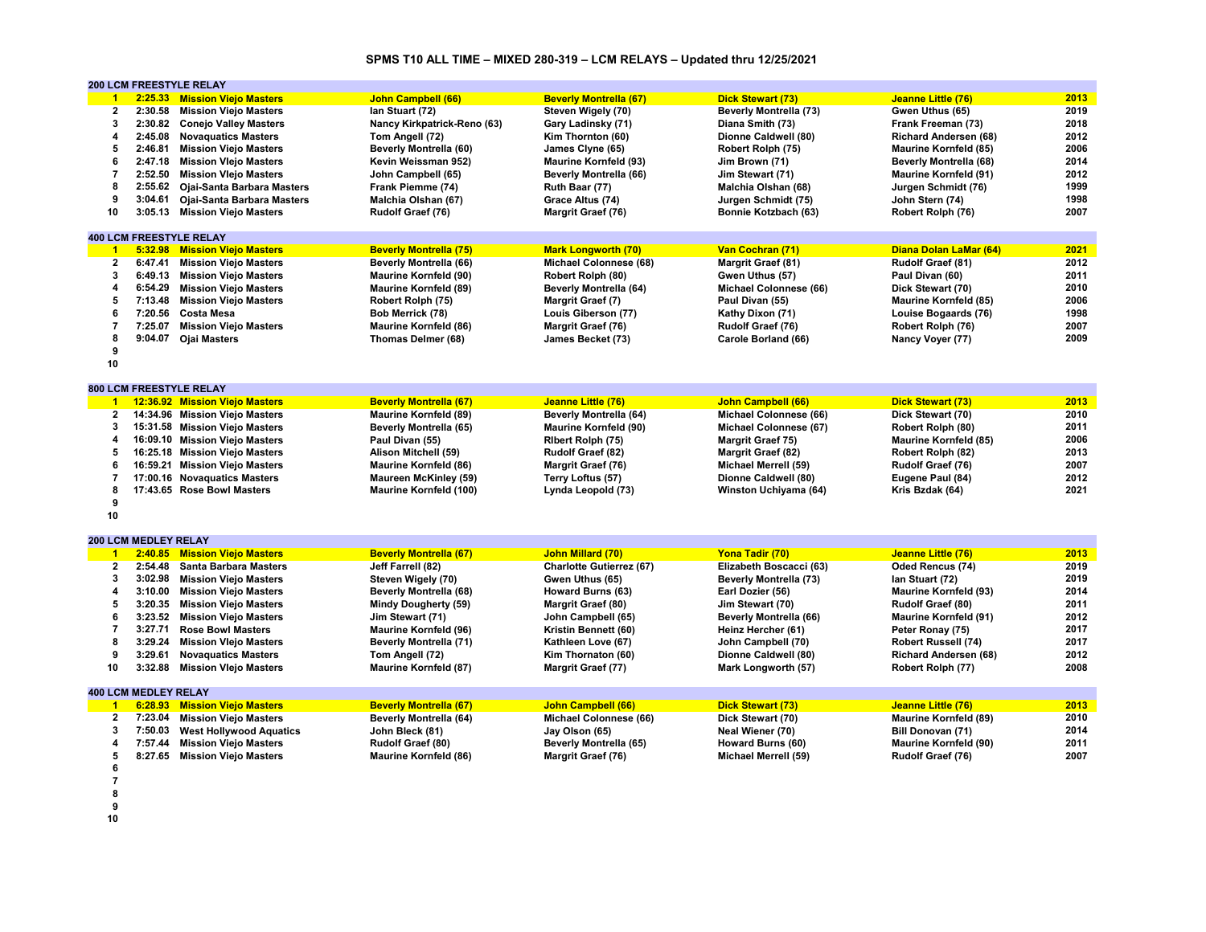# SPMS T10 ALL TIME – MIXED 280-319 – LCM RELAYS – Updated thru 12/25/2021

## 200 LCM FREESTYLE RELAY

| | Time | Team | Swimmer 1 | Swimmer 2 | Swimmer 3 | Swimmer 4 | Year |
|---|---|---|---|---|---|---|---|
| 1 | 2:25.33 | Mission Viejo Masters | John Campbell (66) | Beverly Montrella (67) | Dick Stewart (73) | Jeanne Little (76) | 2013 |
| 2 | 2:30.58 | Mission Viejo Masters | Ian Stuart (72) | Steven Wigely (70) | Beverly Montrella (73) | Gwen Uthus (65) | 2019 |
| 3 | 2:30.82 | Conejo Valley Masters | Nancy Kirkpatrick-Reno (63) | Gary Ladinsky (71) | Diana Smith (73) | Frank Freeman (73) | 2018 |
| 4 | 2:45.08 | Novaquatics Masters | Tom Angell (72) | Kim Thornton (60) | Dionne Caldwell (80) | Richard Andersen (68) | 2012 |
| 5 | 2:46.81 | Mission Viejo Masters | Beverly Montrella (60) | James Clyne (65) | Robert Rolph (75) | Maurine Kornfeld (85) | 2006 |
| 6 | 2:47.18 | Mission Viejo Masters | Kevin Weissman 952) | Maurine Kornfeld (93) | Jim Brown (71) | Beverly Montrella (68) | 2014 |
| 7 | 2:52.50 | Mission Viejo Masters | John Campbell (65) | Beverly Montrella (66) | Jim Stewart (71) | Maurine Kornfeld (91) | 2012 |
| 8 | 2:55.62 | Ojai-Santa Barbara Masters | Frank Piemme (74) | Ruth Baar (77) | Malchia Olshan (68) | Jurgen Schmidt (76) | 1999 |
| 9 | 3:04.61 | Ojai-Santa Barbara Masters | Malchia Olshan (67) | Grace Altus (74) | Jurgen Schmidt (75) | John Stern (74) | 1998 |
| 10 | 3:05.13 | Mission Viejo Masters | Rudolf Graef (76) | Margrit Graef (76) | Bonnie Kotzbach (63) | Robert Rolph (76) | 2007 |

## 400 LCM FREESTYLE RELAY

| | Time | Team | Swimmer 1 | Swimmer 2 | Swimmer 3 | Swimmer 4 | Year |
|---|---|---|---|---|---|---|---|
| 1 | 5:32.98 | Mission Viejo Masters | Beverly Montrella (75) | Mark Longworth (70) | Van Cochran (71) | Diana Dolan LaMar (64) | 2021 |
| 2 | 6:47.41 | Mission Viejo Masters | Beverly Montrella (66) | Michael Colonnese (68) | Margrit Graef (81) | Rudolf Graef (81) | 2012 |
| 3 | 6:49.13 | Mission Viejo Masters | Maurine Kornfeld (90) | Robert Rolph (80) | Gwen Uthus (57) | Paul Divan (60) | 2011 |
| 4 | 6:54.29 | Mission Viejo Masters | Maurine Kornfeld (89) | Beverly Montrella (64) | Michael Colonnese (66) | Dick Stewart (70) | 2010 |
| 5 | 7:13.48 | Mission Viejo Masters | Robert Rolph (75) | Margrit Graef (7) | Paul Divan (55) | Maurine Kornfeld (85) | 2006 |
| 6 | 7:20.56 | Costa Mesa | Bob Merrick (78) | Louis Giberson (77) | Kathy Dixon (71) | Louise Bogaards (76) | 1998 |
| 7 | 7:25.07 | Mission Viejo Masters | Maurine Kornfeld (86) | Margrit Graef (76) | Rudolf Graef (76) | Robert Rolph (76) | 2007 |
| 8 | 9:04.07 | Ojai Masters | Thomas Delmer (68) | James Becket (73) | Carole Borland (66) | Nancy Voyer (77) | 2009 |
| 9 | | | | | | | |
| 10 | | | | | | | |

## 800 LCM FREESTYLE RELAY

| | Time | Team | Swimmer 1 | Swimmer 2 | Swimmer 3 | Swimmer 4 | Year |
|---|---|---|---|---|---|---|---|
| 1 | 12:36.92 | Mission Viejo Masters | Beverly Montrella (67) | Jeanne Little (76) | John Campbell (66) | Dick Stewart (73) | 2013 |
| 2 | 14:34.96 | Mission Viejo Masters | Maurine Kornfeld (89) | Beverly Montrella (64) | Michael Colonnese (66) | Dick Stewart (70) | 2010 |
| 3 | 15:31.58 | Mission Viejo Masters | Beverly Montrella (65) | Maurine Kornfeld (90) | Michael Colonnese (67) | Robert Rolph (80) | 2011 |
| 4 | 16:09.10 | Mission Viejo Masters | Paul Divan (55) | RIbert Rolph (75) | Margrit Graef 75) | Maurine Kornfeld (85) | 2006 |
| 5 | 16:25.18 | Mission Viejo Masters | Alison Mitchell (59) | Rudolf Graef (82) | Margrit Graef (82) | Robert Rolph (82) | 2013 |
| 6 | 16:59.21 | Mission Viejo Masters | Maurine Kornfeld (86) | Margrit Graef (76) | Michael Merrell (59) | Rudolf Graef (76) | 2007 |
| 7 | 17:00.16 | Novaquatics Masters | Maureen McKinley (59) | Terry Loftus (57) | Dionne Caldwell (80) | Eugene Paul (84) | 2012 |
| 8 | 17:43.65 | Rose Bowl Masters | Maurine Kornfeld (100) | Lynda Leopold (73) | Winston Uchiyama (64) | Kris Bzdak (64) | 2021 |
| 9 | | | | | | | |
| 10 | | | | | | | |

## 200 LCM MEDLEY RELAY

| | Time | Team | Swimmer 1 | Swimmer 2 | Swimmer 3 | Swimmer 4 | Year |
|---|---|---|---|---|---|---|---|
| 1 | 2:40.85 | Mission Viejo Masters | Beverly Montrella (67) | John Millard (70) | Yona Tadir (70) | Jeanne Little (76) | 2013 |
| 2 | 2:54.48 | Santa Barbara Masters | Jeff Farrell (82) | Charlotte Gutierrez (67) | Elizabeth Boscacci (63) | Oded Rencus (74) | 2019 |
| 3 | 3:02.98 | Mission Viejo Masters | Steven Wigely (70) | Gwen Uthus (65) | Beverly Montrella (73) | Ian Stuart (72) | 2019 |
| 4 | 3:10.00 | Mission Viejo Masters | Beverly Montrella (68) | Howard Burns (63) | Earl Dozier (56) | Maurine Kornfeld (93) | 2014 |
| 5 | 3:20.35 | Mission Viejo Masters | Mindy Dougherty (59) | Margrit Graef (80) | Jim Stewart (70) | Rudolf Graef (80) | 2011 |
| 6 | 3:23.52 | Mission Viejo Masters | Jim Stewart (71) | John Campbell (65) | Beverly Montrella (66) | Maurine Kornfeld (91) | 2012 |
| 7 | 3:27.71 | Rose Bowl Masters | Maurine Kornfeld (96) | Kristin Bennett (60) | Heinz Hercher (61) | Peter Ronay (75) | 2017 |
| 8 | 3:29.24 | Mission Viejo Masters | Beverly Montrella (71) | Kathleen Love (67) | John Campbell (70) | Robert Russell (74) | 2017 |
| 9 | 3:29.61 | Novaquatics Masters | Tom Angell (72) | Kim Thornaton (60) | Dionne Caldwell (80) | Richard Andersen (68) | 2012 |
| 10 | 3:32.88 | Mission Viejo Masters | Maurine Kornfeld (87) | Margrit Graef (77) | Mark Longworth (57) | Robert Rolph (77) | 2008 |

## 400 LCM MEDLEY RELAY

| | Time | Team | Swimmer 1 | Swimmer 2 | Swimmer 3 | Swimmer 4 | Year |
|---|---|---|---|---|---|---|---|
| 1 | 6:28.93 | Mission Viejo Masters | Beverly Montrella (67) | John Campbell (66) | Dick Stewart (73) | Jeanne Little (76) | 2013 |
| 2 | 7:23.04 | Mission Viejo Masters | Beverly Montrella (64) | Michael Colonnese (66) | Dick Stewart (70) | Maurine Kornfeld (89) | 2010 |
| 3 | 7:50.03 | West Hollywood Aquatics | John Bleck (81) | Jay Olson (65) | Neal Wiener (70) | Bill Donovan (71) | 2014 |
| 4 | 7:57.44 | Mission Viejo Masters | Rudolf Graef (80) | Beverly Montrella (65) | Howard Burns (60) | Maurine Kornfeld (90) | 2011 |
| 5 | 8:27.65 | Mission Viejo Masters | Maurine Kornfeld (86) | Margrit Graef (76) | Michael Merrell (59) | Rudolf Graef (76) | 2007 |
| 6 | | | | | | | |
| 7 | | | | | | | |
| 8 | | | | | | | |
| 9 | | | | | | | |
| 10 | | | | | | | |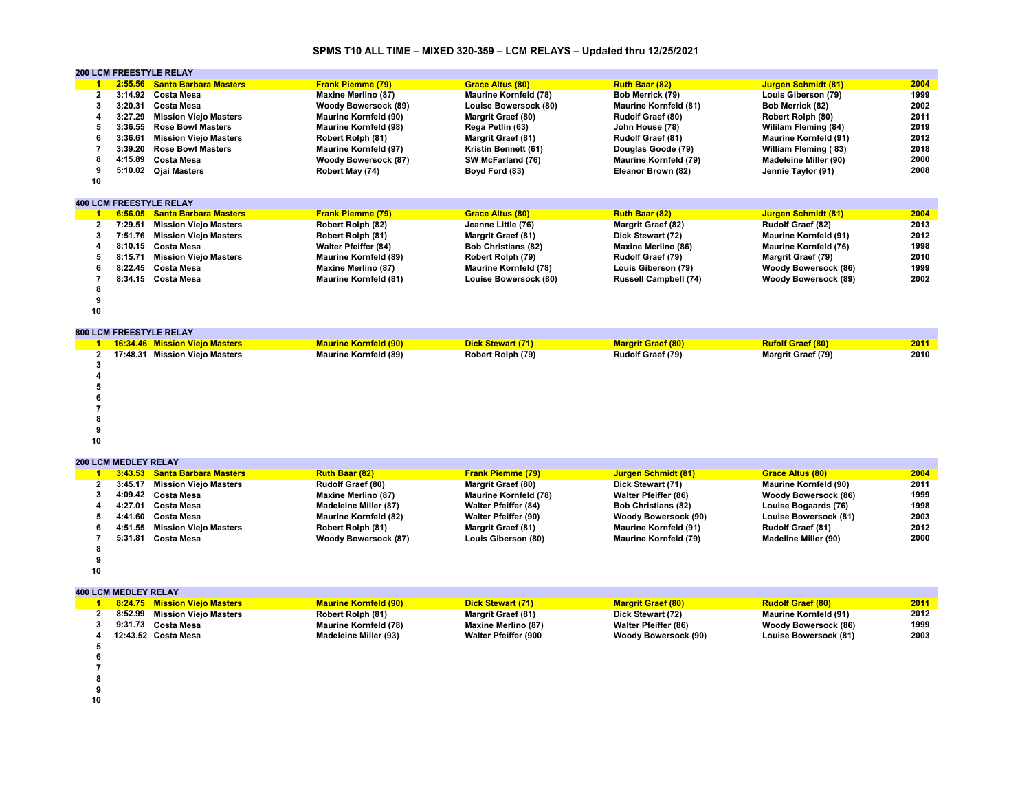# SPMS T10 ALL TIME – MIXED 320-359 – LCM RELAYS – Updated thru 12/25/2021

## 200 LCM FREESTYLE RELAY

| Rank | Time | Team | Swimmer 1 | Swimmer 2 | Swimmer 3 | Swimmer 4 | Year |
|---|---|---|---|---|---|---|---|
| 1 | 2:55.56 | Santa Barbara Masters | Frank Piemme (79) | Grace Altus (80) | Ruth Baar (82) | Jurgen Schmidt (81) | 2004 |
| 2 | 3:14.92 | Costa Mesa | Maxine Merlino (87) | Maurine Kornfeld (78) | Bob Merrick (79) | Louis Giberson (79) | 1999 |
| 3 | 3:20.31 | Costa Mesa | Woody Bowersock (89) | Louise Bowersock (80) | Maurine Kornfeld (81) | Bob Merrick (82) | 2002 |
| 4 | 3:27.29 | Mission Viejo Masters | Maurine Kornfeld (90) | Margrit Graef (80) | Rudolf Graef (80) | Robert Rolph (80) | 2011 |
| 5 | 3:36.55 | Rose Bowl Masters | Maurine Kornfeld (98) | Rega Petlin (63) | John House (78) | Wililam Fleming (84) | 2019 |
| 6 | 3:36.61 | Mission Viejo Masters | Robert Rolph (81) | Margrit Graef (81) | Rudolf Graef (81) | Maurine Kornfeld (91) | 2012 |
| 7 | 3:39.20 | Rose Bowl Masters | Maurine Kornfeld (97) | Kristin Bennett (61) | Douglas Goode (79) | William Fleming ( 83) | 2018 |
| 8 | 4:15.89 | Costa Mesa | Woody Bowersock (87) | SW McFarland (76) | Maurine Kornfeld (79) | Madeleine Miller (90) | 2000 |
| 9 | 5:10.02 | Ojai Masters | Robert May (74) | Boyd Ford (83) | Eleanor Brown (82) | Jennie Taylor (91) | 2008 |
| 10 | | | | | | | |

## 400 LCM FREESTYLE RELAY

| Rank | Time | Team | Swimmer 1 | Swimmer 2 | Swimmer 3 | Swimmer 4 | Year |
|---|---|---|---|---|---|---|---|
| 1 | 6:56.05 | Santa Barbara Masters | Frank Piemme (79) | Grace Altus (80) | Ruth Baar (82) | Jurgen Schmidt (81) | 2004 |
| 2 | 7:29.51 | Mission Viejo Masters | Robert Rolph (82) | Jeanne Little (76) | Margrit Graef (82) | Rudolf Graef (82) | 2013 |
| 3 | 7:51.76 | Mission Viejo Masters | Robert Rolph (81) | Margrit Graef (81) | Dick Stewart (72) | Maurine Kornfeld (91) | 2012 |
| 4 | 8:10.15 | Costa Mesa | Walter Pfeiffer (84) | Bob Christians (82) | Maxine Merlino (86) | Maurine Kornfeld (76) | 1998 |
| 5 | 8:15.71 | Mission Viejo Masters | Maurine Kornfeld (89) | Robert Rolph (79) | Rudolf Graef (79) | Margrit Graef (79) | 2010 |
| 6 | 8:22.45 | Costa Mesa | Maxine Merlino (87) | Maurine Kornfeld (78) | Louis Giberson (79) | Woody Bowersock (86) | 1999 |
| 7 | 8:34.15 | Costa Mesa | Maurine Kornfeld (81) | Louise Bowersock (80) | Russell Campbell (74) | Woody Bowersock (89) | 2002 |
| 8 | | | | | | | |
| 9 | | | | | | | |
| 10 | | | | | | | |

## 800 LCM FREESTYLE RELAY

| Rank | Time | Team | Swimmer 1 | Swimmer 2 | Swimmer 3 | Swimmer 4 | Year |
|---|---|---|---|---|---|---|---|
| 1 | 16:34.46 | Mission Viejo Masters | Maurine Kornfeld (90) | Dick Stewart (71) | Margrit Graef (80) | Rufolf Graef (80) | 2011 |
| 2 | 17:48.31 | Mission Viejo Masters | Maurine Kornfeld (89) | Robert Rolph (79) | Rudolf Graef (79) | Margrit Graef (79) | 2010 |
| 3 | | | | | | | |
| 4 | | | | | | | |
| 5 | | | | | | | |
| 6 | | | | | | | |
| 7 | | | | | | | |
| 8 | | | | | | | |
| 9 | | | | | | | |
| 10 | | | | | | | |

## 200 LCM MEDLEY RELAY

| Rank | Time | Team | Swimmer 1 | Swimmer 2 | Swimmer 3 | Swimmer 4 | Year |
|---|---|---|---|---|---|---|---|
| 1 | 3:43.53 | Santa Barbara Masters | Ruth Baar (82) | Frank Piemme (79) | Jurgen Schmidt (81) | Grace Altus (80) | 2004 |
| 2 | 3:45.17 | Mission Viejo Masters | Rudolf Graef (80) | Margrit Graef (80) | Dick Stewart (71) | Maurine Kornfeld (90) | 2011 |
| 3 | 4:09.42 | Costa Mesa | Maxine Merlino (87) | Maurine Kornfeld (78) | Walter Pfeiffer (86) | Woody Bowersock (86) | 1999 |
| 4 | 4:27.01 | Costa Mesa | Madeleine Miller (87) | Walter Pfeiffer (84) | Bob Christians (82) | Louise Bogaards (76) | 1998 |
| 5 | 4:41.60 | Costa Mesa | Maurine Kornfeld (82) | Walter Pfeiffer (90) | Woody Bowersock (90) | Louise Bowersock (81) | 2003 |
| 6 | 4:51.55 | Mission Viejo Masters | Robert Rolph (81) | Margrit Graef (81) | Maurine Kornfeld (91) | Rudolf Graef (81) | 2012 |
| 7 | 5:31.81 | Costa Mesa | Woody Bowersock (87) | Louis Giberson (80) | Maurine Kornfeld (79) | Madeline Miller (90) | 2000 |
| 8 | | | | | | | |
| 9 | | | | | | | |
| 10 | | | | | | | |

## 400 LCM MEDLEY RELAY

| Rank | Time | Team | Swimmer 1 | Swimmer 2 | Swimmer 3 | Swimmer 4 | Year |
|---|---|---|---|---|---|---|---|
| 1 | 8:24.75 | Mission Viejo Masters | Maurine Kornfeld (90) | Dick Stewart (71) | Margrit Graef (80) | Rudolf Graef (80) | 2011 |
| 2 | 8:52.99 | Mission Viejo Masters | Robert Rolph (81) | Margrit Graef (81) | Dick Stewart (72) | Maurine Kornfeld (91) | 2012 |
| 3 | 9:31.73 | Costa Mesa | Maurine Kornfeld (78) | Maxine Merlino (87) | Walter Pfeiffer (86) | Woody Bowersock (86) | 1999 |
| 4 | 12:43.52 | Costa Mesa | Madeleine Miller (93) | Walter Pfeiffer (900 | Woody Bowersock (90) | Louise Bowersock (81) | 2003 |
| 5 | | | | | | | |
| 6 | | | | | | | |
| 7 | | | | | | | |
| 8 | | | | | | | |
| 9 | | | | | | | |
| 10 | | | | | | | |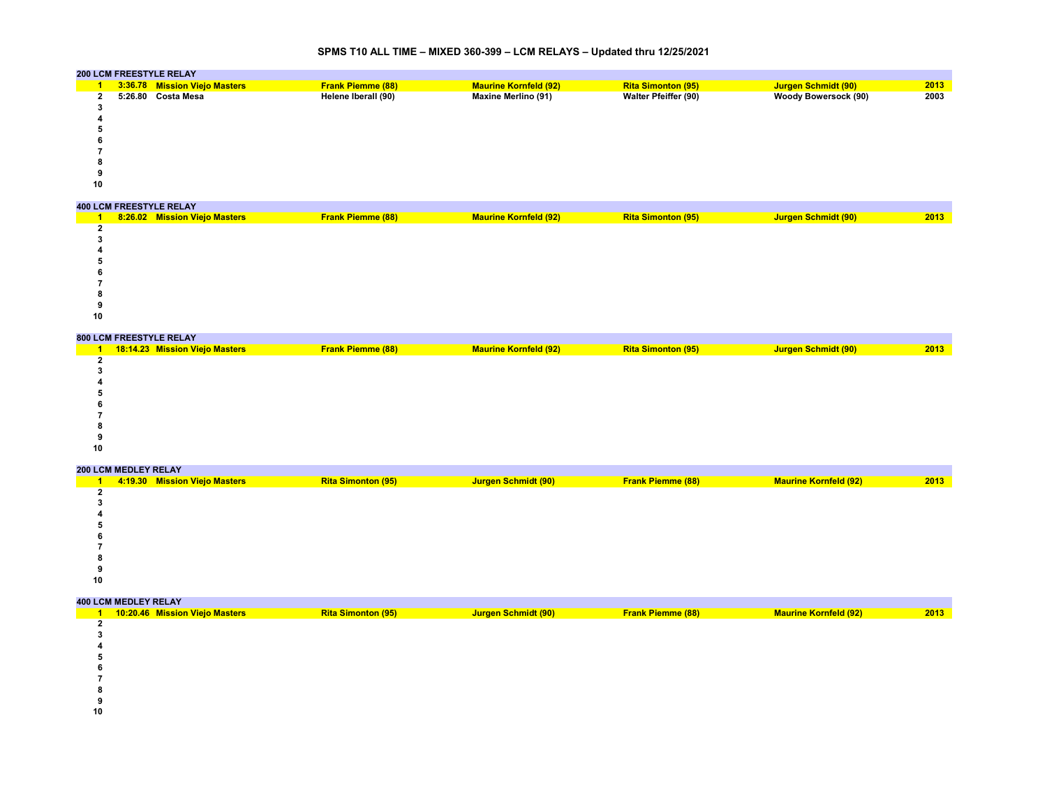# SPMS T10 ALL TIME – MIXED 360-399 – LCM RELAYS – Updated thru 12/25/2021

## 200 LCM FREESTYLE RELAY

| | | | | | | | |
|---|---|---|---|---|---|---|---|
| 1 | 3:36.78 | Mission Viejo Masters | Frank Piemme (88) | Maurine Kornfeld (92) | Rita Simonton (95) | Jurgen Schmidt (90) | 2013 |
| 2 | 5:26.80 | Costa Mesa | Helene Iberall (90) | Maxine Merlino (91) | Walter Pfeiffer (90) | Woody Bowersock (90) | 2003 |
| 3 | | | | | | | |
| 4 | | | | | | | |
| 5 | | | | | | | |
| 6 | | | | | | | |
| 7 | | | | | | | |
| 8 | | | | | | | |
| 9 | | | | | | | |
| 10 | | | | | | | |

## 400 LCM FREESTYLE RELAY

| | | | | | | | |
|---|---|---|---|---|---|---|---|
| 1 | 8:26.02 | Mission Viejo Masters | Frank Piemme (88) | Maurine Kornfeld (92) | Rita Simonton (95) | Jurgen Schmidt (90) | 2013 |
| 2 | | | | | | | |
| 3 | | | | | | | |
| 4 | | | | | | | |
| 5 | | | | | | | |
| 6 | | | | | | | |
| 7 | | | | | | | |
| 8 | | | | | | | |
| 9 | | | | | | | |
| 10 | | | | | | | |

## 800 LCM FREESTYLE RELAY

| | | | | | | | |
|---|---|---|---|---|---|---|---|
| 1 | 18:14.23 | Mission Viejo Masters | Frank Piemme (88) | Maurine Kornfeld (92) | Rita Simonton (95) | Jurgen Schmidt (90) | 2013 |
| 2 | | | | | | | |
| 3 | | | | | | | |
| 4 | | | | | | | |
| 5 | | | | | | | |
| 6 | | | | | | | |
| 7 | | | | | | | |
| 8 | | | | | | | |
| 9 | | | | | | | |
| 10 | | | | | | | |

## 200 LCM MEDLEY RELAY

| | | | | | | | |
|---|---|---|---|---|---|---|---|
| 1 | 4:19.30 | Mission Viejo Masters | Rita Simonton (95) | Jurgen Schmidt (90) | Frank Piemme (88) | Maurine Kornfeld (92) | 2013 |
| 2 | | | | | | | |
| 3 | | | | | | | |
| 4 | | | | | | | |
| 5 | | | | | | | |
| 6 | | | | | | | |
| 7 | | | | | | | |
| 8 | | | | | | | |
| 9 | | | | | | | |
| 10 | | | | | | | |

## 400 LCM MEDLEY RELAY

| | | | | | | | |
|---|---|---|---|---|---|---|---|
| 1 | 10:20.46 | Mission Viejo Masters | Rita Simonton (95) | Jurgen Schmidt (90) | Frank Piemme (88) | Maurine Kornfeld (92) | 2013 |
| 2 | | | | | | | |
| 3 | | | | | | | |
| 4 | | | | | | | |
| 5 | | | | | | | |
| 6 | | | | | | | |
| 7 | | | | | | | |
| 8 | | | | | | | |
| 9 | | | | | | | |
| 10 | | | | | | | |